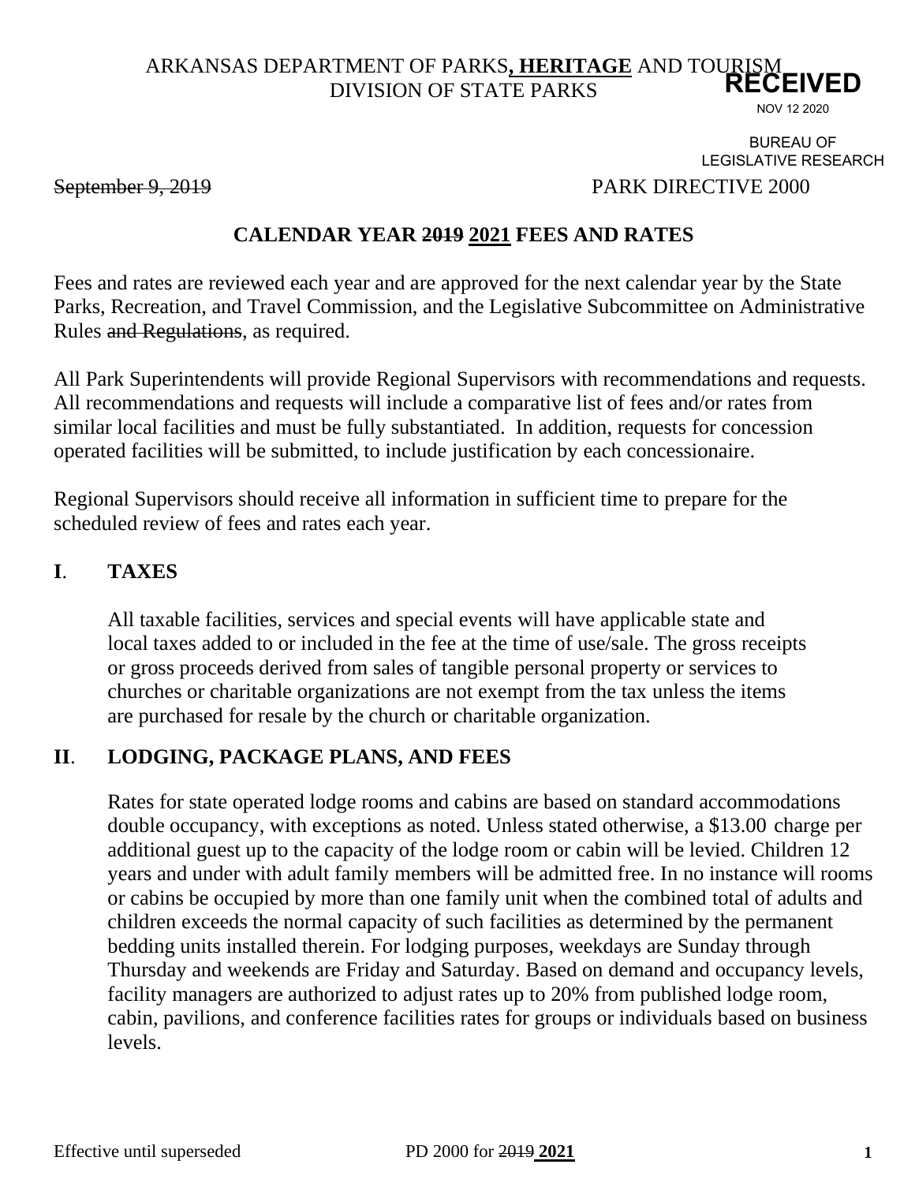ARKANSAS DEPARTMENT OF PARKS**, HERITAGE** AND TOURISM
DIVISION OF STATE PARKS

**RECEIVED**
NOV 12 2020
BUREAU OF LEGISLATIVE RESEARCH

~~September 9, 2019~~ PARK DIRECTIVE 2000

## CALENDAR YEAR ~~2019~~ 2021 FEES AND RATES

Fees and rates are reviewed each year and are approved for the next calendar year by the State Parks, Recreation, and Travel Commission, and the Legislative Subcommittee on Administrative Rules ~~and Regulations~~, as required.

All Park Superintendents will provide Regional Supervisors with recommendations and requests. All recommendations and requests will include a comparative list of fees and/or rates from similar local facilities and must be fully substantiated. In addition, requests for concession operated facilities will be submitted, to include justification by each concessionaire.

Regional Supervisors should receive all information in sufficient time to prepare for the scheduled review of fees and rates each year.

### I. TAXES

All taxable facilities, services and special events will have applicable state and local taxes added to or included in the fee at the time of use/sale. The gross receipts or gross proceeds derived from sales of tangible personal property or services to churches or charitable organizations are not exempt from the tax unless the items are purchased for resale by the church or charitable organization.

### II. LODGING, PACKAGE PLANS, AND FEES

Rates for state operated lodge rooms and cabins are based on standard accommodations double occupancy, with exceptions as noted. Unless stated otherwise, a $13.00 charge per additional guest up to the capacity of the lodge room or cabin will be levied. Children 12 years and under with adult family members will be admitted free. In no instance will rooms or cabins be occupied by more than one family unit when the combined total of adults and children exceeds the normal capacity of such facilities as determined by the permanent bedding units installed therein. For lodging purposes, weekdays are Sunday through Thursday and weekends are Friday and Saturday. Based on demand and occupancy levels, facility managers are authorized to adjust rates up to 20% from published lodge room, cabin, pavilions, and conference facilities rates for groups or individuals based on business levels.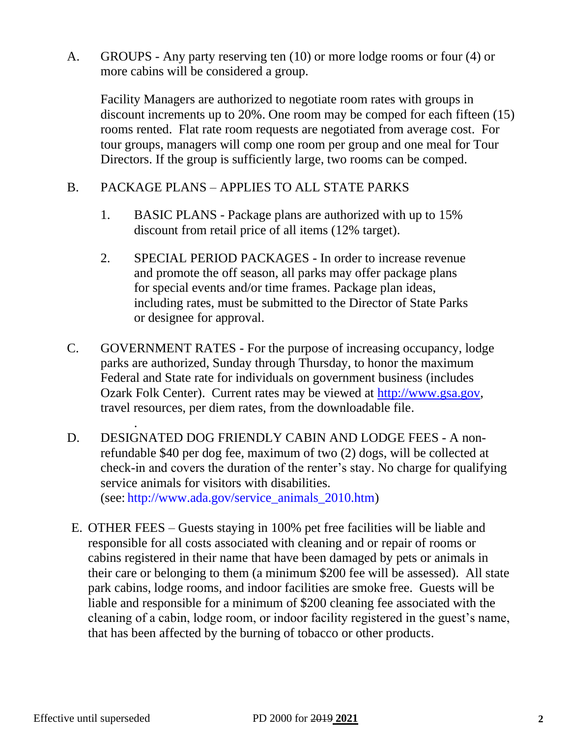A. GROUPS - Any party reserving ten (10) or more lodge rooms or four (4) or more cabins will be considered a group.

   Facility Managers are authorized to negotiate room rates with groups in discount increments up to 20%. One room may be comped for each fifteen (15) rooms rented. Flat rate room requests are negotiated from average cost. For tour groups, managers will comp one room per group and one meal for Tour Directors. If the group is sufficiently large, two rooms can be comped.

B. PACKAGE PLANS – APPLIES TO ALL STATE PARKS

   1. BASIC PLANS - Package plans are authorized with up to 15% discount from retail price of all items (12% target).

   2. SPECIAL PERIOD PACKAGES - In order to increase revenue and promote the off season, all parks may offer package plans for special events and/or time frames. Package plan ideas, including rates, must be submitted to the Director of State Parks or designee for approval.

C. GOVERNMENT RATES - For the purpose of increasing occupancy, lodge parks are authorized, Sunday through Thursday, to honor the maximum Federal and State rate for individuals on government business (includes Ozark Folk Center). Current rates may be viewed at http://www.gsa.gov, travel resources, per diem rates, from the downloadable file.

D. DESIGNATED DOG FRIENDLY CABIN AND LODGE FEES - A non-refundable $40 per dog fee, maximum of two (2) dogs, will be collected at check-in and covers the duration of the renter's stay. No charge for qualifying service animals for visitors with disabilities. (see: http://www.ada.gov/service_animals_2010.htm)

E. OTHER FEES – Guests staying in 100% pet free facilities will be liable and responsible for all costs associated with cleaning and or repair of rooms or cabins registered in their name that have been damaged by pets or animals in their care or belonging to them (a minimum $200 fee will be assessed). All state park cabins, lodge rooms, and indoor facilities are smoke free. Guests will be liable and responsible for a minimum of $200 cleaning fee associated with the cleaning of a cabin, lodge room, or indoor facility registered in the guest's name, that has been affected by the burning of tobacco or other products.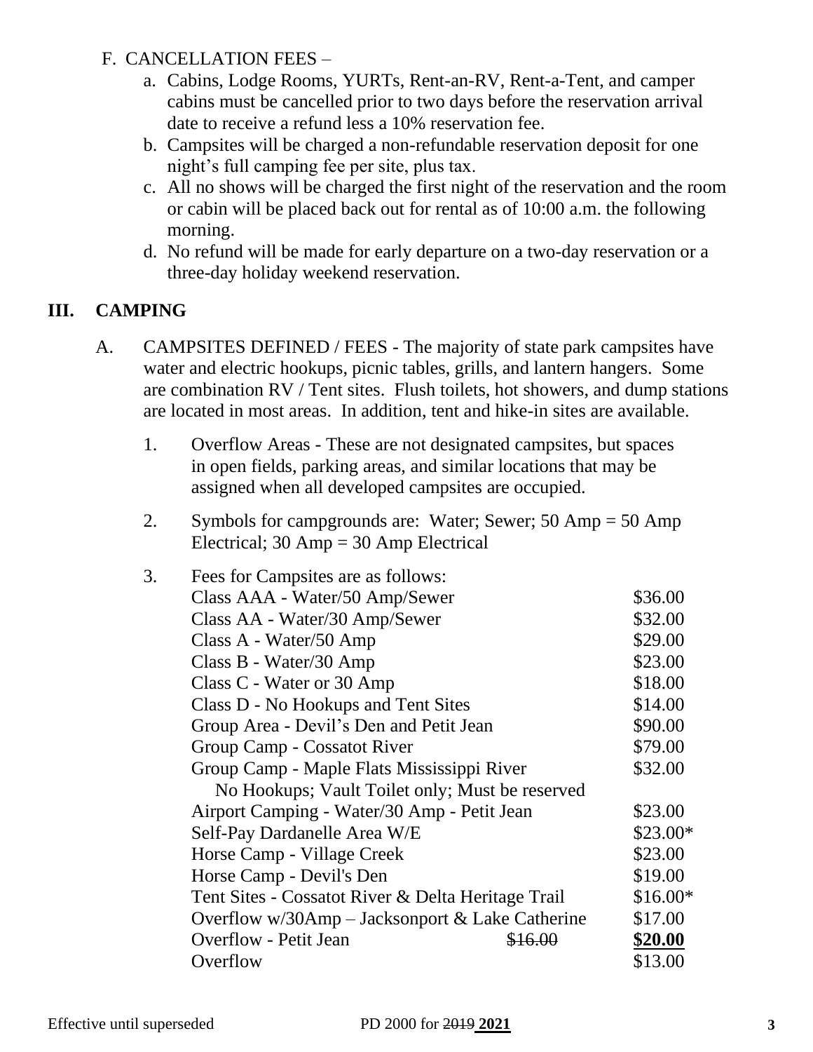F. CANCELLATION FEES –

   a. Cabins, Lodge Rooms, YURTs, Rent-an-RV, Rent-a-Tent, and camper cabins must be cancelled prior to two days before the reservation arrival date to receive a refund less a 10% reservation fee.
   b. Campsites will be charged a non-refundable reservation deposit for one night's full camping fee per site, plus tax.
   c. All no shows will be charged the first night of the reservation and the room or cabin will be placed back out for rental as of 10:00 a.m. the following morning.
   d. No refund will be made for early departure on a two-day reservation or a three-day holiday weekend reservation.

## III. CAMPING

A. CAMPSITES DEFINED / FEES - The majority of state park campsites have water and electric hookups, picnic tables, grills, and lantern hangers. Some are combination RV / Tent sites. Flush toilets, hot showers, and dump stations are located in most areas. In addition, tent and hike-in sites are available.

1. Overflow Areas - These are not designated campsites, but spaces in open fields, parking areas, and similar locations that may be assigned when all developed campsites are occupied.

2. Symbols for campgrounds are: Water; Sewer; 50 Amp = 50 Amp Electrical; 30 Amp = 30 Amp Electrical

3. Fees for Campsites are as follows:

| | | |
|---|---|---|
| Class AAA - Water/50 Amp/Sewer | | $36.00 |
| Class AA - Water/30 Amp/Sewer | | $32.00 |
| Class A - Water/50 Amp | | $29.00 |
| Class B - Water/30 Amp | | $23.00 |
| Class C - Water or 30 Amp | | $18.00 |
| Class D - No Hookups and Tent Sites | | $14.00 |
| Group Area - Devil's Den and Petit Jean | | $90.00 |
| Group Camp - Cossatot River | | $79.00 |
| Group Camp - Maple Flats Mississippi River<br>No Hookups; Vault Toilet only; Must be reserved | | $32.00 |
| Airport Camping - Water/30 Amp - Petit Jean | | $23.00 |
| Self-Pay Dardanelle Area W/E | | $23.00* |
| Horse Camp - Village Creek | | $23.00 |
| Horse Camp - Devil's Den | | $19.00 |
| Tent Sites - Cossatot River & Delta Heritage Trail | | $16.00* |
| Overflow w/30Amp – Jacksonport & Lake Catherine | | $17.00 |
| Overflow - Petit Jean | ~~$16.00~~ | **$20.00** |
| Overflow | | $13.00 |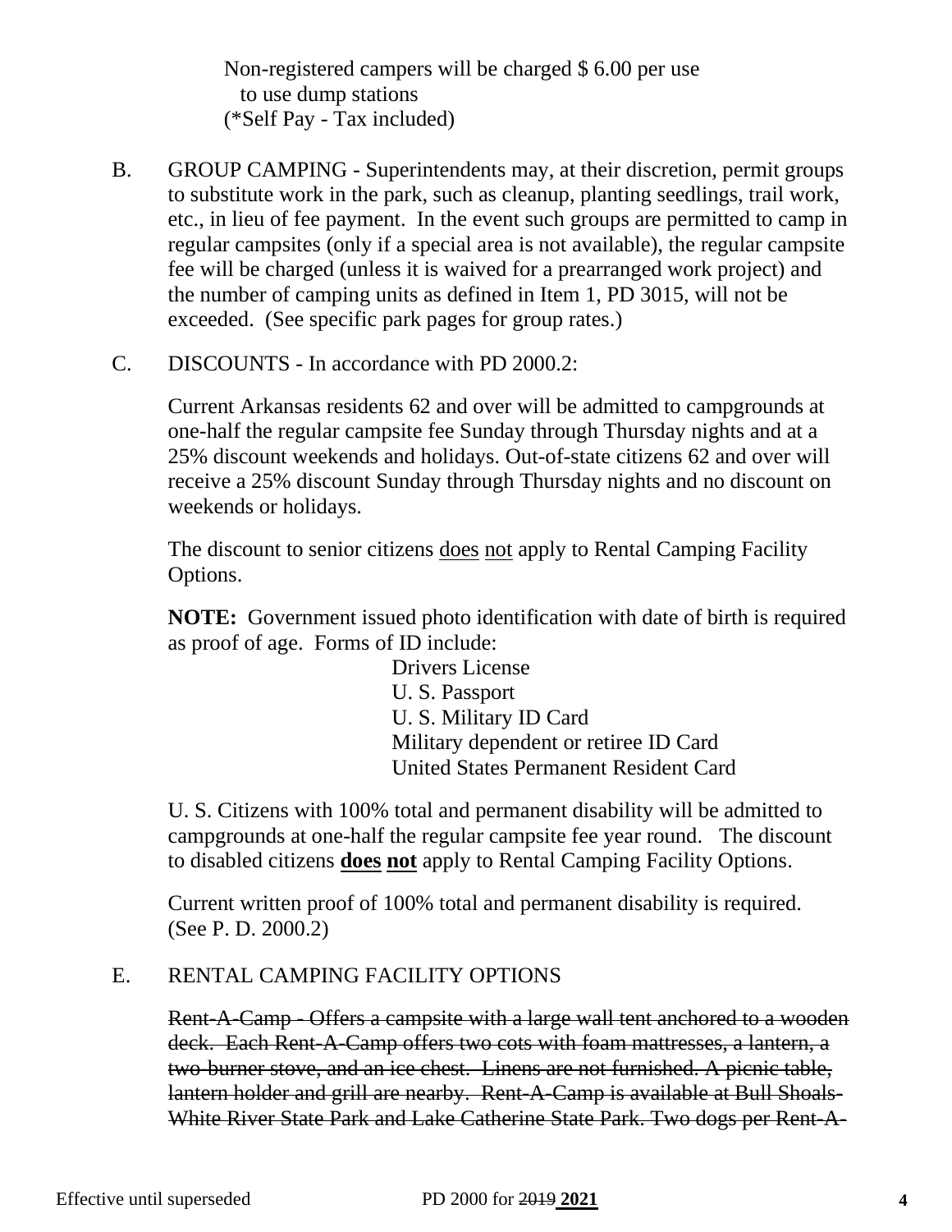Non-registered campers will be charged $ 6.00 per use to use dump stations
(*Self Pay - Tax included)

B. GROUP CAMPING - Superintendents may, at their discretion, permit groups to substitute work in the park, such as cleanup, planting seedlings, trail work, etc., in lieu of fee payment. In the event such groups are permitted to camp in regular campsites (only if a special area is not available), the regular campsite fee will be charged (unless it is waived for a prearranged work project) and the number of camping units as defined in Item 1, PD 3015, will not be exceeded. (See specific park pages for group rates.)

C. DISCOUNTS - In accordance with PD 2000.2:

Current Arkansas residents 62 and over will be admitted to campgrounds at one-half the regular campsite fee Sunday through Thursday nights and at a 25% discount weekends and holidays. Out-of-state citizens 62 and over will receive a 25% discount Sunday through Thursday nights and no discount on weekends or holidays.

The discount to senior citizens <u>does</u> <u>not</u> apply to Rental Camping Facility Options.

**NOTE:** Government issued photo identification with date of birth is required as proof of age. Forms of ID include:

- Drivers License
- U. S. Passport
- U. S. Military ID Card
- Military dependent or retiree ID Card
- United States Permanent Resident Card

U. S. Citizens with 100% total and permanent disability will be admitted to campgrounds at one-half the regular campsite fee year round. The discount to disabled citizens **<u>does</u> <u>not</u>** apply to Rental Camping Facility Options.

Current written proof of 100% total and permanent disability is required. (See P. D. 2000.2)

E. RENTAL CAMPING FACILITY OPTIONS

~~Rent-A-Camp - Offers a campsite with a large wall tent anchored to a wooden deck. Each Rent-A-Camp offers two cots with foam mattresses, a lantern, a two-burner stove, and an ice chest. Linens are not furnished. A picnic table, lantern holder and grill are nearby. Rent-A-Camp is available at Bull Shoals-White River State Park and Lake Catherine State Park. Two dogs per Rent-A-~~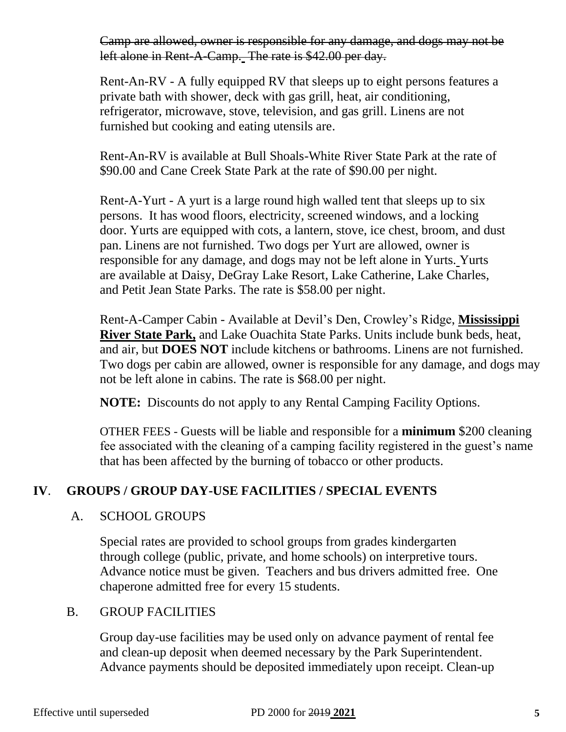~~Camp are allowed, owner is responsible for any damage, and dogs may not be left alone in Rent-A-Camp. The rate is $42.00 per day.~~

Rent-An-RV - A fully equipped RV that sleeps up to eight persons features a private bath with shower, deck with gas grill, heat, air conditioning, refrigerator, microwave, stove, television, and gas grill. Linens are not furnished but cooking and eating utensils are.

Rent-An-RV is available at Bull Shoals-White River State Park at the rate of $90.00 and Cane Creek State Park at the rate of $90.00 per night.

Rent-A-Yurt - A yurt is a large round high walled tent that sleeps up to six persons. It has wood floors, electricity, screened windows, and a locking door. Yurts are equipped with cots, a lantern, stove, ice chest, broom, and dust pan. Linens are not furnished. Two dogs per Yurt are allowed, owner is responsible for any damage, and dogs may not be left alone in Yurts. Yurts are available at Daisy, DeGray Lake Resort, Lake Catherine, Lake Charles, and Petit Jean State Parks. The rate is $58.00 per night.

Rent-A-Camper Cabin - Available at Devil's Den, Crowley's Ridge, **Mississippi River State Park,** and Lake Ouachita State Parks. Units include bunk beds, heat, and air, but **DOES NOT** include kitchens or bathrooms. Linens are not furnished. Two dogs per cabin are allowed, owner is responsible for any damage, and dogs may not be left alone in cabins. The rate is $68.00 per night.

**NOTE:** Discounts do not apply to any Rental Camping Facility Options.

OTHER FEES - Guests will be liable and responsible for a **minimum** $200 cleaning fee associated with the cleaning of a camping facility registered in the guest's name that has been affected by the burning of tobacco or other products.

## IV. GROUPS / GROUP DAY-USE FACILITIES / SPECIAL EVENTS

### A. SCHOOL GROUPS

Special rates are provided to school groups from grades kindergarten through college (public, private, and home schools) on interpretive tours. Advance notice must be given. Teachers and bus drivers admitted free. One chaperone admitted free for every 15 students.

### B. GROUP FACILITIES

Group day-use facilities may be used only on advance payment of rental fee and clean-up deposit when deemed necessary by the Park Superintendent. Advance payments should be deposited immediately upon receipt. Clean-up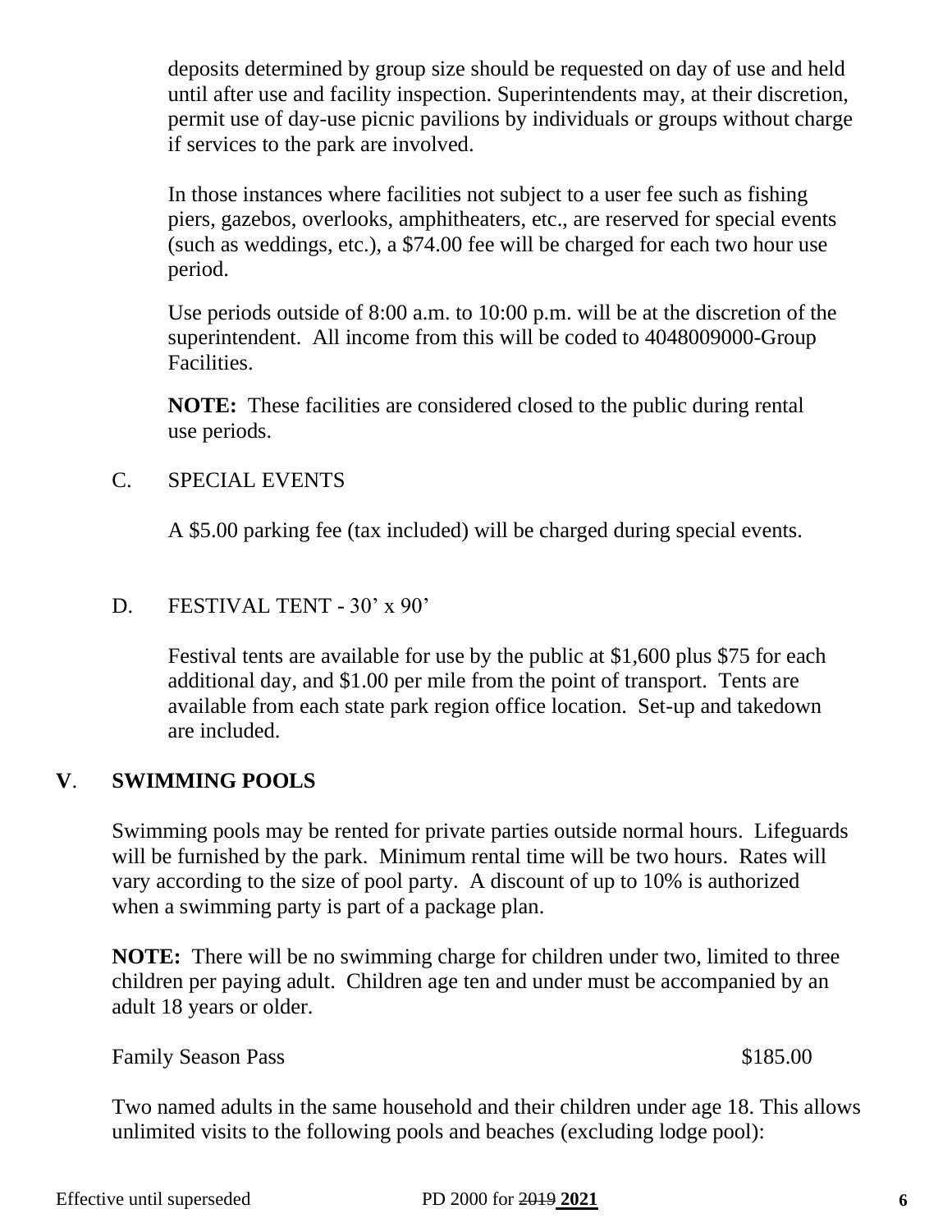deposits determined by group size should be requested on day of use and held until after use and facility inspection. Superintendents may, at their discretion, permit use of day-use picnic pavilions by individuals or groups without charge if services to the park are involved.

In those instances where facilities not subject to a user fee such as fishing piers, gazebos, overlooks, amphitheaters, etc., are reserved for special events (such as weddings, etc.), a $74.00 fee will be charged for each two hour use period.

Use periods outside of 8:00 a.m. to 10:00 p.m. will be at the discretion of the superintendent. All income from this will be coded to 4048009000-Group Facilities.

**NOTE:** These facilities are considered closed to the public during rental use periods.

C. SPECIAL EVENTS

A $5.00 parking fee (tax included) will be charged during special events.

D. FESTIVAL TENT - 30' x 90'

Festival tents are available for use by the public at $1,600 plus $75 for each additional day, and $1.00 per mile from the point of transport. Tents are available from each state park region office location. Set-up and takedown are included.

## V. SWIMMING POOLS

Swimming pools may be rented for private parties outside normal hours. Lifeguards will be furnished by the park. Minimum rental time will be two hours. Rates will vary according to the size of pool party. A discount of up to 10% is authorized when a swimming party is part of a package plan.

**NOTE:** There will be no swimming charge for children under two, limited to three children per paying adult. Children age ten and under must be accompanied by an adult 18 years or older.

Family Season Pass $185.00

Two named adults in the same household and their children under age 18. This allows unlimited visits to the following pools and beaches (excluding lodge pool):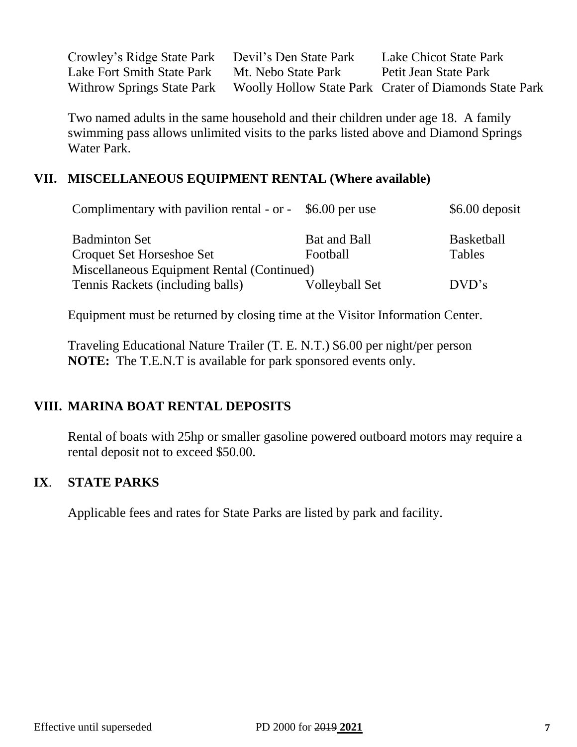| | | |
|---|---|---|
| Crowley's Ridge State Park | Devil's Den State Park | Lake Chicot State Park |
| Lake Fort Smith State Park | Mt. Nebo State Park | Petit Jean State Park |
| Withrow Springs State Park | Woolly Hollow State Park | Crater of Diamonds State Park |

Two named adults in the same household and their children under age 18. A family swimming pass allows unlimited visits to the parks listed above and Diamond Springs Water Park.

## VII. MISCELLANEOUS EQUIPMENT RENTAL (Where available)

| Complimentary with pavilion rental - or - | $6.00 per use | $6.00 deposit |
|---|---|---|
| Badminton Set | Bat and Ball | Basketball |
| Croquet Set Horseshoe Set | Football | Tables |
| Miscellaneous Equipment Rental (Continued) | | |
| Tennis Rackets (including balls) | Volleyball Set | DVD's |

Equipment must be returned by closing time at the Visitor Information Center.

Traveling Educational Nature Trailer (T. E. N.T.) $6.00 per night/per person
**NOTE:** The T.E.N.T is available for park sponsored events only.

## VIII. MARINA BOAT RENTAL DEPOSITS

Rental of boats with 25hp or smaller gasoline powered outboard motors may require a rental deposit not to exceed $50.00.

## IX. STATE PARKS

Applicable fees and rates for State Parks are listed by park and facility.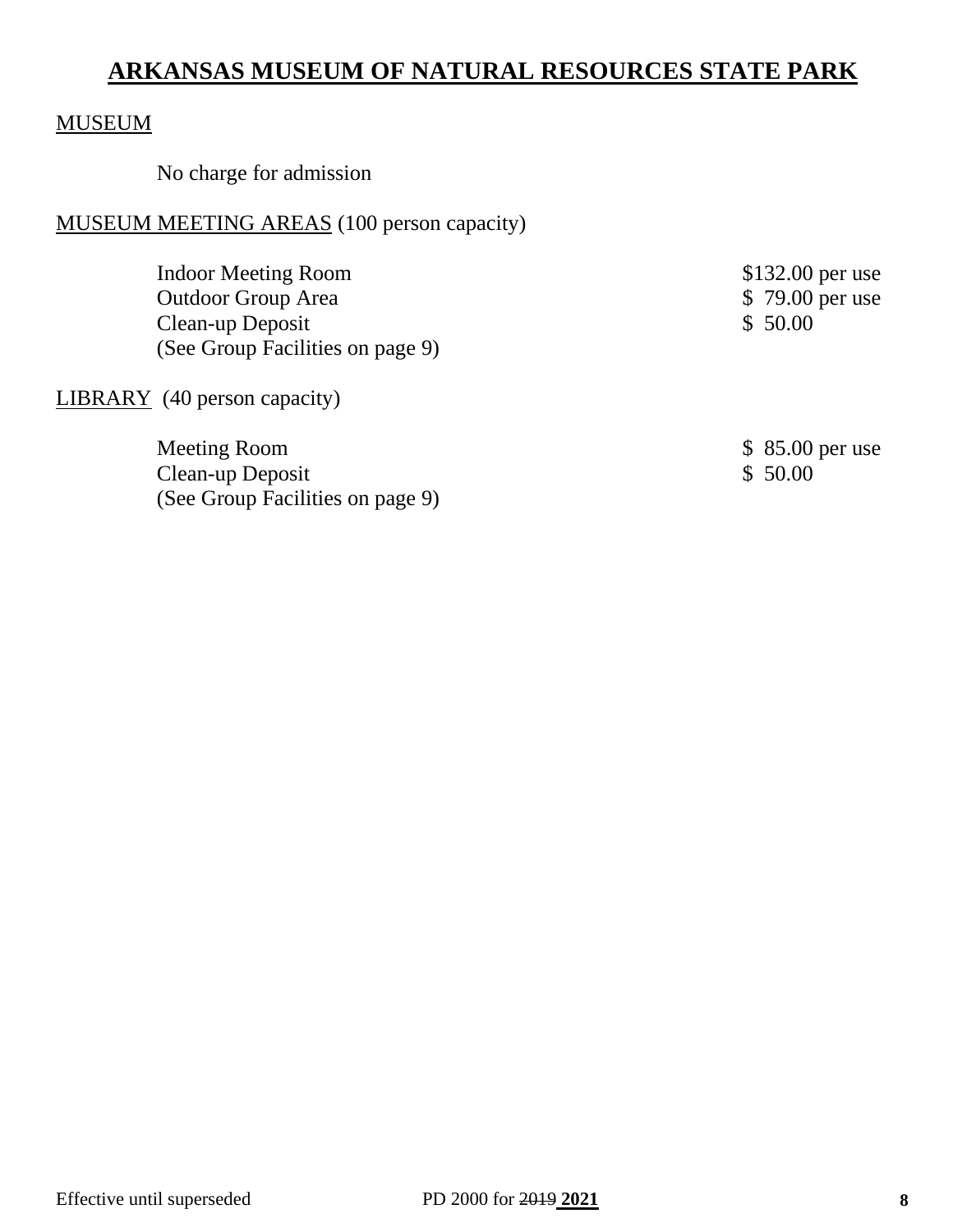# ARKANSAS MUSEUM OF NATURAL RESOURCES STATE PARK

## MUSEUM

No charge for admission

## MUSEUM MEETING AREAS (100 person capacity)

| | |
|---|---|
| Indoor Meeting Room | $132.00 per use |
| Outdoor Group Area | $ 79.00 per use |
| Clean-up Deposit | $ 50.00 |
| (See Group Facilities on page 9) | |

## LIBRARY (40 person capacity)

| | |
|---|---|
| Meeting Room | $ 85.00 per use |
| Clean-up Deposit | $ 50.00 |
| (See Group Facilities on page 9) | |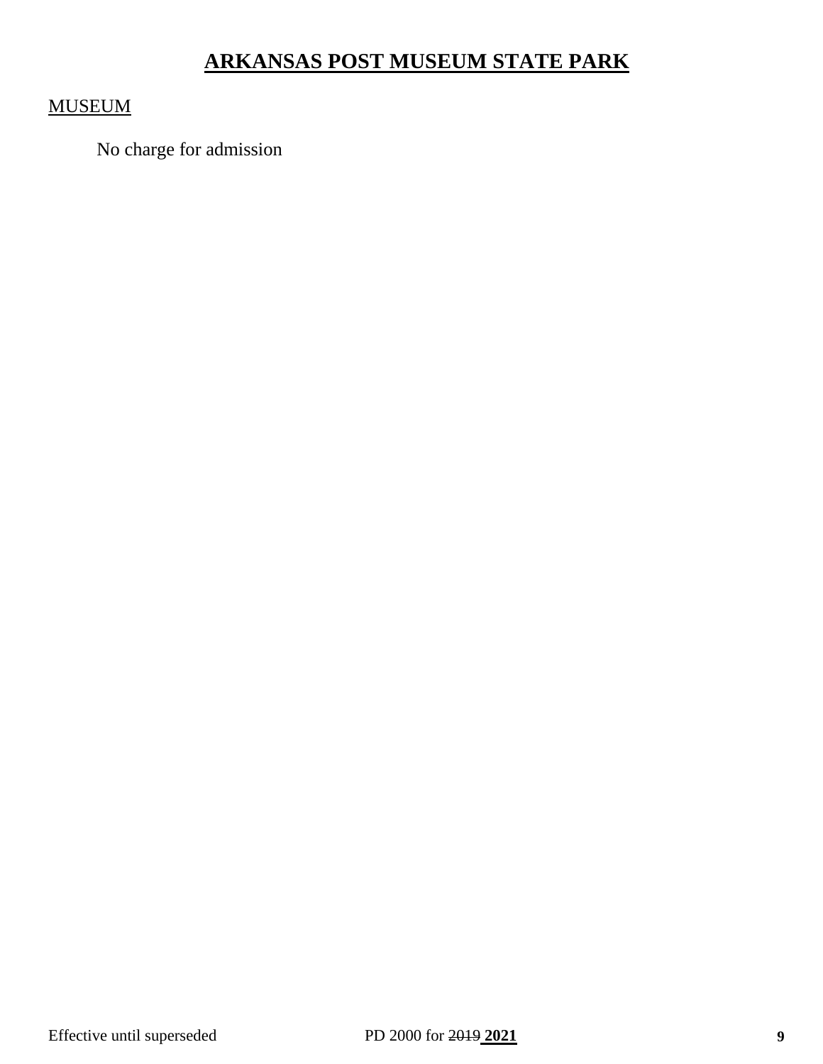# ARKANSAS POST MUSEUM STATE PARK

MUSEUM

No charge for admission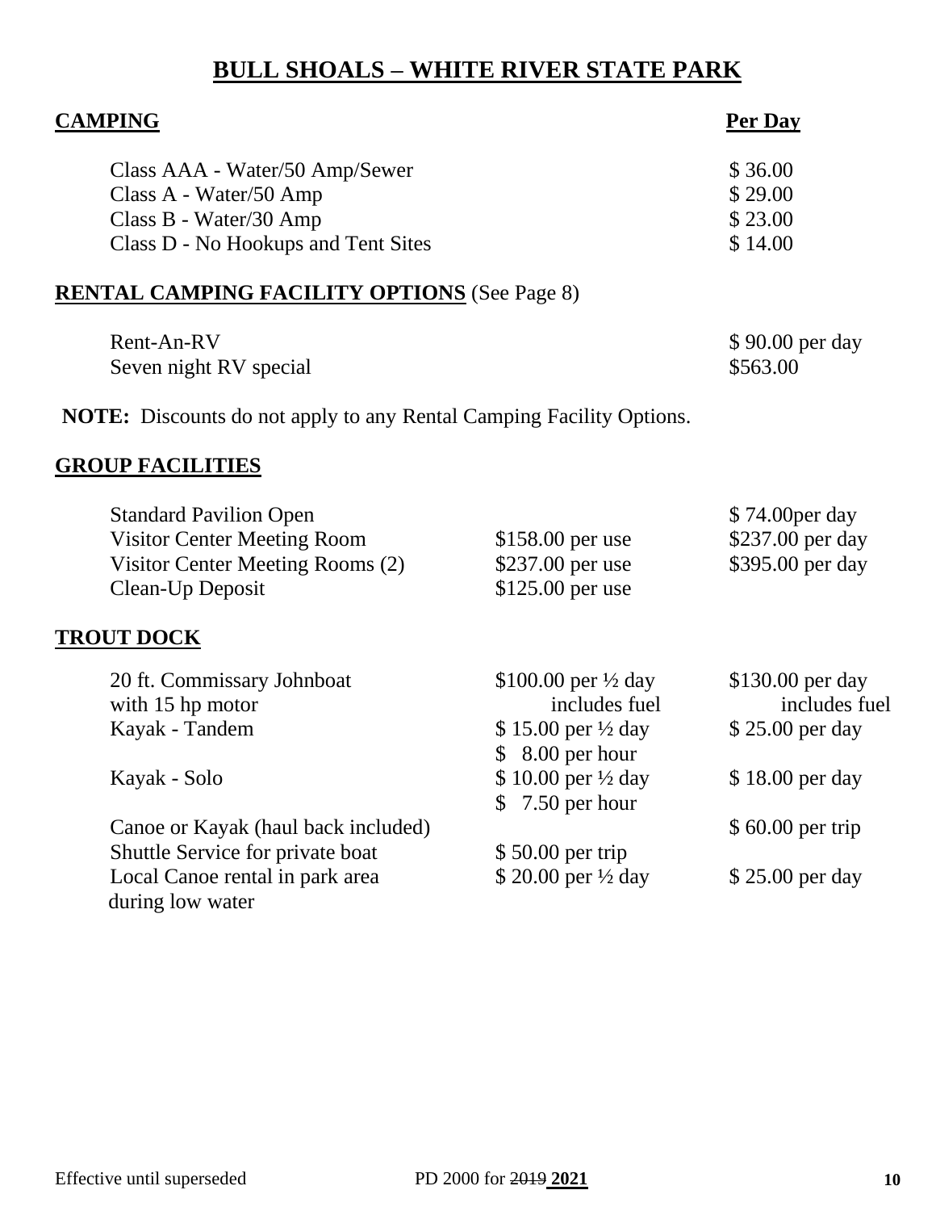# BULL SHOALS – WHITE RIVER STATE PARK

## CAMPING

| | Per Day |
|---|---|
| Class AAA - Water/50 Amp/Sewer | $ 36.00 |
| Class A - Water/50 Amp | $ 29.00 |
| Class B - Water/30 Amp | $ 23.00 |
| Class D - No Hookups and Tent Sites | $ 14.00 |

## RENTAL CAMPING FACILITY OPTIONS (See Page 8)

| | |
|---|---|
| Rent-An-RV | $ 90.00 per day |
| Seven night RV special | $563.00 |

**NOTE:** Discounts do not apply to any Rental Camping Facility Options.

## GROUP FACILITIES

| | | |
|---|---|---|
| Standard Pavilion Open | | $ 74.00per day |
| Visitor Center Meeting Room | $158.00 per use | $237.00 per day |
| Visitor Center Meeting Rooms (2) | $237.00 per use | $395.00 per day |
| Clean-Up Deposit | $125.00 per use | |

## TROUT DOCK

| | | |
|---|---|---|
| 20 ft. Commissary Johnboat with 15 hp motor | $100.00 per ½ day includes fuel | $130.00 per day includes fuel |
| Kayak - Tandem | $ 15.00 per ½ day<br>$ 8.00 per hour | $ 25.00 per day |
| Kayak - Solo | $ 10.00 per ½ day<br>$ 7.50 per hour | $ 18.00 per day |
| Canoe or Kayak (haul back included) | | $ 60.00 per trip |
| Shuttle Service for private boat | $ 50.00 per trip | |
| Local Canoe rental in park area during low water | $ 20.00 per ½ day | $ 25.00 per day |

Effective until superseded PD 2000 for ~~2019~~ **2021**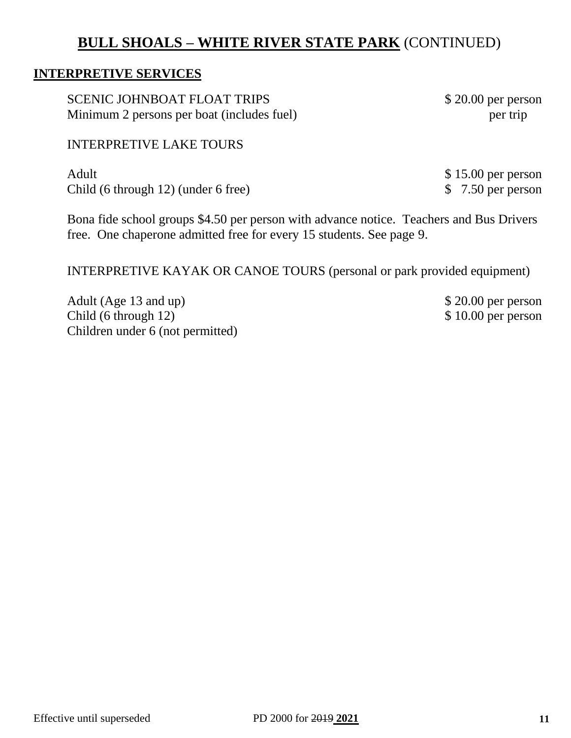# **BULL SHOALS – WHITE RIVER STATE PARK** (CONTINUED)

## **INTERPRETIVE SERVICES**

| | |
|---|---|
| SCENIC JOHNBOAT FLOAT TRIPS | $ 20.00 per person |
| Minimum 2 persons per boat (includes fuel) | per trip |

INTERPRETIVE LAKE TOURS

| | |
|---|---|
| Adult | $ 15.00 per person |
| Child (6 through 12) (under 6 free) | $ 7.50 per person |

Bona fide school groups $4.50 per person with advance notice. Teachers and Bus Drivers free. One chaperone admitted free for every 15 students. See page 9.

INTERPRETIVE KAYAK OR CANOE TOURS (personal or park provided equipment)

| | |
|---|---|
| Adult (Age 13 and up) | $ 20.00 per person |
| Child (6 through 12) | $ 10.00 per person |
| Children under 6 (not permitted) | |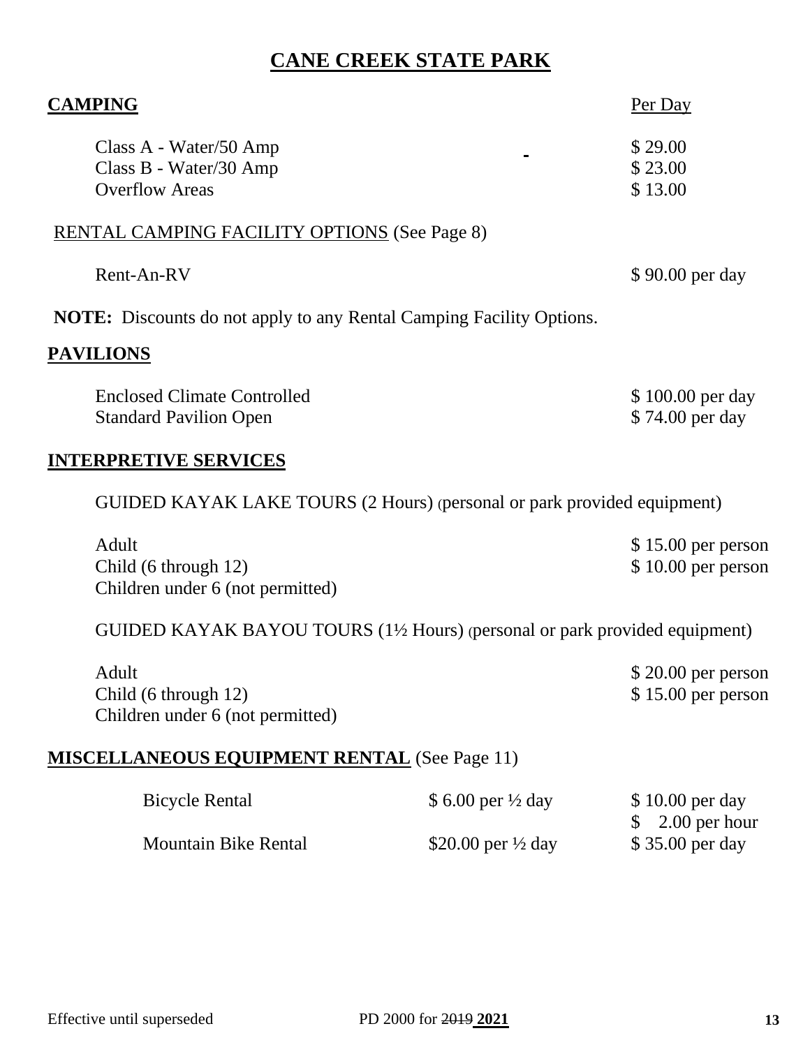# CANE CREEK STATE PARK

## CAMPING

| | Per Day |
|---|---|
| Class A - Water/50 Amp | $ 29.00 |
| Class B - Water/30 Amp | $ 23.00 |
| Overflow Areas | $ 13.00 |

RENTAL CAMPING FACILITY OPTIONS (See Page 8)

| | |
|---|---|
| Rent-An-RV | $ 90.00 per day |

**NOTE:** Discounts do not apply to any Rental Camping Facility Options.

## PAVILIONS

| | |
|---|---|
| Enclosed Climate Controlled | $ 100.00 per day |
| Standard Pavilion Open | $ 74.00 per day |

## INTERPRETIVE SERVICES

GUIDED KAYAK LAKE TOURS (2 Hours) (personal or park provided equipment)

| | |
|---|---|
| Adult | $ 15.00 per person |
| Child (6 through 12) | $ 10.00 per person |
| Children under 6 (not permitted) | |

GUIDED KAYAK BAYOU TOURS (1½ Hours) (personal or park provided equipment)

| | |
|---|---|
| Adult | $ 20.00 per person |
| Child (6 through 12) | $ 15.00 per person |
| Children under 6 (not permitted) | |

## MISCELLANEOUS EQUIPMENT RENTAL (See Page 11)

| | | |
|---|---|---|
| Bicycle Rental | $ 6.00 per ½ day | $ 10.00 per day<br>$ 2.00 per hour |
| Mountain Bike Rental | $20.00 per ½ day | $ 35.00 per day |

Effective until superseded PD 2000 for ~~2019~~ **2021**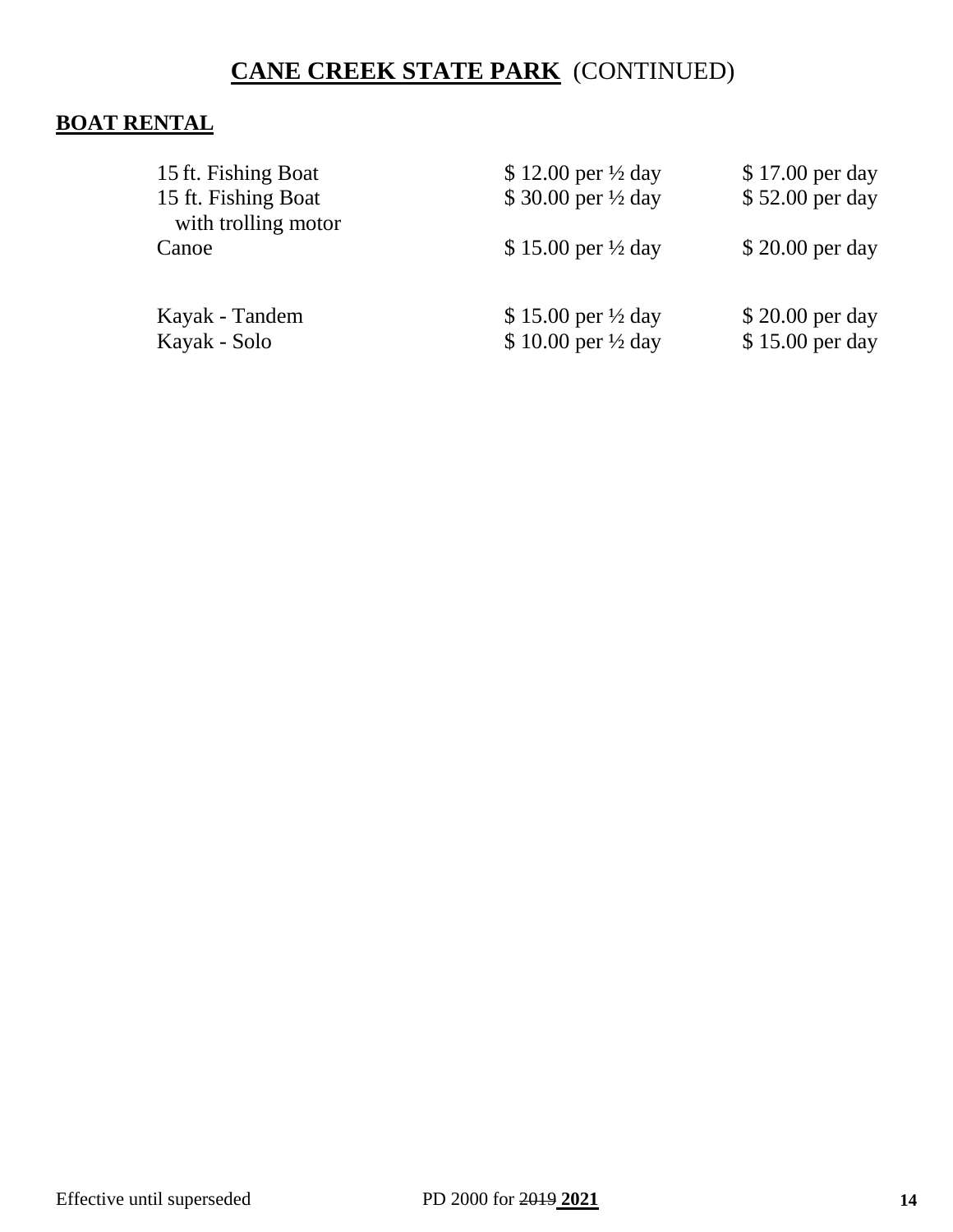# **CANE CREEK STATE PARK** (CONTINUED)

## **BOAT RENTAL**

| Item | ½ Day | Day |
|---|---|---|
| 15 ft. Fishing Boat | $ 12.00 per ½ day | $ 17.00 per day |
| 15 ft. Fishing Boat with trolling motor | $ 30.00 per ½ day | $ 52.00 per day |
| Canoe | $ 15.00 per ½ day | $ 20.00 per day |
| Kayak - Tandem | $ 15.00 per ½ day | $ 20.00 per day |
| Kayak - Solo | $ 10.00 per ½ day | $ 15.00 per day |

Effective until superseded PD 2000 for ~~2019~~ **2021**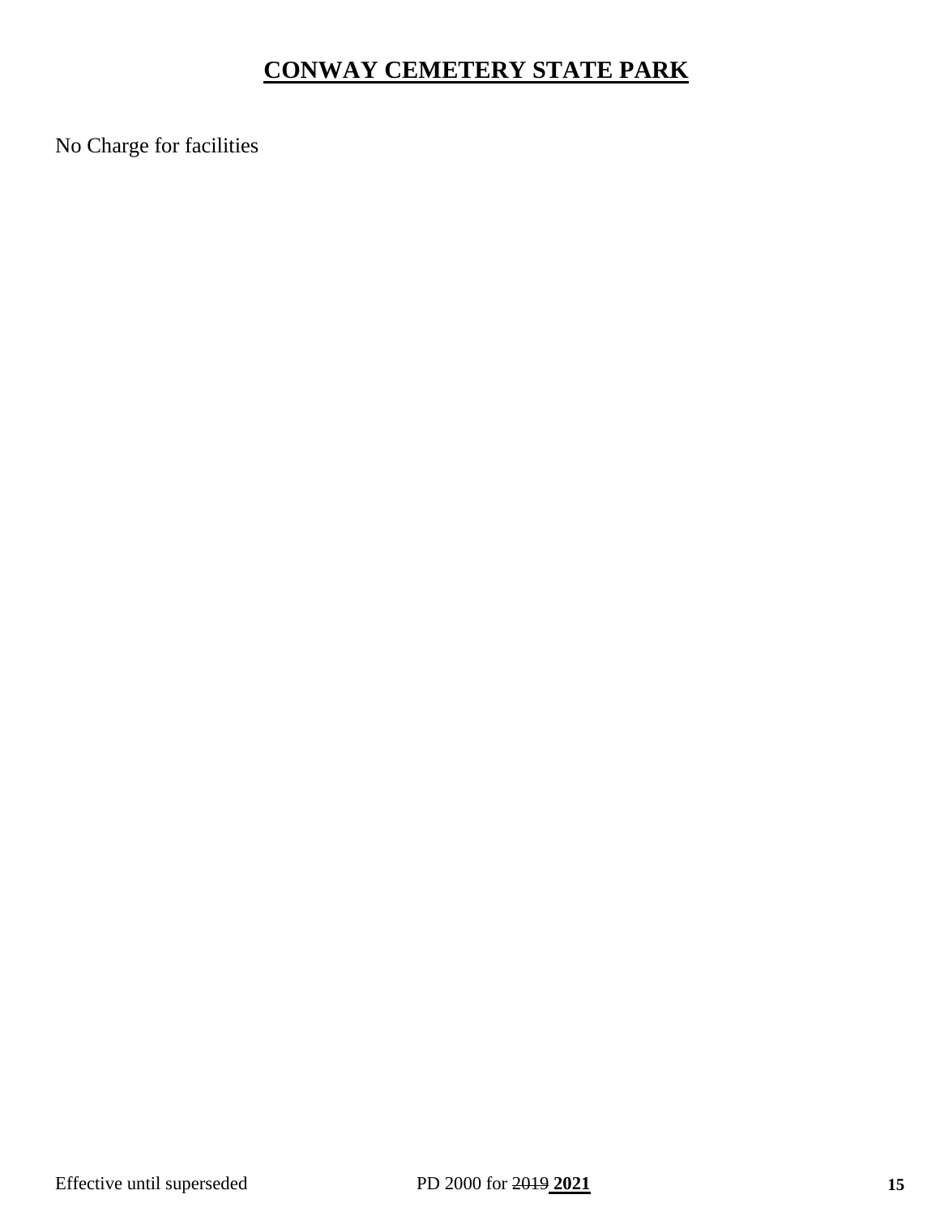# CONWAY CEMETERY STATE PARK

No Charge for facilities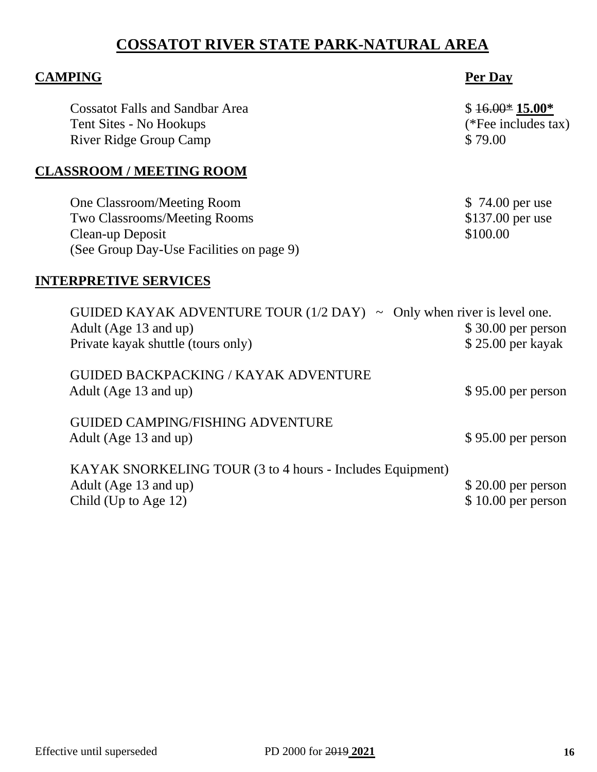# COSSATOT RIVER STATE PARK-NATURAL AREA

| **CAMPING** | **Per Day** |
|---|---|
| Cossatot Falls and Sandbar Area | $ ~~16.00*~~ **15.00*** |
| Tent Sites - No Hookups | (*Fee includes tax) |
| River Ridge Group Camp | $ 79.00 |

| **CLASSROOM / MEETING ROOM** | |
|---|---|
| One Classroom/Meeting Room | $ 74.00 per use |
| Two Classrooms/Meeting Rooms | $137.00 per use |
| Clean-up Deposit | $100.00 |
| (See Group Day-Use Facilities on page 9) | |

**INTERPRETIVE SERVICES**

GUIDED KAYAK ADVENTURE TOUR (1/2 DAY) ~ Only when river is level one.

| | |
|---|---|
| Adult (Age 13 and up) | $ 30.00 per person |
| Private kayak shuttle (tours only) | $ 25.00 per kayak |

GUIDED BACKPACKING / KAYAK ADVENTURE

| | |
|---|---|
| Adult (Age 13 and up) | $ 95.00 per person |

GUIDED CAMPING/FISHING ADVENTURE

| | |
|---|---|
| Adult (Age 13 and up) | $ 95.00 per person |

KAYAK SNORKELING TOUR (3 to 4 hours - Includes Equipment)

| | |
|---|---|
| Adult (Age 13 and up) | $ 20.00 per person |
| Child (Up to Age 12) | $ 10.00 per person |

Effective until superseded PD 2000 for ~~2019~~ **2021**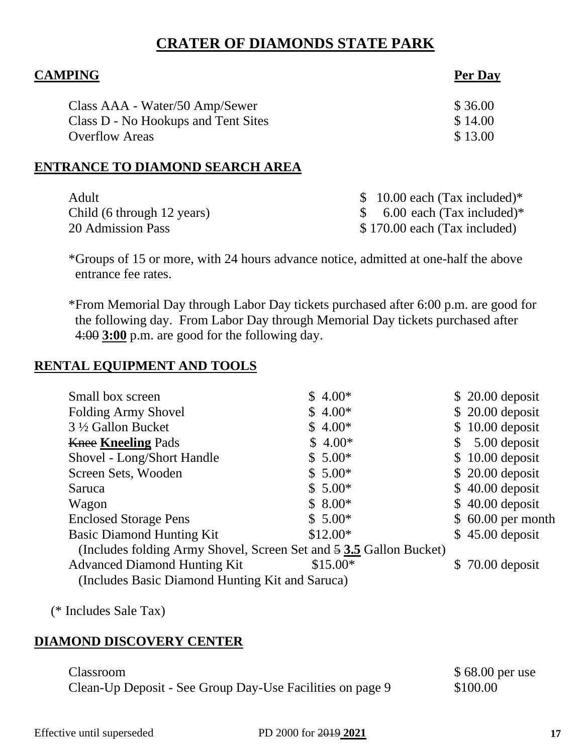# CRATER OF DIAMONDS STATE PARK

## CAMPING

| | Per Day |
|---|---|
| Class AAA - Water/50 Amp/Sewer | $ 36.00 |
| Class D - No Hookups and Tent Sites | $ 14.00 |
| Overflow Areas | $ 13.00 |

## ENTRANCE TO DIAMOND SEARCH AREA

| | |
|---|---|
| Adult | $ 10.00 each (Tax included)* |
| Child (6 through 12 years) | $ 6.00 each (Tax included)* |
| 20 Admission Pass | $ 170.00 each (Tax included) |

*Groups of 15 or more, with 24 hours advance notice, admitted at one-half the above entrance fee rates.

*From Memorial Day through Labor Day tickets purchased after 6:00 p.m. are good for the following day. From Labor Day through Memorial Day tickets purchased after ~~4:00~~ **3:00** p.m. are good for the following day.

## RENTAL EQUIPMENT AND TOOLS

| | | |
|---|---|---|
| Small box screen | $ 4.00* | $ 20.00 deposit |
| Folding Army Shovel | $ 4.00* | $ 20.00 deposit |
| 3 ½ Gallon Bucket | $ 4.00* | $ 10.00 deposit |
| ~~Knee~~ **Kneeling** Pads | $ 4.00* | $ 5.00 deposit |
| Shovel - Long/Short Handle | $ 5.00* | $ 10.00 deposit |
| Screen Sets, Wooden | $ 5.00* | $ 20.00 deposit |
| Saruca | $ 5.00* | $ 40.00 deposit |
| Wagon | $ 8.00* | $ 40.00 deposit |
| Enclosed Storage Pens | $ 5.00* | $ 60.00 per month |
| Basic Diamond Hunting Kit (Includes folding Army Shovel, Screen Set and ~~5~~ **3.5** Gallon Bucket) | $12.00* | $ 45.00 deposit |
| Advanced Diamond Hunting Kit (Includes Basic Diamond Hunting Kit and Saruca) | $15.00* | $ 70.00 deposit |

(* Includes Sale Tax)

## DIAMOND DISCOVERY CENTER

| | |
|---|---|
| Classroom | $ 68.00 per use |
| Clean-Up Deposit - See Group Day-Use Facilities on page 9 | $100.00 |

Effective until superseded PD 2000 for ~~2019~~ **2021**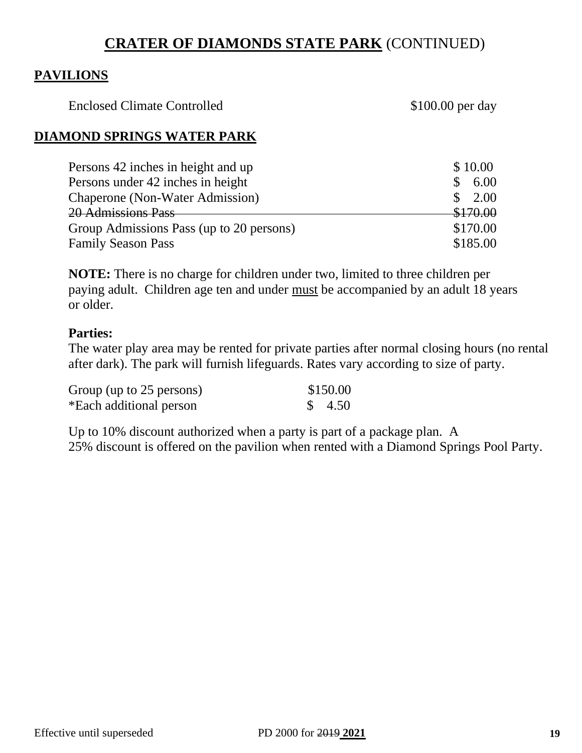# **CRATER OF DIAMONDS STATE PARK** (CONTINUED)

## **PAVILIONS**

| | |
|---|---|
| Enclosed Climate Controlled | $100.00 per day |

## **DIAMOND SPRINGS WATER PARK**

| | |
|---|---|
| Persons 42 inches in height and up | $ 10.00 |
| Persons under 42 inches in height | $ 6.00 |
| Chaperone (Non-Water Admission) | $ 2.00 |
| ~~20 Admissions Pass~~ | ~~$170.00~~ |
| Group Admissions Pass (up to 20 persons) | $170.00 |
| Family Season Pass | $185.00 |

**NOTE:** There is no charge for children under two, limited to three children per paying adult. Children age ten and under must be accompanied by an adult 18 years or older.

**Parties:**
The water play area may be rented for private parties after normal closing hours (no rental after dark). The park will furnish lifeguards. Rates vary according to size of party.

| | |
|---|---|
| Group (up to 25 persons) | $150.00 |
| *Each additional person | $ 4.50 |

Up to 10% discount authorized when a party is part of a package plan. A 25% discount is offered on the pavilion when rented with a Diamond Springs Pool Party.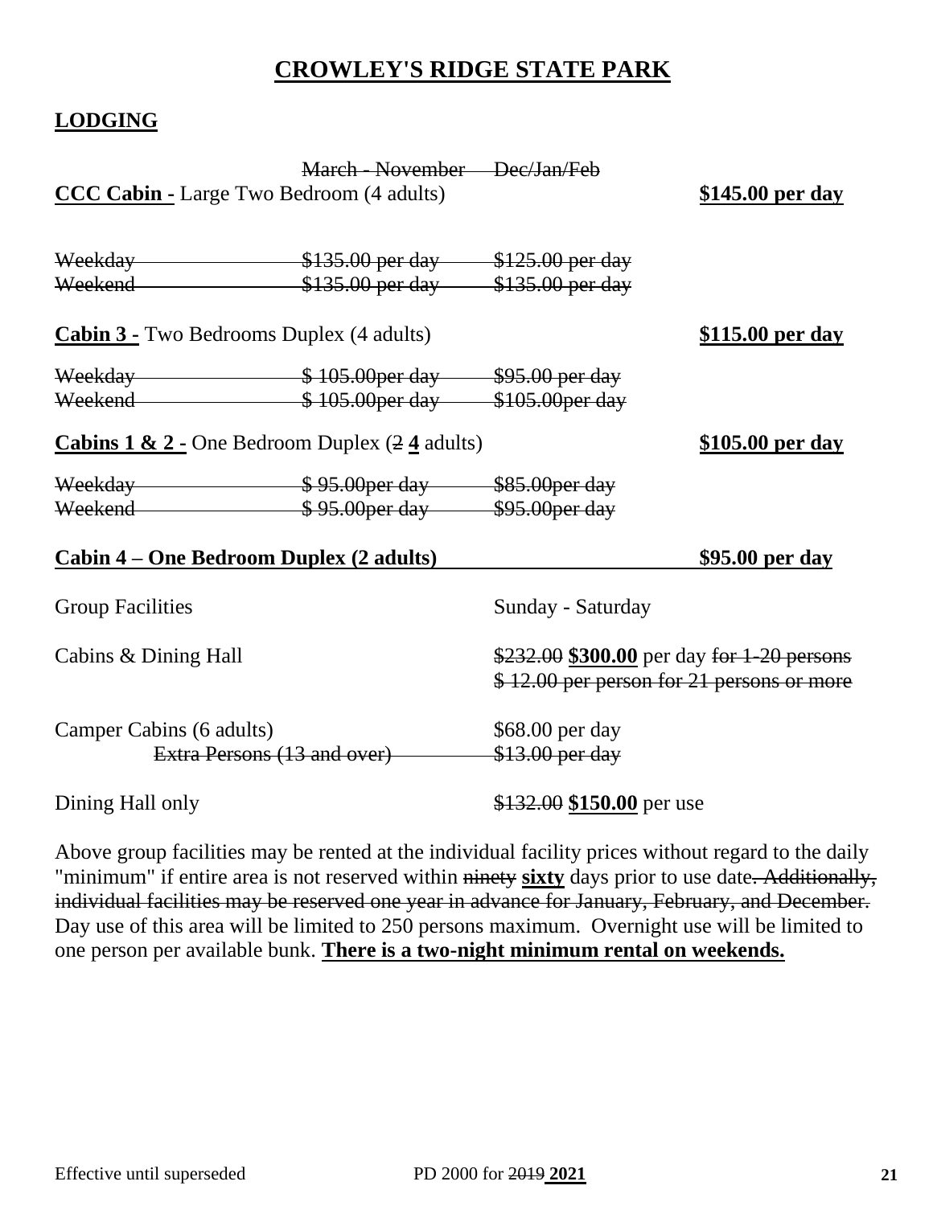# CROWLEY'S RIDGE STATE PARK

## LODGING

| | ~~March - November~~ | ~~Dec/Jan/Feb~~ | |
|---|---|---|---|
| **CCC Cabin -** Large Two Bedroom (4 adults) | | | **$145.00 per day** |
| ~~Weekday~~ | ~~$135.00 per day~~ | ~~$125.00 per day~~ | |
| ~~Weekend~~ | ~~$135.00 per day~~ | ~~$135.00 per day~~ | |
| **Cabin 3 -** Two Bedrooms Duplex (4 adults) | | | **$115.00 per day** |
| ~~Weekday~~ | ~~$ 105.00per day~~ | ~~$95.00 per day~~ | |
| ~~Weekend~~ | ~~$ 105.00per day~~ | ~~$105.00per day~~ | |
| **Cabins 1 & 2 -** One Bedroom Duplex (~~2~~ **4** adults) | | | **$105.00 per day** |
| ~~Weekday~~ | ~~$ 95.00per day~~ | ~~$85.00per day~~ | |
| ~~Weekend~~ | ~~$ 95.00per day~~ | ~~$95.00per day~~ | |
| **Cabin 4 – One Bedroom Duplex (2 adults)** | | | **$95.00 per day** |

| Group Facilities | Sunday - Saturday |
|---|---|
| Cabins & Dining Hall | ~~$232.00~~ **$300.00** per day ~~for 1-20 persons~~ ~~$ 12.00 per person for 21 persons or more~~ |
| Camper Cabins (6 adults) | $68.00 per day |
| ~~Extra Persons (13 and over)~~ | ~~$13.00 per day~~ |
| Dining Hall only | ~~$132.00~~ **$150.00** per use |

Above group facilities may be rented at the individual facility prices without regard to the daily "minimum" if entire area is not reserved within ~~ninety~~ **sixty** days prior to use date~~. Additionally, individual facilities may be reserved one year in advance for January, February, and December.~~ Day use of this area will be limited to 250 persons maximum. Overnight use will be limited to one person per available bunk. **There is a two-night minimum rental on weekends.**

Effective until superseded PD 2000 for ~~2019~~ **2021**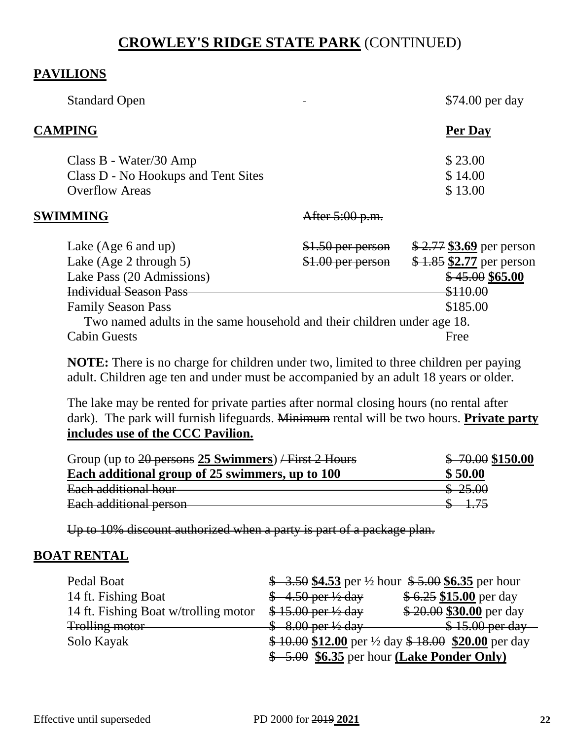# **CROWLEY'S RIDGE STATE PARK** (CONTINUED)

## PAVILIONS

| | | |
|---|---|---|
| Standard Open | - | $74.00 per day |

## CAMPING

| | **Per Day** |
|---|---|
| Class B - Water/30 Amp | $ 23.00 |
| Class D - No Hookups and Tent Sites | $ 14.00 |
| Overflow Areas | $ 13.00 |

## SWIMMING

| | ~~After 5:00 p.m.~~ | |
|---|---|---|
| Lake (Age 6 and up) | ~~$1.50 per person~~ | ~~$ 2.77~~ **$3.69** per person |
| Lake (Age 2 through 5) | ~~$1.00 per person~~ | ~~$ 1.85~~ **$2.77** per person |
| Lake Pass (20 Admissions) | | ~~$ 45.00~~ **$65.00** |
| ~~Individual Season Pass~~ | | ~~$110.00~~ |
| Family Season Pass | | $185.00 |
| Two named adults in the same household and their children under age 18. | | |
| Cabin Guests | | Free |

**NOTE:** There is no charge for children under two, limited to three children per paying adult. Children age ten and under must be accompanied by an adult 18 years or older.

The lake may be rented for private parties after normal closing hours (no rental after dark). The park will furnish lifeguards. ~~Minimum~~ rental will be two hours. **Private party includes use of the CCC Pavilion.**

| | |
|---|---|
| Group (up to ~~20 persons~~ **25 Swimmers**) ~~/ First 2 Hours~~ | ~~$ 70.00~~ **$150.00** |
| **Each additional group of 25 swimmers, up to 100** | **$ 50.00** |
| ~~Each additional hour~~ | ~~$ 25.00~~ |
| ~~Each additional person~~ | ~~$ 1.75~~ |

~~Up to 10% discount authorized when a party is part of a package plan.~~

## BOAT RENTAL

| | | |
|---|---|---|
| Pedal Boat | ~~$ 3.50~~ **$4.53** per ½ hour | ~~$ 5.00~~ **$6.35** per hour |
| 14 ft. Fishing Boat | ~~$ 4.50 per ½ day~~ | ~~$ 6.25~~ **$15.00** per day |
| 14 ft. Fishing Boat w/trolling motor | ~~$ 15.00 per ½ day~~ | ~~$ 20.00~~ **$30.00** per day |
| ~~Trolling motor~~ | ~~$ 8.00 per ½ day~~ | ~~$ 15.00 per day~~ |
| Solo Kayak | ~~$ 10.00~~ **$12.00** per ½ day | ~~$ 18.00~~ **$20.00** per day |
| | ~~$ 5.00~~ **$6.35** per hour **(Lake Ponder Only)** | |

Effective until superseded PD 2000 for ~~2019~~ **2021**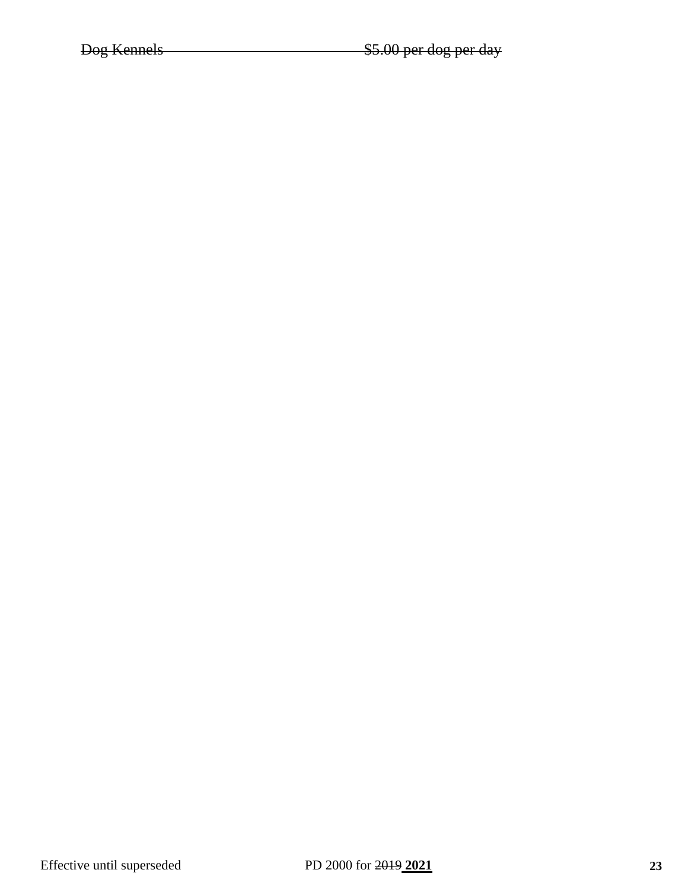~~Dog Kennels $5.00 per dog per day~~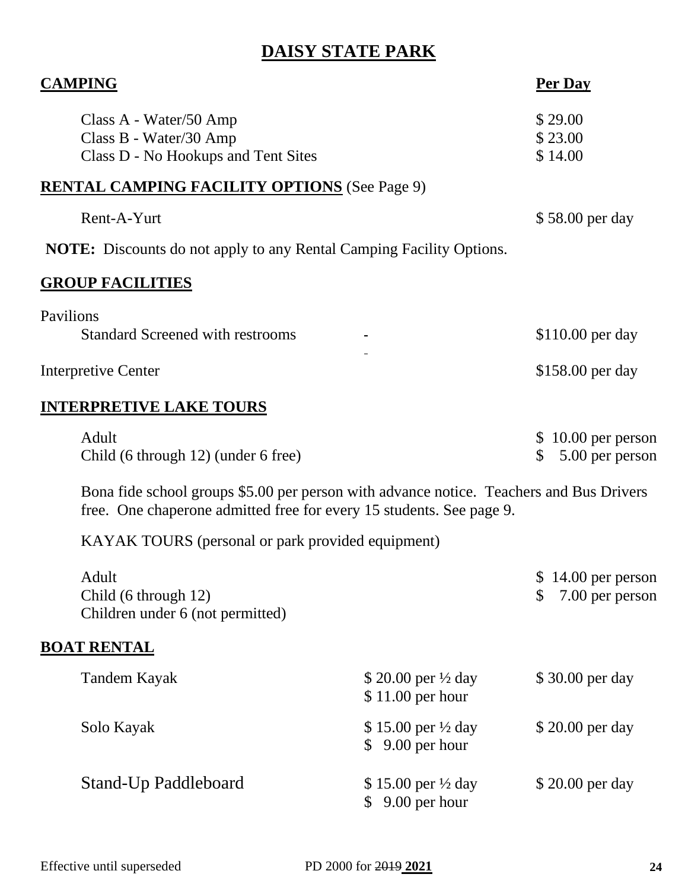# DAISY STATE PARK

## CAMPING

| | Per Day |
|---|---|
| Class A - Water/50 Amp | $ 29.00 |
| Class B - Water/30 Amp | $ 23.00 |
| Class D - No Hookups and Tent Sites | $ 14.00 |

## RENTAL CAMPING FACILITY OPTIONS (See Page 9)

| | |
|---|---|
| Rent-A-Yurt | $ 58.00 per day |

**NOTE:** Discounts do not apply to any Rental Camping Facility Options.

## GROUP FACILITIES

Pavilions

| | | |
|---|---|---|
| Standard Screened with restrooms | - | $110.00 per day |
| Interpretive Center | | $158.00 per day |

## INTERPRETIVE LAKE TOURS

| | |
|---|---|
| Adult | $ 10.00 per person |
| Child (6 through 12) (under 6 free) | $ 5.00 per person |

Bona fide school groups $5.00 per person with advance notice. Teachers and Bus Drivers free. One chaperone admitted free for every 15 students. See page 9.

KAYAK TOURS (personal or park provided equipment)

| | |
|---|---|
| Adult | $ 14.00 per person |
| Child (6 through 12) | $ 7.00 per person |
| Children under 6 (not permitted) | |

## BOAT RENTAL

| | | |
|---|---|---|
| Tandem Kayak | $ 20.00 per ½ day<br>$ 11.00 per hour | $ 30.00 per day |
| Solo Kayak | $ 15.00 per ½ day<br>$ 9.00 per hour | $ 20.00 per day |
| Stand-Up Paddleboard | $ 15.00 per ½ day<br>$ 9.00 per hour | $ 20.00 per day |

Effective until superseded PD 2000 for ~~2019~~ **2021**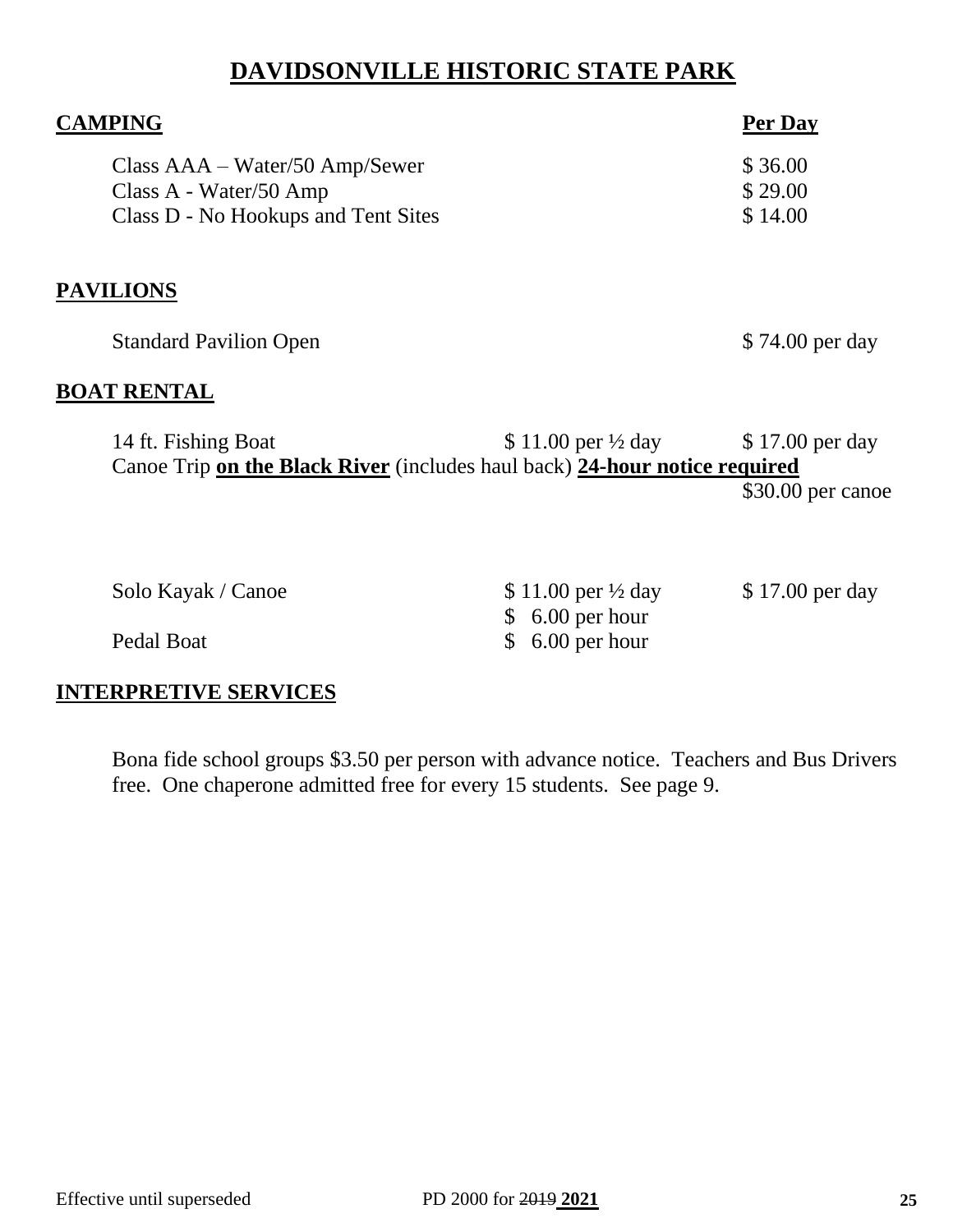# DAVIDSONVILLE HISTORIC STATE PARK

| **CAMPING** | **Per Day** |
|---|---|
| Class AAA – Water/50 Amp/Sewer | $ 36.00 |
| Class A - Water/50 Amp | $ 29.00 |
| Class D - No Hookups and Tent Sites | $ 14.00 |

**PAVILIONS**

| | |
|---|---|
| Standard Pavilion Open | $ 74.00 per day |

**BOAT RENTAL**

| | | |
|---|---|---|
| 14 ft. Fishing Boat | $ 11.00 per ½ day | $ 17.00 per day |
| Canoe Trip **on the Black River** (includes haul back) **24-hour notice required** | | $30.00 per canoe |
| Solo Kayak / Canoe | $ 11.00 per ½ day<br>$ 6.00 per hour | $ 17.00 per day |
| Pedal Boat | $ 6.00 per hour | |

**INTERPRETIVE SERVICES**

Bona fide school groups $3.50 per person with advance notice. Teachers and Bus Drivers free. One chaperone admitted free for every 15 students. See page 9.

Effective until superseded PD 2000 for ~~2019~~ **2021**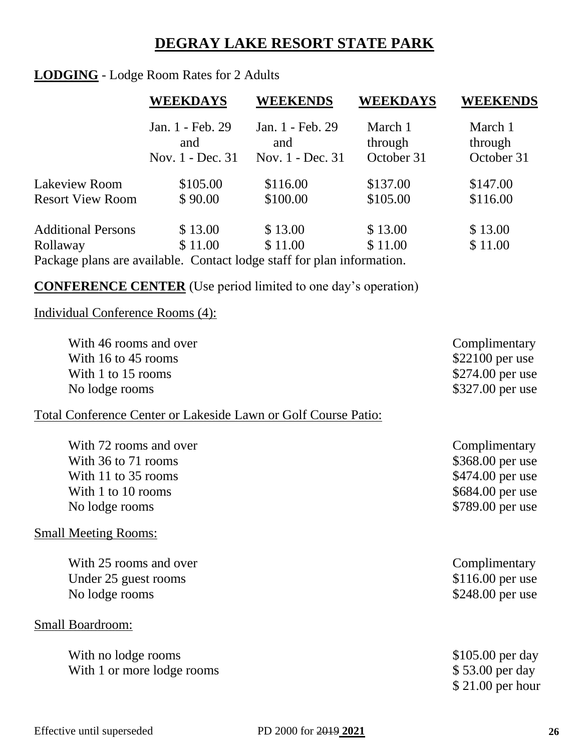# DEGRAY LAKE RESORT STATE PARK

**LODGING** - Lodge Room Rates for 2 Adults

| | **WEEKDAYS** | **WEEKENDS** | **WEEKDAYS** | **WEEKENDS** |
|---|---|---|---|---|
| | Jan. 1 - Feb. 29 and Nov. 1 - Dec. 31 | Jan. 1 - Feb. 29 and Nov. 1 - Dec. 31 | March 1 through October 31 | March 1 through October 31 |
| Lakeview Room | $105.00 | $116.00 | $137.00 | $147.00 |
| Resort View Room | $ 90.00 | $100.00 | $105.00 | $116.00 |
| Additional Persons | $ 13.00 | $ 13.00 | $ 13.00 | $ 13.00 |
| Rollaway | $ 11.00 | $ 11.00 | $ 11.00 | $ 11.00 |

Package plans are available. Contact lodge staff for plan information.

**CONFERENCE CENTER** (Use period limited to one day's operation)

Individual Conference Rooms (4):

| | |
|---|---|
| With 46 rooms and over | Complimentary |
| With 16 to 45 rooms | $22100 per use |
| With 1 to 15 rooms | $274.00 per use |
| No lodge rooms | $327.00 per use |

Total Conference Center or Lakeside Lawn or Golf Course Patio:

| | |
|---|---|
| With 72 rooms and over | Complimentary |
| With 36 to 71 rooms | $368.00 per use |
| With 11 to 35 rooms | $474.00 per use |
| With 1 to 10 rooms | $684.00 per use |
| No lodge rooms | $789.00 per use |

Small Meeting Rooms:

| | |
|---|---|
| With 25 rooms and over | Complimentary |
| Under 25 guest rooms | $116.00 per use |
| No lodge rooms | $248.00 per use |

Small Boardroom:

| | |
|---|---|
| With no lodge rooms | $105.00 per day |
| With 1 or more lodge rooms | $ 53.00 per day |
| | $ 21.00 per hour |

Effective until superseded PD 2000 for ~~2019~~ **2021**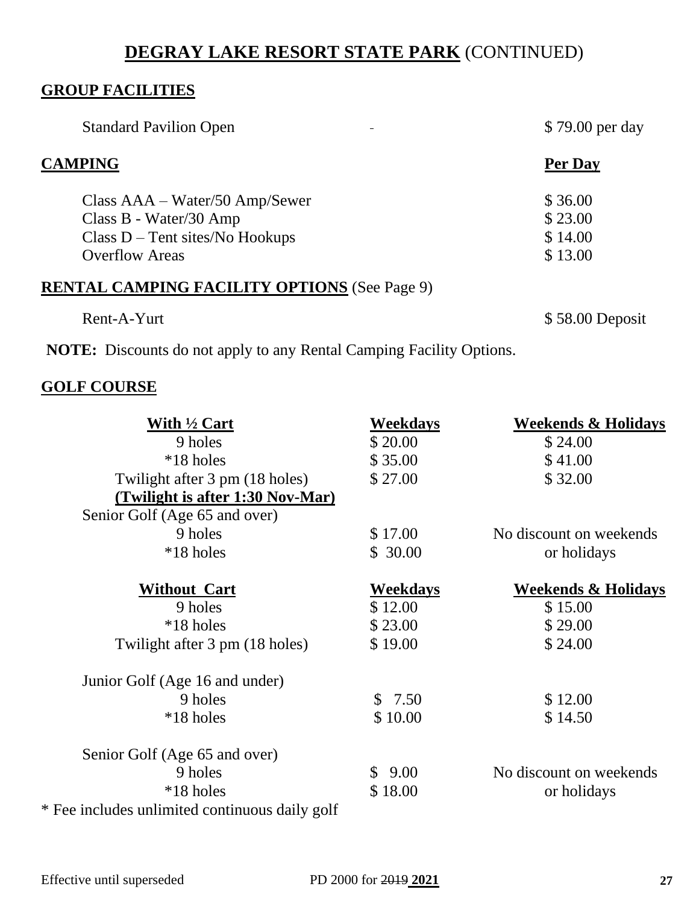# **DEGRAY LAKE RESORT STATE PARK** (CONTINUED)

## **GROUP FACILITIES**

| | | |
|---|---|---|
| Standard Pavilion Open | - | $ 79.00 per day |

## **CAMPING**

| | **Per Day** |
|---|---|
| Class AAA – Water/50 Amp/Sewer | $ 36.00 |
| Class B - Water/30 Amp | $ 23.00 |
| Class D – Tent sites/No Hookups | $ 14.00 |
| Overflow Areas | $ 13.00 |

## **RENTAL CAMPING FACILITY OPTIONS** (See Page 9)

| | |
|---|---|
| Rent-A-Yurt | $ 58.00 Deposit |

**NOTE:** Discounts do not apply to any Rental Camping Facility Options.

## **GOLF COURSE**

| **With ½ Cart** | **Weekdays** | **Weekends & Holidays** |
|---|---|---|
| 9 holes | $ 20.00 | $ 24.00 |
| *18 holes | $ 35.00 | $ 41.00 |
| Twilight after 3 pm (18 holes) | $ 27.00 | $ 32.00 |
| **(Twilight is after 1:30 Nov-Mar)** | | |
| Senior Golf (Age 65 and over) | | |
| 9 holes | $ 17.00 | No discount on weekends |
| *18 holes | $ 30.00 | or holidays |

| **Without Cart** | **Weekdays** | **Weekends & Holidays** |
|---|---|---|
| 9 holes | $ 12.00 | $ 15.00 |
| *18 holes | $ 23.00 | $ 29.00 |
| Twilight after 3 pm (18 holes) | $ 19.00 | $ 24.00 |
| Junior Golf (Age 16 and under) | | |
| 9 holes | $ 7.50 | $ 12.00 |
| *18 holes | $ 10.00 | $ 14.50 |
| Senior Golf (Age 65 and over) | | |
| 9 holes | $ 9.00 | No discount on weekends |
| *18 holes | $ 18.00 | or holidays |

* Fee includes unlimited continuous daily golf

Effective until superseded PD 2000 for ~~2019~~ **2021**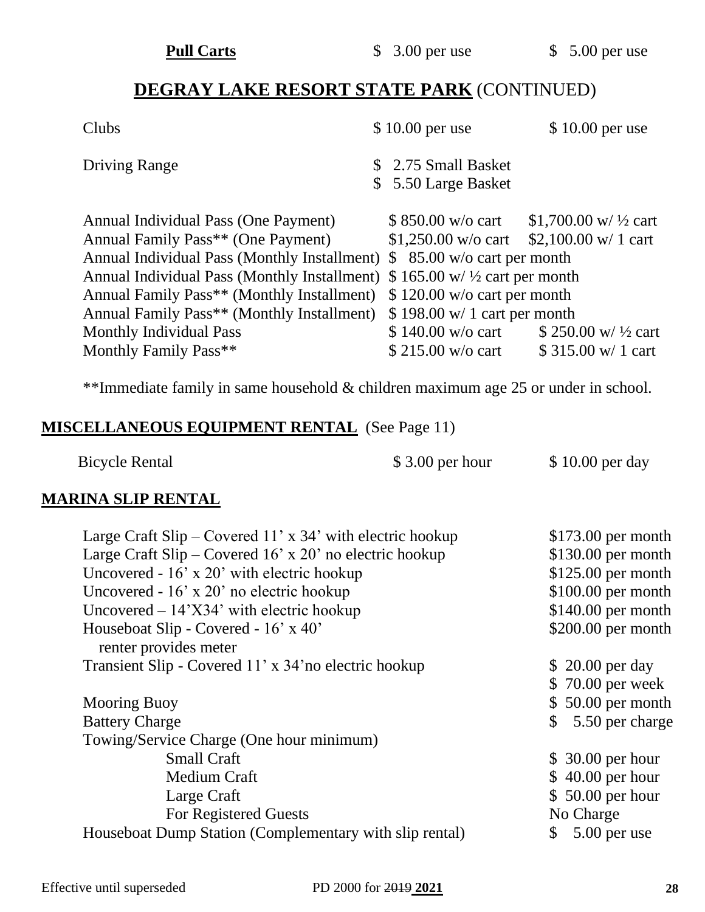| | | |
|---|---|---|
| **Pull Carts** | $ 3.00 per use | $ 5.00 per use |

## **DEGRAY LAKE RESORT STATE PARK** (CONTINUED)

| | | |
|---|---|---|
| Clubs | $ 10.00 per use | $ 10.00 per use |
| Driving Range | $ 2.75 Small Basket<br>$ 5.50 Large Basket | |
| Annual Individual Pass (One Payment) | $ 850.00 w/o cart | $1,700.00 w/ ½ cart |
| Annual Family Pass** (One Payment) | $1,250.00 w/o cart | $2,100.00 w/ 1 cart |
| Annual Individual Pass (Monthly Installment) | $ 85.00 w/o cart per month | |
| Annual Individual Pass (Monthly Installment) | $ 165.00 w/ ½ cart per month | |
| Annual Family Pass** (Monthly Installment) | $ 120.00 w/o cart per month | |
| Annual Family Pass** (Monthly Installment) | $ 198.00 w/ 1 cart per month | |
| Monthly Individual Pass | $ 140.00 w/o cart | $ 250.00 w/ ½ cart |
| Monthly Family Pass** | $ 215.00 w/o cart | $ 315.00 w/ 1 cart |

**Immediate family in same household & children maximum age 25 or under in school.

### **MISCELLANEOUS EQUIPMENT RENTAL** (See Page 11)

| | | |
|---|---|---|
| Bicycle Rental | $ 3.00 per hour | $ 10.00 per day |

### **MARINA SLIP RENTAL**

| | |
|---|---|
| Large Craft Slip – Covered 11' x 34' with electric hookup | $173.00 per month |
| Large Craft Slip – Covered 16' x 20' no electric hookup | $130.00 per month |
| Uncovered - 16' x 20' with electric hookup | $125.00 per month |
| Uncovered - 16' x 20' no electric hookup | $100.00 per month |
| Uncovered – 14'X34' with electric hookup | $140.00 per month |
| Houseboat Slip - Covered - 16' x 40' renter provides meter | $200.00 per month |
| Transient Slip - Covered 11' x 34'no electric hookup | $ 20.00 per day<br>$ 70.00 per week |
| Mooring Buoy | $ 50.00 per month |
| Battery Charge | $ 5.50 per charge |
| Towing/Service Charge (One hour minimum) | |
| Small Craft | $ 30.00 per hour |
| Medium Craft | $ 40.00 per hour |
| Large Craft | $ 50.00 per hour |
| For Registered Guests | No Charge |
| Houseboat Dump Station (Complementary with slip rental) | $ 5.00 per use |

Effective until superseded PD 2000 for ~~2019~~ **2021**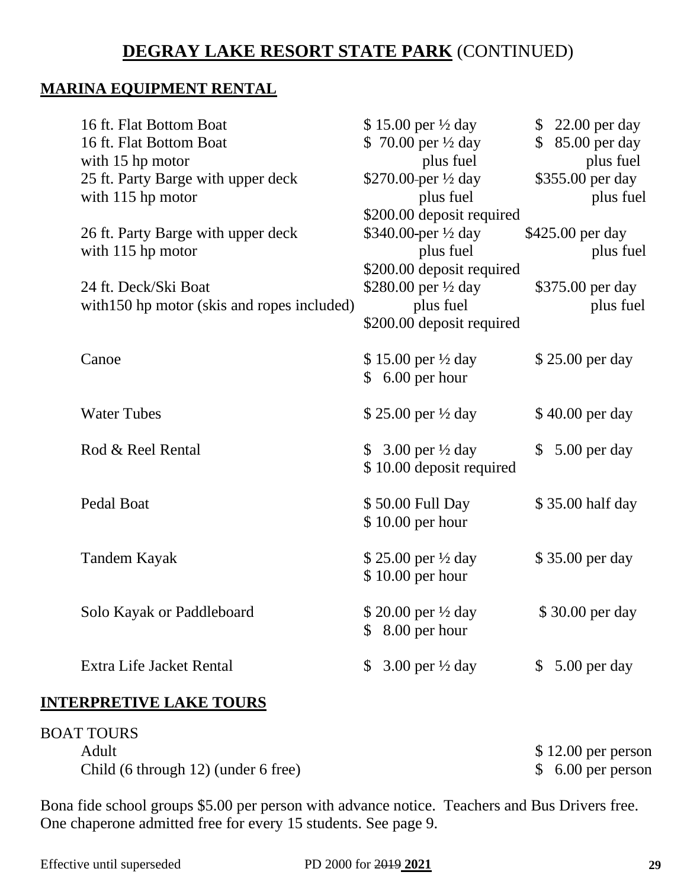# **DEGRAY LAKE RESORT STATE PARK** (CONTINUED)

## **MARINA EQUIPMENT RENTAL**

| Item | | |
|---|---|---|
| 16 ft. Flat Bottom Boat | $ 15.00 per ½ day | $ 22.00 per day |
| 16 ft. Flat Bottom Boat with 15 hp motor | $ 70.00 per ½ day plus fuel | $ 85.00 per day plus fuel |
| 25 ft. Party Barge with upper deck with 115 hp motor | $270.00 per ½ day plus fuel $200.00 deposit required | $355.00 per day plus fuel |
| 26 ft. Party Barge with upper deck with 115 hp motor | $340.00 per ½ day plus fuel $200.00 deposit required | $425.00 per day plus fuel |
| 24 ft. Deck/Ski Boat with150 hp motor (skis and ropes included) | $280.00 per ½ day plus fuel $200.00 deposit required | $375.00 per day plus fuel |
| Canoe | $ 15.00 per ½ day $ 6.00 per hour | $ 25.00 per day |
| Water Tubes | $ 25.00 per ½ day | $ 40.00 per day |
| Rod & Reel Rental | $ 3.00 per ½ day $ 10.00 deposit required | $ 5.00 per day |
| Pedal Boat | $ 50.00 Full Day $ 10.00 per hour | $ 35.00 half day |
| Tandem Kayak | $ 25.00 per ½ day $ 10.00 per hour | $ 35.00 per day |
| Solo Kayak or Paddleboard | $ 20.00 per ½ day $ 8.00 per hour | $ 30.00 per day |
| Extra Life Jacket Rental | $ 3.00 per ½ day | $ 5.00 per day |

## **INTERPRETIVE LAKE TOURS**

BOAT TOURS

| | |
|---|---|
| Adult | $ 12.00 per person |
| Child (6 through 12) (under 6 free) | $ 6.00 per person |

Bona fide school groups $5.00 per person with advance notice. Teachers and Bus Drivers free. One chaperone admitted free for every 15 students. See page 9.

Effective until superseded PD 2000 for ~~2019~~ **2021**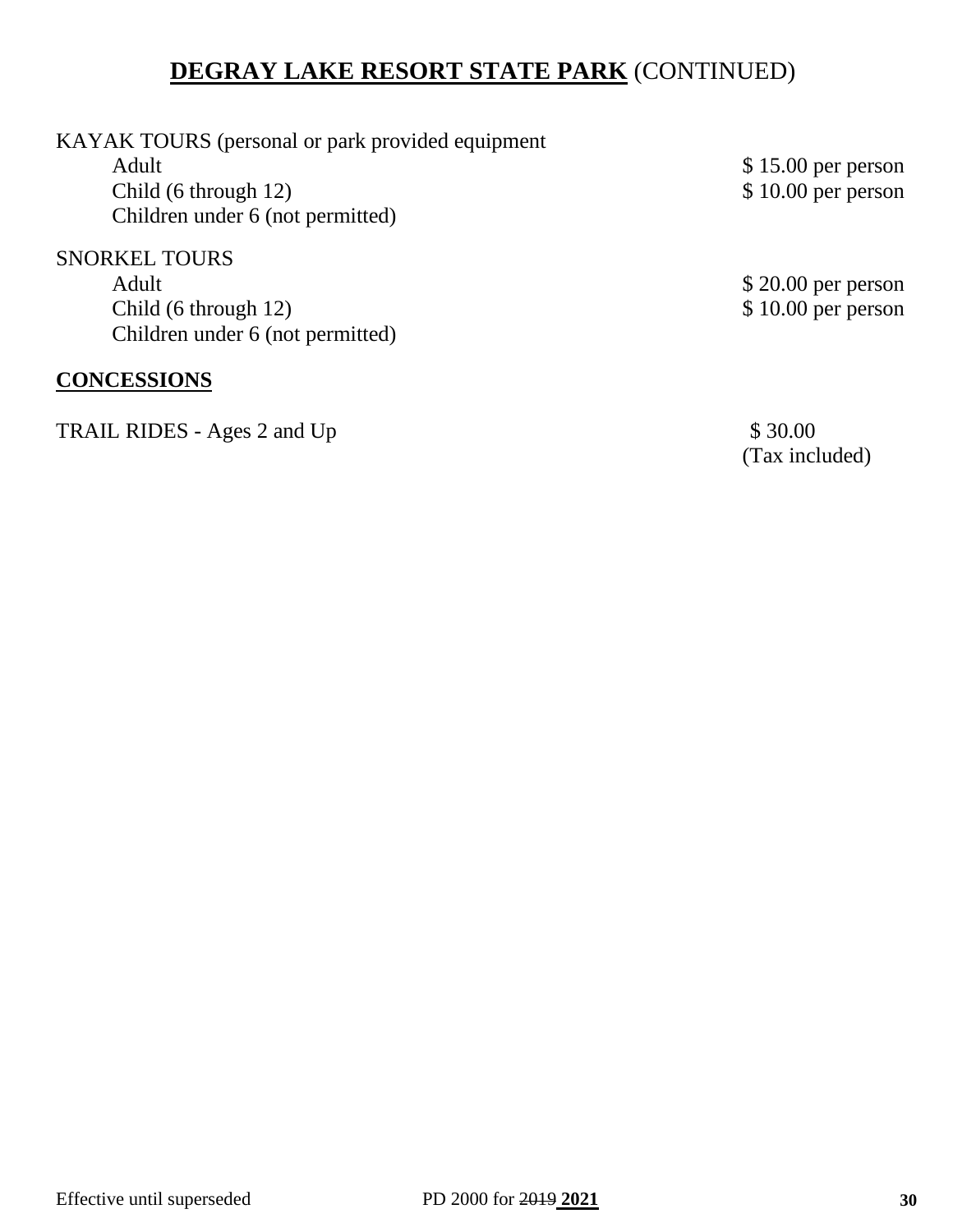# **DEGRAY LAKE RESORT STATE PARK** (CONTINUED)

| | |
|---|---|
| KAYAK TOURS (personal or park provided equipment | |
| Adult | $ 15.00 per person |
| Child (6 through 12) | $ 10.00 per person |
| Children under 6 (not permitted) | |
| | |
| SNORKEL TOURS | |
| Adult | $ 20.00 per person |
| Child (6 through 12) | $ 10.00 per person |
| Children under 6 (not permitted) | |

## **CONCESSIONS**

| | |
|---|---|
| TRAIL RIDES - Ages 2 and Up | $ 30.00 (Tax included) |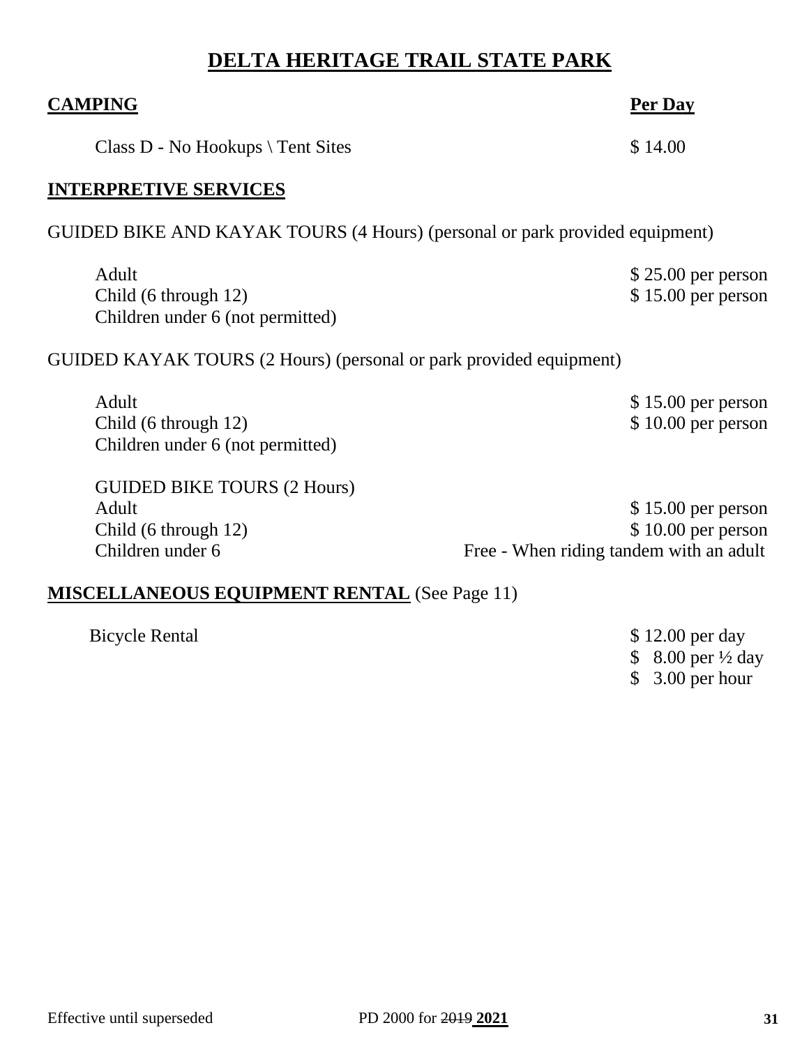# DELTA HERITAGE TRAIL STATE PARK

| **CAMPING** | **Per Day** |
|---|---|
| Class D - No Hookups \ Tent Sites | $ 14.00 |

## INTERPRETIVE SERVICES

GUIDED BIKE AND KAYAK TOURS (4 Hours) (personal or park provided equipment)

| | |
|---|---|
| Adult | $ 25.00 per person |
| Child (6 through 12) | $ 15.00 per person |
| Children under 6 (not permitted) | |

GUIDED KAYAK TOURS (2 Hours) (personal or park provided equipment)

| | |
|---|---|
| Adult | $ 15.00 per person |
| Child (6 through 12) | $ 10.00 per person |
| Children under 6 (not permitted) | |

GUIDED BIKE TOURS (2 Hours)

| | |
|---|---|
| Adult | $ 15.00 per person |
| Child (6 through 12) | $ 10.00 per person |
| Children under 6 | Free - When riding tandem with an adult |

## MISCELLANEOUS EQUIPMENT RENTAL (See Page 11)

| | |
|---|---|
| Bicycle Rental | $ 12.00 per day |
| | $ 8.00 per ½ day |
| | $ 3.00 per hour |

Effective until superseded PD 2000 for ~~2019~~ **2021**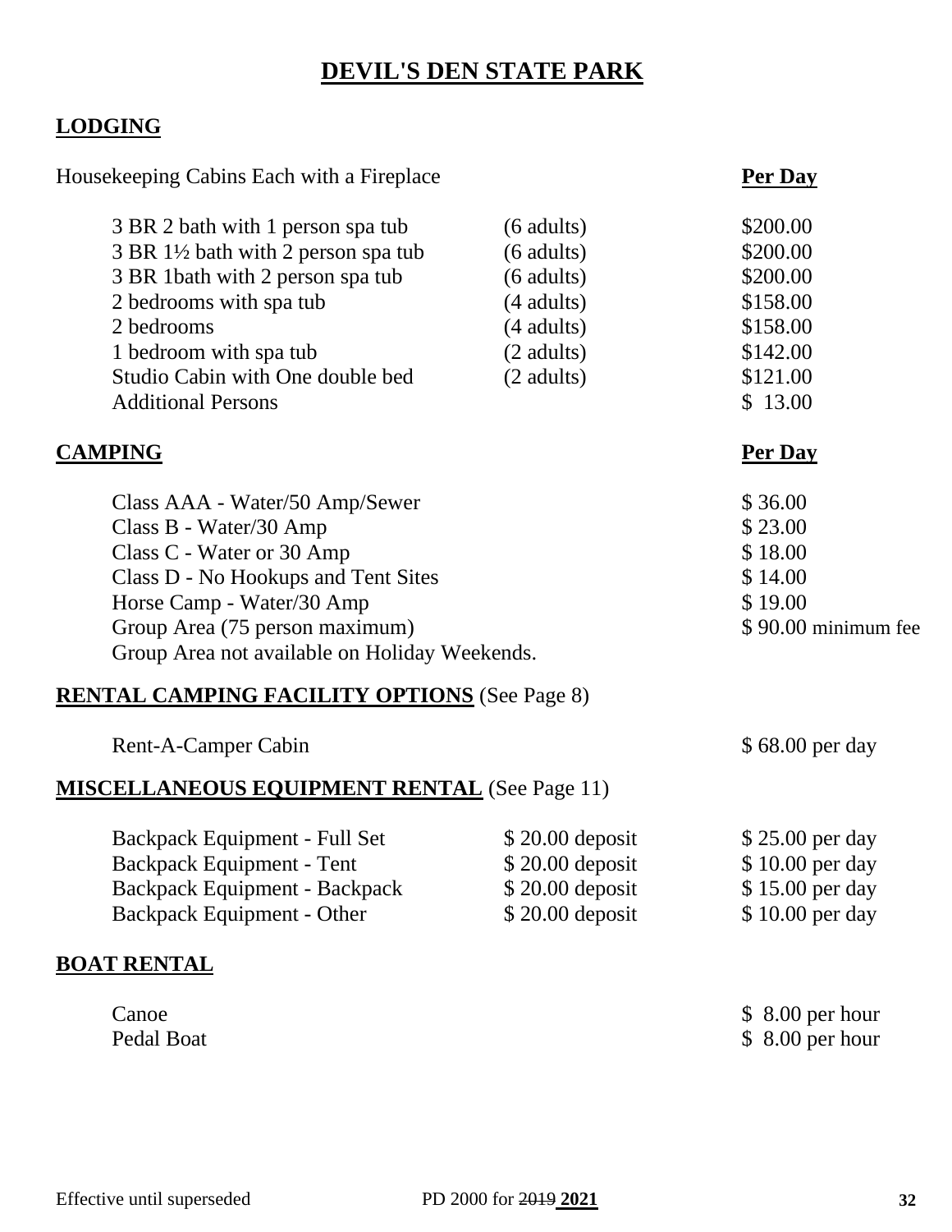# DEVIL'S DEN STATE PARK

## LODGING

| Housekeeping Cabins Each with a Fireplace | | **Per Day** |
|---|---|---|
| 3 BR 2 bath with 1 person spa tub | (6 adults) | \$200.00 |
| 3 BR 1½ bath with 2 person spa tub | (6 adults) | \$200.00 |
| 3 BR 1bath with 2 person spa tub | (6 adults) | \$200.00 |
| 2 bedrooms with spa tub | (4 adults) | \$158.00 |
| 2 bedrooms | (4 adults) | \$158.00 |
| 1 bedroom with spa tub | (2 adults) | \$142.00 |
| Studio Cabin with One double bed | (2 adults) | \$121.00 |
| Additional Persons | | \$ 13.00 |

## CAMPING

| | **Per Day** |
|---|---|
| Class AAA - Water/50 Amp/Sewer | \$ 36.00 |
| Class B - Water/30 Amp | \$ 23.00 |
| Class C - Water or 30 Amp | \$ 18.00 |
| Class D - No Hookups and Tent Sites | \$ 14.00 |
| Horse Camp - Water/30 Amp | \$ 19.00 |
| Group Area (75 person maximum) | \$ 90.00 minimum fee |
| Group Area not available on Holiday Weekends. | |

## RENTAL CAMPING FACILITY OPTIONS (See Page 8)

| | |
|---|---|
| Rent-A-Camper Cabin | \$ 68.00 per day |

## MISCELLANEOUS EQUIPMENT RENTAL (See Page 11)

| | | |
|---|---|---|
| Backpack Equipment - Full Set | \$ 20.00 deposit | \$ 25.00 per day |
| Backpack Equipment - Tent | \$ 20.00 deposit | \$ 10.00 per day |
| Backpack Equipment - Backpack | \$ 20.00 deposit | \$ 15.00 per day |
| Backpack Equipment - Other | \$ 20.00 deposit | \$ 10.00 per day |

## BOAT RENTAL

| | |
|---|---|
| Canoe | \$ 8.00 per hour |
| Pedal Boat | \$ 8.00 per hour |

Effective until superseded — PD 2000 for ~~2019~~ **2021**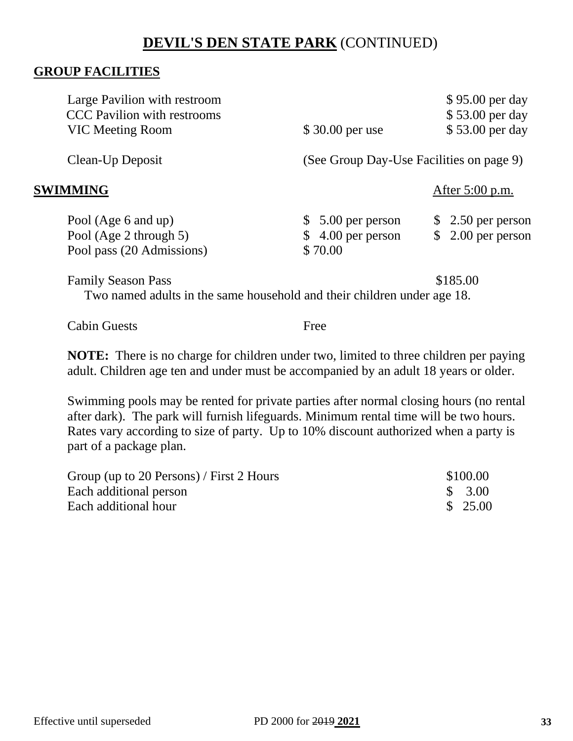# **DEVIL'S DEN STATE PARK** (CONTINUED)

## **GROUP FACILITIES**

| | | |
|---|---|---|
| Large Pavilion with restroom | | $ 95.00 per day |
| CCC Pavilion with restrooms | | $ 53.00 per day |
| VIC Meeting Room | $ 30.00 per use | $ 53.00 per day |

Clean-Up Deposit (See Group Day-Use Facilities on page 9)

## **SWIMMING**

| | | After 5:00 p.m. |
|---|---|---|
| Pool (Age 6 and up) | $ 5.00 per person | $ 2.50 per person |
| Pool (Age 2 through 5) | $ 4.00 per person | $ 2.00 per person |
| Pool pass (20 Admissions) | $ 70.00 | |

Family Season Pass $185.00

Two named adults in the same household and their children under age 18.

Cabin Guests Free

**NOTE:** There is no charge for children under two, limited to three children per paying adult. Children age ten and under must be accompanied by an adult 18 years or older.

Swimming pools may be rented for private parties after normal closing hours (no rental after dark). The park will furnish lifeguards. Minimum rental time will be two hours. Rates vary according to size of party. Up to 10% discount authorized when a party is part of a package plan.

| | |
|---|---|
| Group (up to 20 Persons) / First 2 Hours | $100.00 |
| Each additional person | $ 3.00 |
| Each additional hour | $ 25.00 |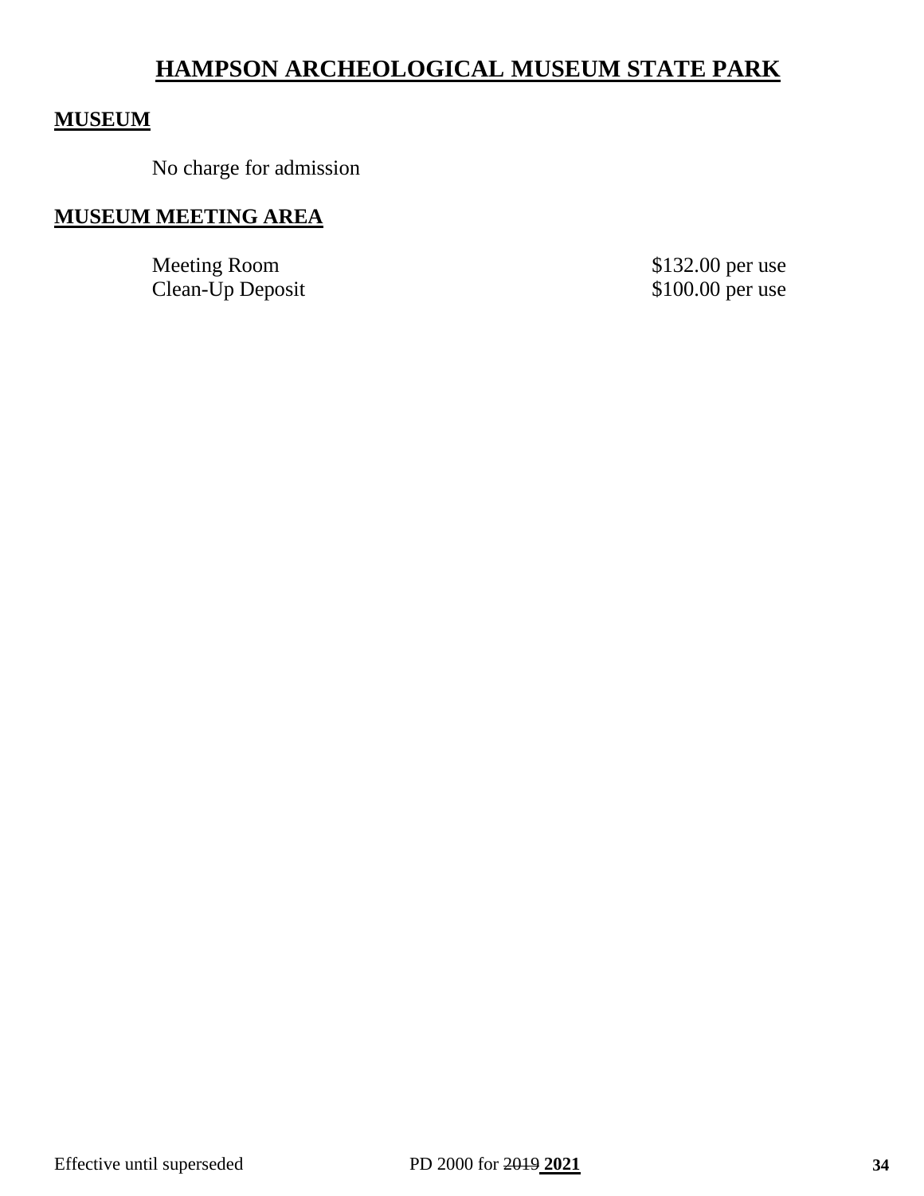# HAMPSON ARCHEOLOGICAL MUSEUM STATE PARK

## MUSEUM

No charge for admission

## MUSEUM MEETING AREA

| | |
|---|---|
| Meeting Room | $132.00 per use |
| Clean-Up Deposit | $100.00 per use |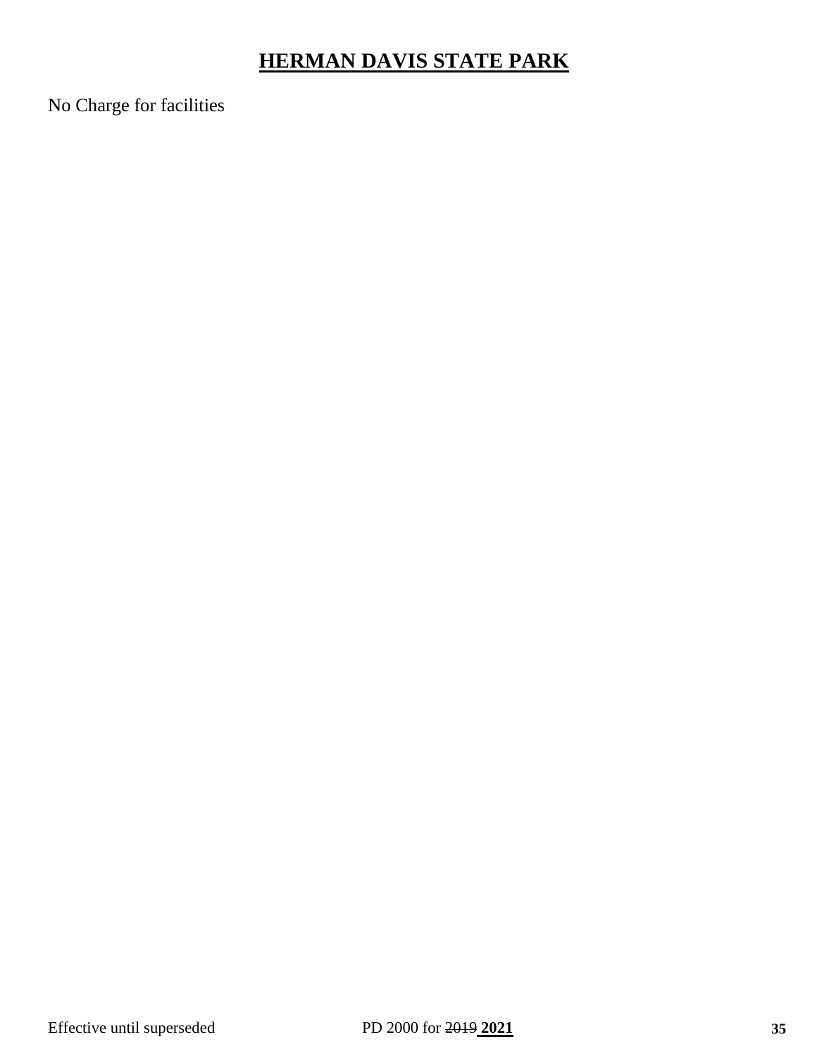# HERMAN DAVIS STATE PARK

No Charge for facilities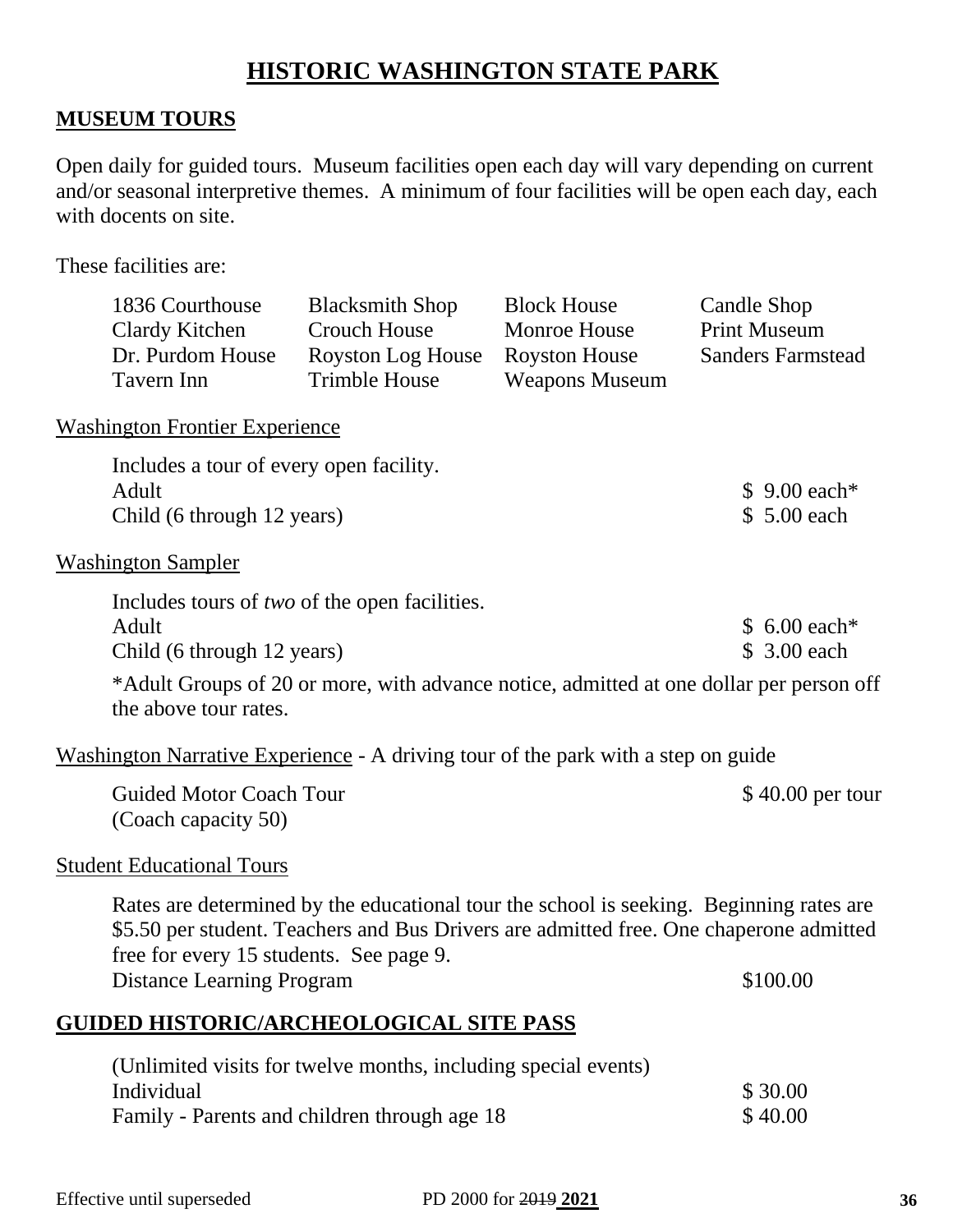# HISTORIC WASHINGTON STATE PARK

## MUSEUM TOURS

Open daily for guided tours. Museum facilities open each day will vary depending on current and/or seasonal interpretive themes. A minimum of four facilities will be open each day, each with docents on site.

These facilities are:

| | | | |
|---|---|---|---|
| 1836 Courthouse | Blacksmith Shop | Block House | Candle Shop |
| Clardy Kitchen | Crouch House | Monroe House | Print Museum |
| Dr. Purdom House | Royston Log House | Royston House | Sanders Farmstead |
| Tavern Inn | Trimble House | Weapons Museum | |

Washington Frontier Experience

Includes a tour of every open facility.

| | |
|---|---|
| Adult | $ 9.00 each* |
| Child (6 through 12 years) | $ 5.00 each |

Washington Sampler

Includes tours of *two* of the open facilities.

| | |
|---|---|
| Adult | $ 6.00 each* |
| Child (6 through 12 years) | $ 3.00 each |

*Adult Groups of 20 or more, with advance notice, admitted at one dollar per person off the above tour rates.

Washington Narrative Experience - A driving tour of the park with a step on guide

| | |
|---|---|
| Guided Motor Coach Tour (Coach capacity 50) | $ 40.00 per tour |

Student Educational Tours

Rates are determined by the educational tour the school is seeking. Beginning rates are $5.50 per student. Teachers and Bus Drivers are admitted free. One chaperone admitted free for every 15 students. See page 9.

| | |
|---|---|
| Distance Learning Program | $100.00 |

## GUIDED HISTORIC/ARCHEOLOGICAL SITE PASS

(Unlimited visits for twelve months, including special events)

| | |
|---|---|
| Individual | $ 30.00 |
| Family - Parents and children through age 18 | $ 40.00 |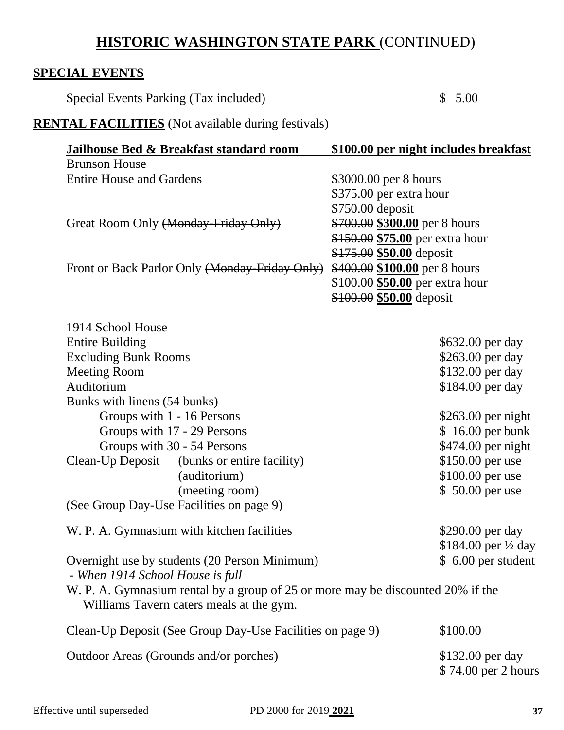# **HISTORIC WASHINGTON STATE PARK** (CONTINUED)

## **SPECIAL EVENTS**

Special Events Parking (Tax included) $ 5.00

## **RENTAL FACILITIES** (Not available during festivals)

| **Jailhouse Bed & Breakfast standard room** | **\$100.00 per night includes breakfast** |
|---|---|
| Brunson House | |
| Entire House and Gardens | \$3000.00 per 8 hours |
| | \$375.00 per extra hour |
| | \$750.00 deposit |
| Great Room Only ~~(Monday-Friday Only)~~ | ~~\$700.00~~ **\$300.00** per 8 hours |
| | ~~\$150.00~~ **\$75.00** per extra hour |
| | ~~\$175.00~~ **\$50.00** deposit |
| Front or Back Parlor Only ~~(Monday-Friday Only)~~ | ~~\$400.00~~ **\$100.00** per 8 hours |
| | ~~\$100.00~~ **\$50.00** per extra hour |
| | ~~\$100.00~~ **\$50.00** deposit |

| 1914 School House | |
|---|---|
| Entire Building | \$632.00 per day |
| Excluding Bunk Rooms | \$263.00 per day |
| Meeting Room | \$132.00 per day |
| Auditorium | \$184.00 per day |
| Bunks with linens (54 bunks) | |
| Groups with 1 - 16 Persons | \$263.00 per night |
| Groups with 17 - 29 Persons | \$ 16.00 per bunk |
| Groups with 30 - 54 Persons | \$474.00 per night |
| Clean-Up Deposit (bunks or entire facility) | \$150.00 per use |
| (auditorium) | \$100.00 per use |
| (meeting room) | \$ 50.00 per use |

(See Group Day-Use Facilities on page 9)

| | |
|---|---|
| W. P. A. Gymnasium with kitchen facilities | \$290.00 per day |
| | \$184.00 per ½ day |
| Overnight use by students (20 Person Minimum) - *When 1914 School House is full* | \$ 6.00 per student |

W. P. A. Gymnasium rental by a group of 25 or more may be discounted 20% if the Williams Tavern caters meals at the gym.

| | |
|---|---|
| Clean-Up Deposit (See Group Day-Use Facilities on page 9) | \$100.00 |
| Outdoor Areas (Grounds and/or porches) | \$132.00 per day |
| | \$ 74.00 per 2 hours |

Effective until superseded PD 2000 for ~~2019~~ **2021**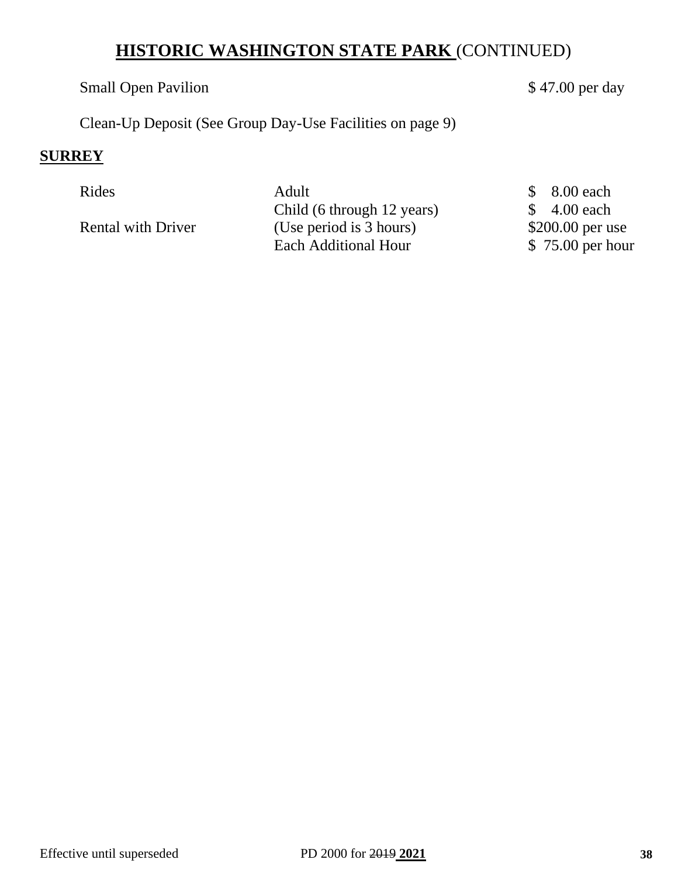## **HISTORIC WASHINGTON STATE PARK** (CONTINUED)

| | |
|---|---|
| Small Open Pavilion | $ 47.00 per day |

Clean-Up Deposit (See Group Day-Use Facilities on page 9)

**SURREY**

| | | |
|---|---|---|
| Rides | Adult | $ 8.00 each |
| | Child (6 through 12 years) | $ 4.00 each |
| Rental with Driver | (Use period is 3 hours) | $200.00 per use |
| | Each Additional Hour | $ 75.00 per hour |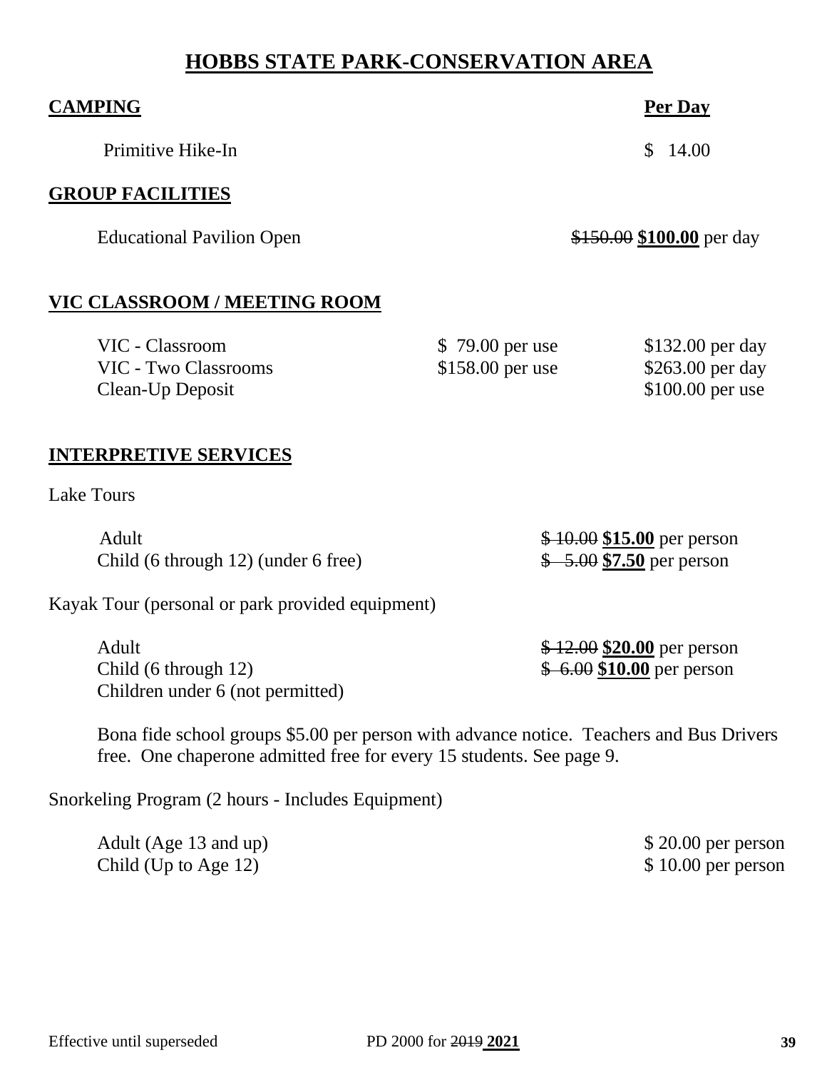# HOBBS STATE PARK-CONSERVATION AREA

## CAMPING

| | Per Day |
|---|---|
| Primitive Hike-In | $ 14.00 |

## GROUP FACILITIES

| | |
|---|---|
| Educational Pavilion Open | ~~$150.00~~ **$100.00** per day |

## VIC CLASSROOM / MEETING ROOM

| | | |
|---|---|---|
| VIC - Classroom | $ 79.00 per use | $132.00 per day |
| VIC - Two Classrooms | $158.00 per use | $263.00 per day |
| Clean-Up Deposit | | $100.00 per use |

## INTERPRETIVE SERVICES

Lake Tours

| | |
|---|---|
| Adult | ~~$ 10.00~~ **$15.00** per person |
| Child (6 through 12) (under 6 free) | ~~$ 5.00~~ **$7.50** per person |

Kayak Tour (personal or park provided equipment)

| | |
|---|---|
| Adult | ~~$ 12.00~~ **$20.00** per person |
| Child (6 through 12) | ~~$ 6.00~~ **$10.00** per person |
| Children under 6 (not permitted) | |

Bona fide school groups $5.00 per person with advance notice. Teachers and Bus Drivers free. One chaperone admitted free for every 15 students. See page 9.

Snorkeling Program (2 hours - Includes Equipment)

| | |
|---|---|
| Adult (Age 13 and up) | $ 20.00 per person |
| Child (Up to Age 12) | $ 10.00 per person |

Effective until superseded PD 2000 for ~~2019~~ **2021**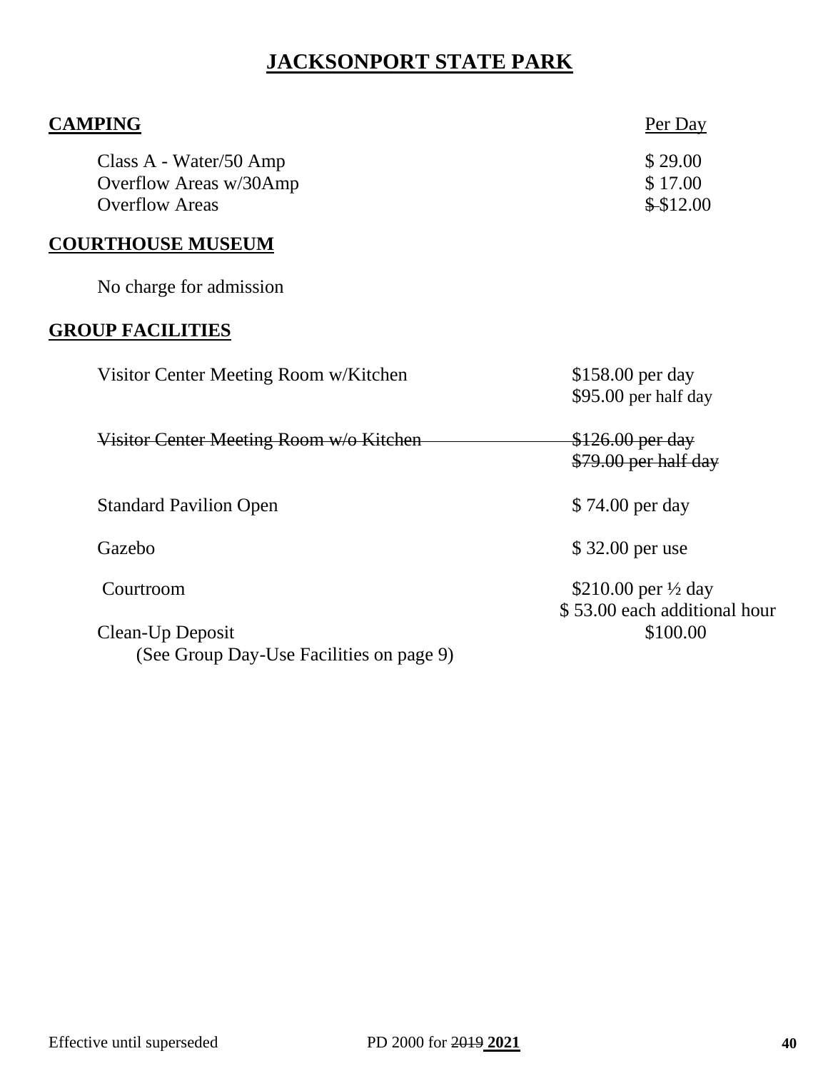# JACKSONPORT STATE PARK

## CAMPING

| | Per Day |
|---|---|
| Class A - Water/50 Amp | $ 29.00 |
| Overflow Areas w/30Amp | $ 17.00 |
| Overflow Areas | ~~$~~ $12.00 |

## COURTHOUSE MUSEUM

No charge for admission

## GROUP FACILITIES

| | |
|---|---|
| Visitor Center Meeting Room w/Kitchen | $158.00 per day<br>$95.00 per half day |
| ~~Visitor Center Meeting Room w/o Kitchen~~ | ~~$126.00 per day~~<br>~~$79.00 per half day~~ |
| Standard Pavilion Open | $ 74.00 per day |
| Gazebo | $ 32.00 per use |
| Courtroom | $210.00 per ½ day<br>$ 53.00 each additional hour |
| Clean-Up Deposit | $100.00 |

(See Group Day-Use Facilities on page 9)

Effective until superseded PD 2000 for ~~2019~~ **2021**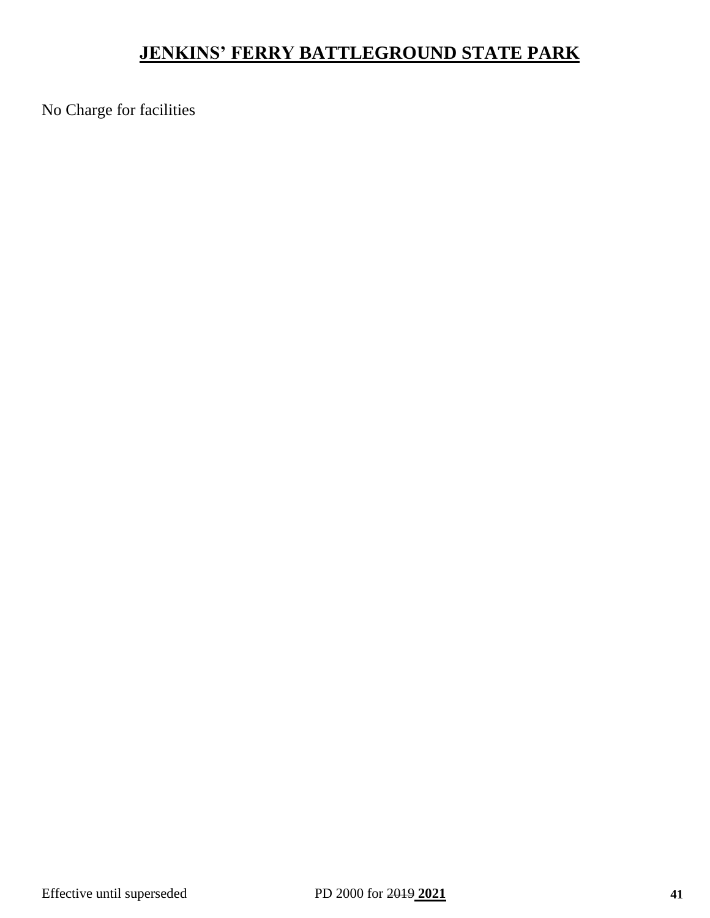# JENKINS' FERRY BATTLEGROUND STATE PARK

No Charge for facilities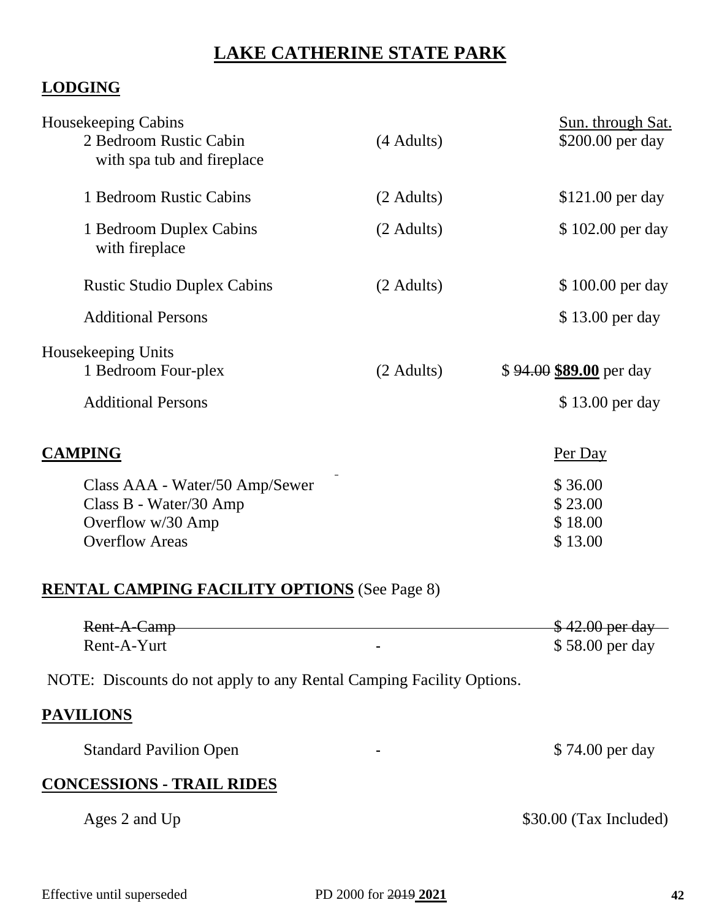# LAKE CATHERINE STATE PARK

## LODGING

| Housekeeping Cabins | | Sun. through Sat. |
|---|---|---|
| 2 Bedroom Rustic Cabin with spa tub and fireplace | (4 Adults) | $200.00 per day |
| 1 Bedroom Rustic Cabins | (2 Adults) | $121.00 per day |
| 1 Bedroom Duplex Cabins with fireplace | (2 Adults) | $ 102.00 per day |
| Rustic Studio Duplex Cabins | (2 Adults) | $ 100.00 per day |
| Additional Persons | | $ 13.00 per day |
| **Housekeeping Units** | | |
| 1 Bedroom Four-plex | (2 Adults) | $ ~~94.00~~ **$89.00** per day |
| Additional Persons | | $ 13.00 per day |

## CAMPING

| | Per Day |
|---|---|
| Class AAA - Water/50 Amp/Sewer | $ 36.00 |
| Class B - Water/30 Amp | $ 23.00 |
| Overflow w/30 Amp | $ 18.00 |
| Overflow Areas | $ 13.00 |

## RENTAL CAMPING FACILITY OPTIONS (See Page 8)

| | |
|---|---|
| ~~Rent-A-Camp~~ | ~~$ 42.00 per day~~ |
| Rent-A-Yurt | $ 58.00 per day |

NOTE: Discounts do not apply to any Rental Camping Facility Options.

## PAVILIONS

| | |
|---|---|
| Standard Pavilion Open | $ 74.00 per day |

## CONCESSIONS - TRAIL RIDES

| | |
|---|---|
| Ages 2 and Up | $30.00 (Tax Included) |

Effective until superseded PD 2000 for ~~2019~~ **2021**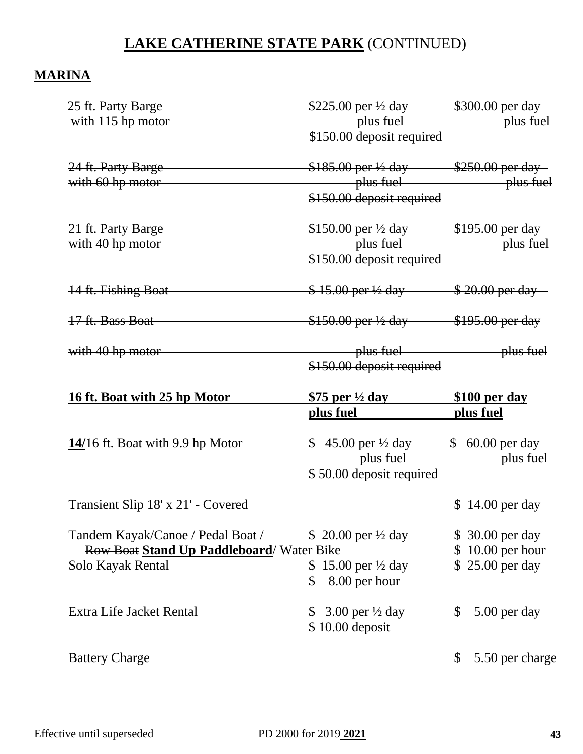# **LAKE CATHERINE STATE PARK** (CONTINUED)

## **MARINA**

| | | |
|---|---|---|
| 25 ft. Party Barge with 115 hp motor | \$225.00 per ½ day plus fuel \$150.00 deposit required | \$300.00 per day plus fuel |
| ~~24 ft. Party Barge with 60 hp motor~~ | ~~\$185.00 per ½ day plus fuel \$150.00 deposit required~~ | ~~\$250.00 per day plus fuel~~ |
| 21 ft. Party Barge with 40 hp motor | \$150.00 per ½ day plus fuel \$150.00 deposit required | \$195.00 per day plus fuel |
| ~~14 ft. Fishing Boat~~ | ~~\$ 15.00 per ½ day~~ | ~~\$ 20.00 per day~~ |
| ~~17 ft. Bass Boat with 40 hp motor~~ | ~~\$150.00 per ½ day plus fuel \$150.00 deposit required~~ | ~~\$195.00 per day plus fuel~~ |
| <u>**16 ft. Boat with 25 hp Motor**</u> | <u>**\$75 per ½ day plus fuel**</u> | <u>**\$100 per day plus fuel**</u> |
| <u>**14/**</u>16 ft. Boat with 9.9 hp Motor | \$ 45.00 per ½ day plus fuel \$ 50.00 deposit required | \$ 60.00 per day plus fuel |
| Transient Slip 18' x 21' - Covered | | \$ 14.00 per day |
| Tandem Kayak/Canoe / Pedal Boat / ~~Row Boat~~ <u>**Stand Up Paddleboard**</u>/ Water Bike | \$ 20.00 per ½ day | \$ 30.00 per day<br>\$ 10.00 per hour |
| Solo Kayak Rental | \$ 15.00 per ½ day<br>\$ 8.00 per hour | \$ 25.00 per day |
| Extra Life Jacket Rental | \$ 3.00 per ½ day<br>\$ 10.00 deposit | \$ 5.00 per day |
| Battery Charge | | \$ 5.50 per charge |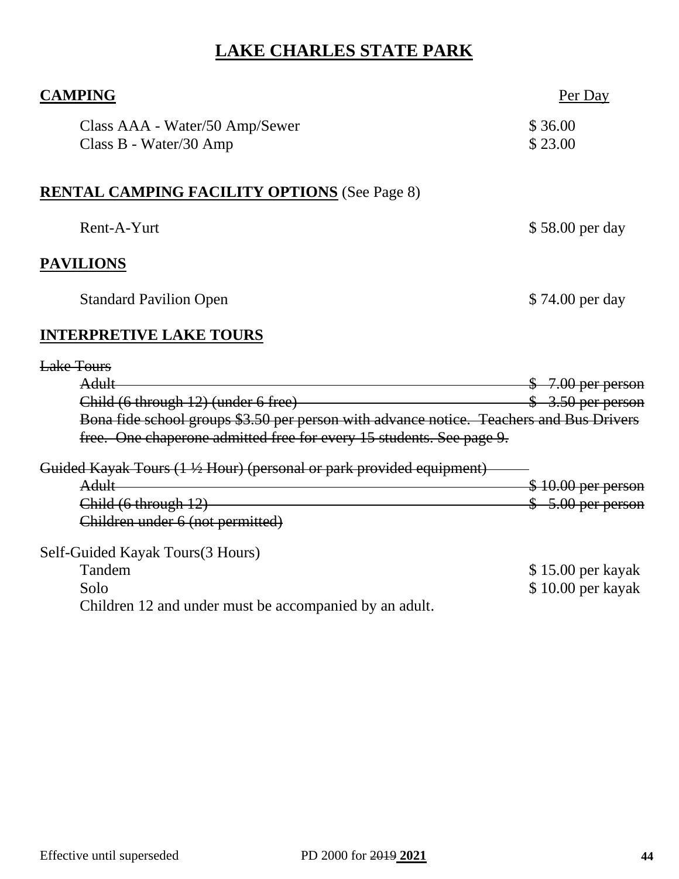# LAKE CHARLES STATE PARK

## CAMPING

| | Per Day |
|---|---|
| Class AAA - Water/50 Amp/Sewer | $ 36.00 |
| Class B - Water/30 Amp | $ 23.00 |

## RENTAL CAMPING FACILITY OPTIONS (See Page 8)

| | |
|---|---|
| Rent-A-Yurt | $ 58.00 per day |

## PAVILIONS

| | |
|---|---|
| Standard Pavilion Open | $ 74.00 per day |

## INTERPRETIVE LAKE TOURS

~~Lake Tours~~

| | |
|---|---|
| ~~Adult~~ | ~~$ 7.00 per person~~ |
| ~~Child (6 through 12) (under 6 free)~~ | ~~$ 3.50 per person~~ |

~~Bona fide school groups $3.50 per person with advance notice. Teachers and Bus Drivers free. One chaperone admitted free for every 15 students. See page 9.~~

~~Guided Kayak Tours (1 ½ Hour) (personal or park provided equipment)~~

| | |
|---|---|
| ~~Adult~~ | ~~$ 10.00 per person~~ |
| ~~Child (6 through 12)~~ | ~~$ 5.00 per person~~ |
| ~~Children under 6 (not permitted)~~ | |

Self-Guided Kayak Tours(3 Hours)

| | |
|---|---|
| Tandem | $ 15.00 per kayak |
| Solo | $ 10.00 per kayak |

Children 12 and under must be accompanied by an adult.

Effective until superseded PD 2000 for ~~2019~~ **2021**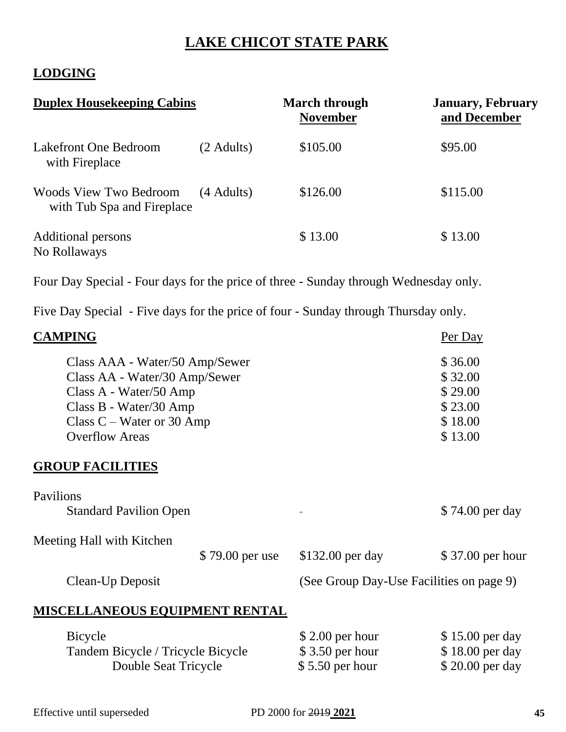# LAKE CHICOT STATE PARK

## LODGING

| Duplex Housekeeping Cabins | | March through November | January, February and December |
|---|---|---|---|
| Lakefront One Bedroom with Fireplace | (2 Adults) | $105.00 | $95.00 |
| Woods View Two Bedroom with Tub Spa and Fireplace | (4 Adults) | $126.00 | $115.00 |
| Additional persons No Rollaways | | $ 13.00 | $ 13.00 |

Four Day Special - Four days for the price of three - Sunday through Wednesday only.

Five Day Special - Five days for the price of four - Sunday through Thursday only.

## CAMPING

| | Per Day |
|---|---|
| Class AAA - Water/50 Amp/Sewer | $ 36.00 |
| Class AA - Water/30 Amp/Sewer | $ 32.00 |
| Class A - Water/50 Amp | $ 29.00 |
| Class B - Water/30 Amp | $ 23.00 |
| Class C – Water or 30 Amp | $ 18.00 |
| Overflow Areas | $ 13.00 |

## GROUP FACILITIES

Pavilions

| | | | |
|---|---|---|---|
| Standard Pavilion Open | | - | $ 74.00 per day |

Meeting Hall with Kitchen

| | | | |
|---|---|---|---|
| | $ 79.00 per use | $132.00 per day | $ 37.00 per hour |
| Clean-Up Deposit | | (See Group Day-Use Facilities on page 9) | |

## MISCELLANEOUS EQUIPMENT RENTAL

| | | |
|---|---|---|
| Bicycle | $ 2.00 per hour | $ 15.00 per day |
| Tandem Bicycle / Tricycle Bicycle | $ 3.50 per hour | $ 18.00 per day |
| Double Seat Tricycle | $ 5.50 per hour | $ 20.00 per day |

Effective until superseded PD 2000 for ~~2019~~ **2021**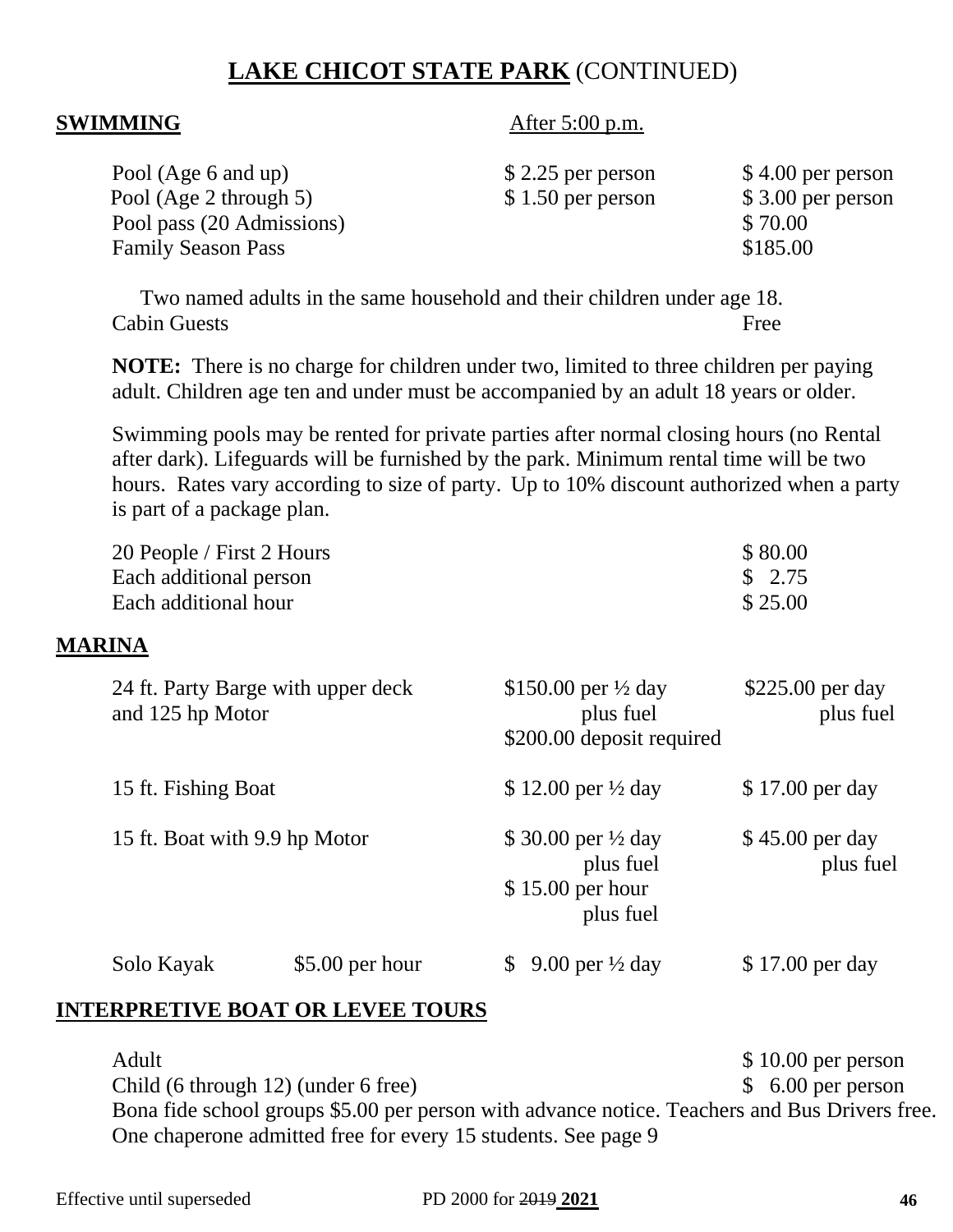# **LAKE CHICOT STATE PARK** (CONTINUED)

## **SWIMMING**

| | | After 5:00 p.m. |
|---|---|---|
| Pool (Age 6 and up) | $ 2.25 per person | $ 4.00 per person |
| Pool (Age 2 through 5) | $ 1.50 per person | $ 3.00 per person |
| Pool pass (20 Admissions) | | $ 70.00 |
| Family Season Pass | | $185.00 |

Two named adults in the same household and their children under age 18.

| | |
|---|---|
| Cabin Guests | Free |

**NOTE:** There is no charge for children under two, limited to three children per paying adult. Children age ten and under must be accompanied by an adult 18 years or older.

Swimming pools may be rented for private parties after normal closing hours (no Rental after dark). Lifeguards will be furnished by the park. Minimum rental time will be two hours. Rates vary according to size of party. Up to 10% discount authorized when a party is part of a package plan.

| | |
|---|---|
| 20 People / First 2 Hours | $ 80.00 |
| Each additional person | $ 2.75 |
| Each additional hour | $ 25.00 |

## **MARINA**

| | | | |
|---|---|---|---|
| 24 ft. Party Barge with upper deck and 125 hp Motor | | $150.00 per ½ day plus fuel<br>$200.00 deposit required | $225.00 per day plus fuel |
| 15 ft. Fishing Boat | | $ 12.00 per ½ day | $ 17.00 per day |
| 15 ft. Boat with 9.9 hp Motor | | $ 30.00 per ½ day plus fuel<br>$ 15.00 per hour plus fuel | $ 45.00 per day plus fuel |
| Solo Kayak | $5.00 per hour | $ 9.00 per ½ day | $ 17.00 per day |

## **INTERPRETIVE BOAT OR LEVEE TOURS**

| | |
|---|---|
| Adult | $ 10.00 per person |
| Child (6 through 12) (under 6 free) | $ 6.00 per person |

Bona fide school groups $5.00 per person with advance notice. Teachers and Bus Drivers free. One chaperone admitted free for every 15 students. See page 9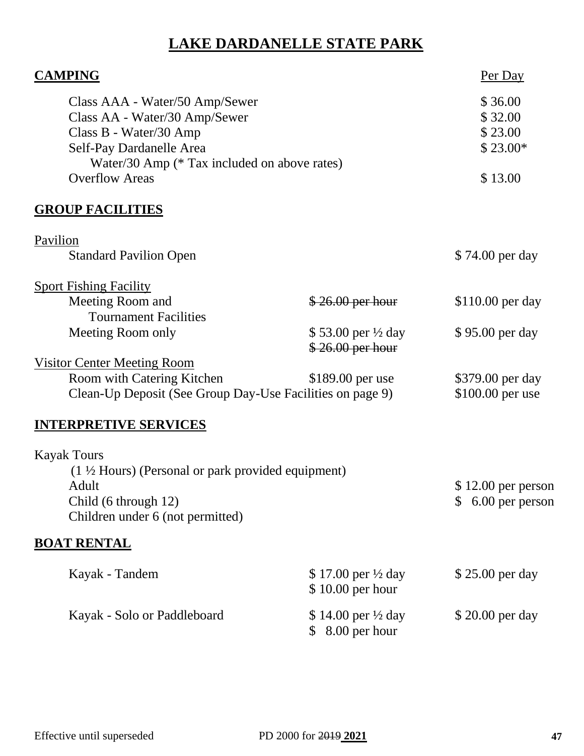# LAKE DARDANELLE STATE PARK

## CAMPING

| | Per Day |
|---|---|
| Class AAA - Water/50 Amp/Sewer | $ 36.00 |
| Class AA - Water/30 Amp/Sewer | $ 32.00 |
| Class B - Water/30 Amp | $ 23.00 |
| Self-Pay Dardanelle Area<br>Water/30 Amp (* Tax included on above rates) | $ 23.00* |
| Overflow Areas | $ 13.00 |

## GROUP FACILITIES

| | | |
|---|---|---|
| Pavilion | | |
| Standard Pavilion Open | | $ 74.00 per day |
| Sport Fishing Facility | | |
| Meeting Room and Tournament Facilities | ~~$ 26.00 per hour~~ | $110.00 per day |
| Meeting Room only | $ 53.00 per ½ day<br>~~$ 26.00 per hour~~ | $ 95.00 per day |
| Visitor Center Meeting Room | | |
| Room with Catering Kitchen | $189.00 per use | $379.00 per day |
| Clean-Up Deposit (See Group Day-Use Facilities on page 9) | | $100.00 per use |

## INTERPRETIVE SERVICES

Kayak Tours
(1 ½ Hours) (Personal or park provided equipment)

| | |
|---|---|
| Adult | $ 12.00 per person |
| Child (6 through 12) | $ 6.00 per person |
| Children under 6 (not permitted) | |

## BOAT RENTAL

| | | |
|---|---|---|
| Kayak - Tandem | $ 17.00 per ½ day<br>$ 10.00 per hour | $ 25.00 per day |
| Kayak - Solo or Paddleboard | $ 14.00 per ½ day<br>$ 8.00 per hour | $ 20.00 per day |

Effective until superseded PD 2000 for ~~2019~~ **2021**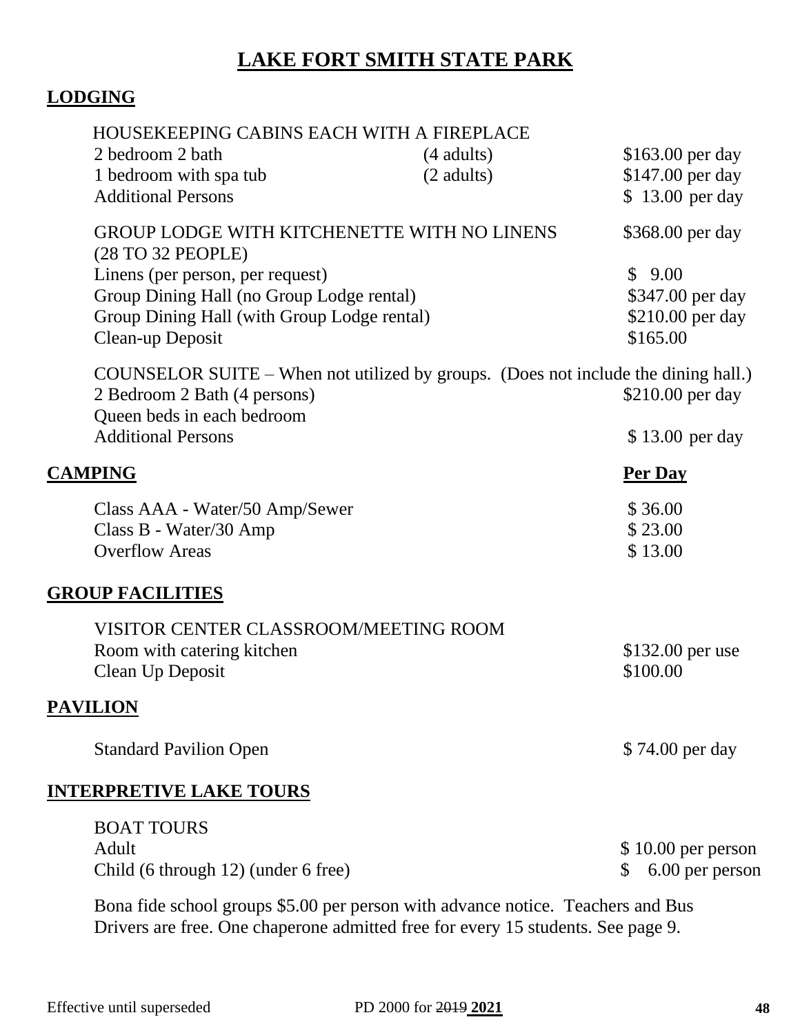# LAKE FORT SMITH STATE PARK

## LODGING

| HOUSEKEEPING CABINS EACH WITH A FIREPLACE | | |
|---|---|---|
| 2 bedroom 2 bath | (4 adults) | $163.00 per day |
| 1 bedroom with spa tub | (2 adults) | $147.00 per day |
| Additional Persons | | $ 13.00 per day |

| | |
|---|---|
| GROUP LODGE WITH KITCHENETTE WITH NO LINENS (28 TO 32 PEOPLE) | $368.00 per day |
| Linens (per person, per request) | $ 9.00 |
| Group Dining Hall (no Group Lodge rental) | $347.00 per day |
| Group Dining Hall (with Group Lodge rental) | $210.00 per day |
| Clean-up Deposit | $165.00 |

COUNSELOR SUITE – When not utilized by groups. (Does not include the dining hall.)

| | |
|---|---|
| 2 Bedroom 2 Bath (4 persons) Queen beds in each bedroom | $210.00 per day |
| Additional Persons | $ 13.00 per day |

## CAMPING

| | **Per Day** |
|---|---|
| Class AAA - Water/50 Amp/Sewer | $ 36.00 |
| Class B - Water/30 Amp | $ 23.00 |
| Overflow Areas | $ 13.00 |

## GROUP FACILITIES

VISITOR CENTER CLASSROOM/MEETING ROOM

| | |
|---|---|
| Room with catering kitchen | $132.00 per use |
| Clean Up Deposit | $100.00 |

## PAVILION

| | |
|---|---|
| Standard Pavilion Open | $ 74.00 per day |

## INTERPRETIVE LAKE TOURS

BOAT TOURS

| | |
|---|---|
| Adult | $ 10.00 per person |
| Child (6 through 12) (under 6 free) | $ 6.00 per person |

Bona fide school groups $5.00 per person with advance notice. Teachers and Bus Drivers are free. One chaperone admitted free for every 15 students. See page 9.

Effective until superseded PD 2000 for ~~2019~~ **2021**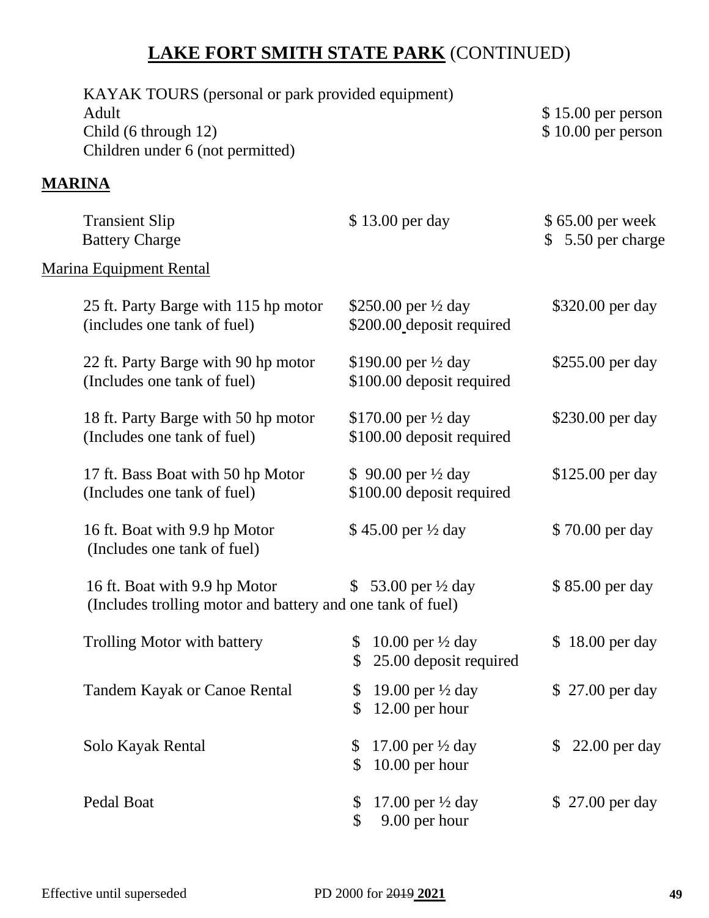# **LAKE FORT SMITH STATE PARK** (CONTINUED)

KAYAK TOURS (personal or park provided equipment)

| | |
|---|---|
| Adult | $ 15.00 per person |
| Child (6 through 12) | $ 10.00 per person |
| Children under 6 (not permitted) | |

## **MARINA**

| | | |
|---|---|---|
| Transient Slip | $ 13.00 per day | $ 65.00 per week |
| Battery Charge | | $ 5.50 per charge |

Marina Equipment Rental

| | | |
|---|---|---|
| 25 ft. Party Barge with 115 hp motor (includes one tank of fuel) | $250.00 per ½ day<br>$200.00 deposit required | $320.00 per day |
| 22 ft. Party Barge with 90 hp motor (Includes one tank of fuel) | $190.00 per ½ day<br>$100.00 deposit required | $255.00 per day |
| 18 ft. Party Barge with 50 hp motor (Includes one tank of fuel) | $170.00 per ½ day<br>$100.00 deposit required | $230.00 per day |
| 17 ft. Bass Boat with 50 hp Motor (Includes one tank of fuel) | $ 90.00 per ½ day<br>$100.00 deposit required | $125.00 per day |
| 16 ft. Boat with 9.9 hp Motor (Includes one tank of fuel) | $ 45.00 per ½ day | $ 70.00 per day |
| 16 ft. Boat with 9.9 hp Motor (Includes trolling motor and battery and one tank of fuel) | $ 53.00 per ½ day | $ 85.00 per day |
| Trolling Motor with battery | $ 10.00 per ½ day<br>$ 25.00 deposit required | $ 18.00 per day |
| Tandem Kayak or Canoe Rental | $ 19.00 per ½ day<br>$ 12.00 per hour | $ 27.00 per day |
| Solo Kayak Rental | $ 17.00 per ½ day<br>$ 10.00 per hour | $ 22.00 per day |
| Pedal Boat | $ 17.00 per ½ day<br>$ 9.00 per hour | $ 27.00 per day |

Effective until superseded PD 2000 for ~~2019~~ **2021**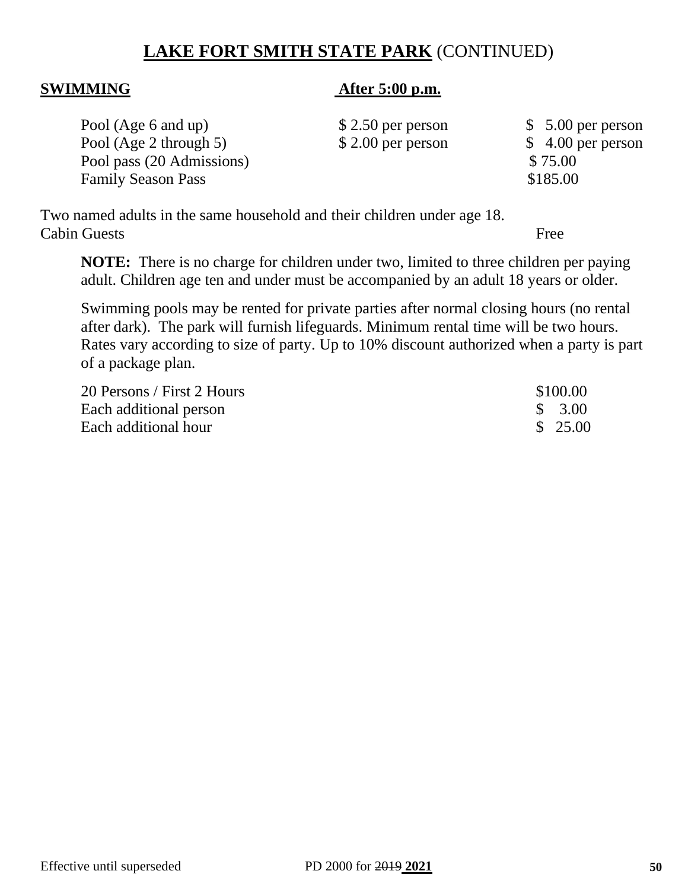## **LAKE FORT SMITH STATE PARK** (CONTINUED)

| **SWIMMING** | | **After 5:00 p.m.** |
|---|---|---|
| Pool (Age 6 and up) | $ 2.50 per person | $ 5.00 per person |
| Pool (Age 2 through 5) | $ 2.00 per person | $ 4.00 per person |
| Pool pass (20 Admissions) | | $ 75.00 |
| Family Season Pass | | $185.00 |

Two named adults in the same household and their children under age 18.

Cabin Guests — Free

**NOTE:** There is no charge for children under two, limited to three children per paying adult. Children age ten and under must be accompanied by an adult 18 years or older.

Swimming pools may be rented for private parties after normal closing hours (no rental after dark). The park will furnish lifeguards. Minimum rental time will be two hours. Rates vary according to size of party. Up to 10% discount authorized when a party is part of a package plan.

| | |
|---|---|
| 20 Persons / First 2 Hours | $100.00 |
| Each additional person | $ 3.00 |
| Each additional hour | $ 25.00 |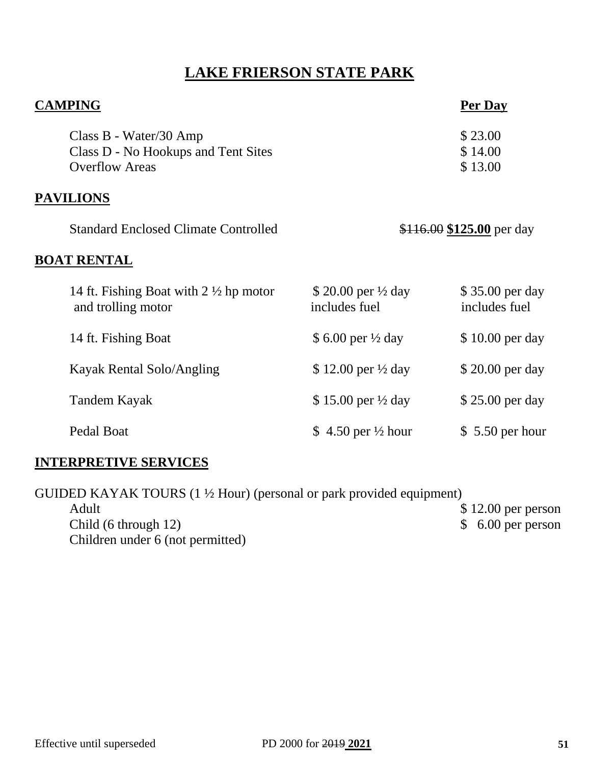# LAKE FRIERSON STATE PARK

| CAMPING | Per Day |
|---|---|
| Class B - Water/30 Amp | $ 23.00 |
| Class D - No Hookups and Tent Sites | $ 14.00 |
| Overflow Areas | $ 13.00 |

## PAVILIONS

| | |
|---|---|
| Standard Enclosed Climate Controlled | ~~$116.00~~ **$125.00** per day |

## BOAT RENTAL

| | | |
|---|---|---|
| 14 ft. Fishing Boat with 2 ½ hp motor and trolling motor | $ 20.00 per ½ day includes fuel | $ 35.00 per day includes fuel |
| 14 ft. Fishing Boat | $ 6.00 per ½ day | $ 10.00 per day |
| Kayak Rental Solo/Angling | $ 12.00 per ½ day | $ 20.00 per day |
| Tandem Kayak | $ 15.00 per ½ day | $ 25.00 per day |
| Pedal Boat | $ 4.50 per ½ hour | $ 5.50 per hour |

## INTERPRETIVE SERVICES

GUIDED KAYAK TOURS (1 ½ Hour) (personal or park provided equipment)

| | |
|---|---|
| Adult | $ 12.00 per person |
| Child (6 through 12) | $ 6.00 per person |
| Children under 6 (not permitted) | |

Effective until superseded PD 2000 for ~~2019~~ **2021**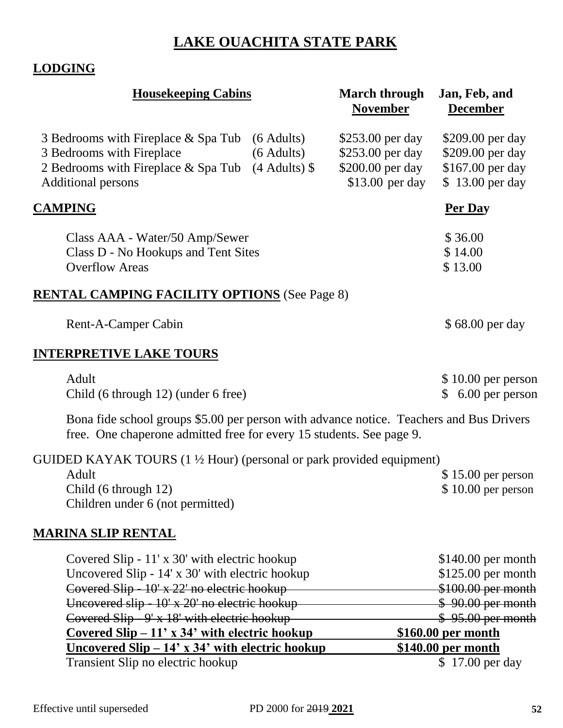# LAKE OUACHITA STATE PARK

## LODGING

| Housekeeping Cabins | | March through November | Jan, Feb, and December |
|---|---|---|---|
| 3 Bedrooms with Fireplace & Spa Tub | (6 Adults) | $253.00 per day | $209.00 per day |
| 3 Bedrooms with Fireplace | (6 Adults) | $253.00 per day | $209.00 per day |
| 2 Bedrooms with Fireplace & Spa Tub | (4 Adults) $ | $200.00 per day | $167.00 per day |
| Additional persons | | $13.00 per day | $ 13.00 per day |

## CAMPING

| | Per Day |
|---|---|
| Class AAA - Water/50 Amp/Sewer | $ 36.00 |
| Class D - No Hookups and Tent Sites | $ 14.00 |
| Overflow Areas | $ 13.00 |

## RENTAL CAMPING FACILITY OPTIONS (See Page 8)

| | |
|---|---|
| Rent-A-Camper Cabin | $ 68.00 per day |

## INTERPRETIVE LAKE TOURS

| | |
|---|---|
| Adult | $ 10.00 per person |
| Child (6 through 12) (under 6 free) | $ 6.00 per person |

Bona fide school groups $5.00 per person with advance notice. Teachers and Bus Drivers free. One chaperone admitted free for every 15 students. See page 9.

GUIDED KAYAK TOURS (1 ½ Hour) (personal or park provided equipment)

| | |
|---|---|
| Adult | $ 15.00 per person |
| Child (6 through 12) | $ 10.00 per person |
| Children under 6 (not permitted) | |

## MARINA SLIP RENTAL

| | |
|---|---|
| Covered Slip - 11' x 30' with electric hookup | $140.00 per month |
| Uncovered Slip - 14' x 30' with electric hookup | $125.00 per month |
| ~~Covered Slip - 10' x 22' no electric hookup~~ | ~~$100.00 per month~~ |
| ~~Uncovered slip - 10' x 20' no electric hookup~~ | ~~$ 90.00 per month~~ |
| ~~Covered Slip - 9' x 18' with electric hookup~~ | ~~$ 95.00 per month~~ |
| **Covered Slip – 11' x 34' with electric hookup** | **$160.00 per month** |
| **Uncovered Slip – 14' x 34' with electric hookup** | **$140.00 per month** |
| Transient Slip no electric hookup | $ 17.00 per day |

Effective until superseded PD 2000 for ~~2019~~ **2021**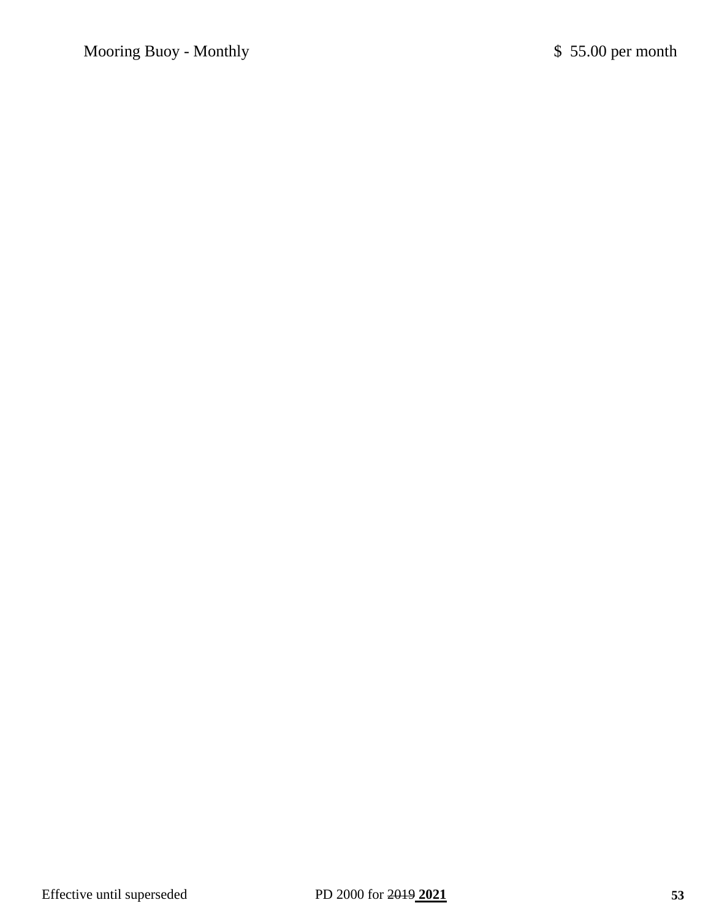| | |
|---|---|
| Mooring Buoy - Monthly | $ 55.00 per month |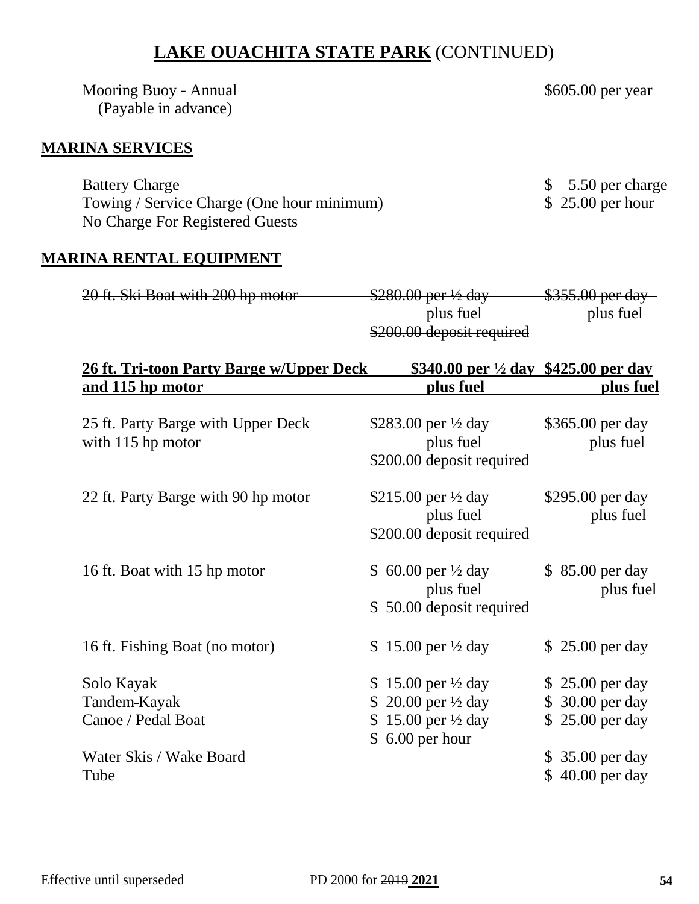# **LAKE OUACHITA STATE PARK** (CONTINUED)

| | |
|---|---|
| Mooring Buoy - Annual<br>(Payable in advance) | $605.00 per year |

## MARINA SERVICES

| | |
|---|---|
| Battery Charge | $ 5.50 per charge |
| Towing / Service Charge (One hour minimum) | $ 25.00 per hour |
| No Charge For Registered Guests | |

## MARINA RENTAL EQUIPMENT

| | | |
|---|---|---|
| ~~20 ft. Ski Boat with 200 hp motor~~ | ~~$280.00 per ½ day plus fuel~~<br>~~$200.00 deposit required~~ | ~~$355.00 per day plus fuel~~ |
| **26 ft. Tri-toon Party Barge w/Upper Deck and 115 hp motor** | **$340.00 per ½ day plus fuel** | **$425.00 per day plus fuel** |
| 25 ft. Party Barge with Upper Deck with 115 hp motor | $283.00 per ½ day plus fuel<br>$200.00 deposit required | $365.00 per day plus fuel |
| 22 ft. Party Barge with 90 hp motor | $215.00 per ½ day plus fuel<br>$200.00 deposit required | $295.00 per day plus fuel |
| 16 ft. Boat with 15 hp motor | $ 60.00 per ½ day plus fuel<br>$ 50.00 deposit required | $ 85.00 per day plus fuel |
| 16 ft. Fishing Boat (no motor) | $ 15.00 per ½ day | $ 25.00 per day |
| Solo Kayak | $ 15.00 per ½ day | $ 25.00 per day |
| Tandem Kayak | $ 20.00 per ½ day | $ 30.00 per day |
| Canoe / Pedal Boat | $ 15.00 per ½ day<br>$ 6.00 per hour | $ 25.00 per day |
| Water Skis / Wake Board | | $ 35.00 per day |
| Tube | | $ 40.00 per day |

Effective until superseded PD 2000 for ~~2019~~ **2021**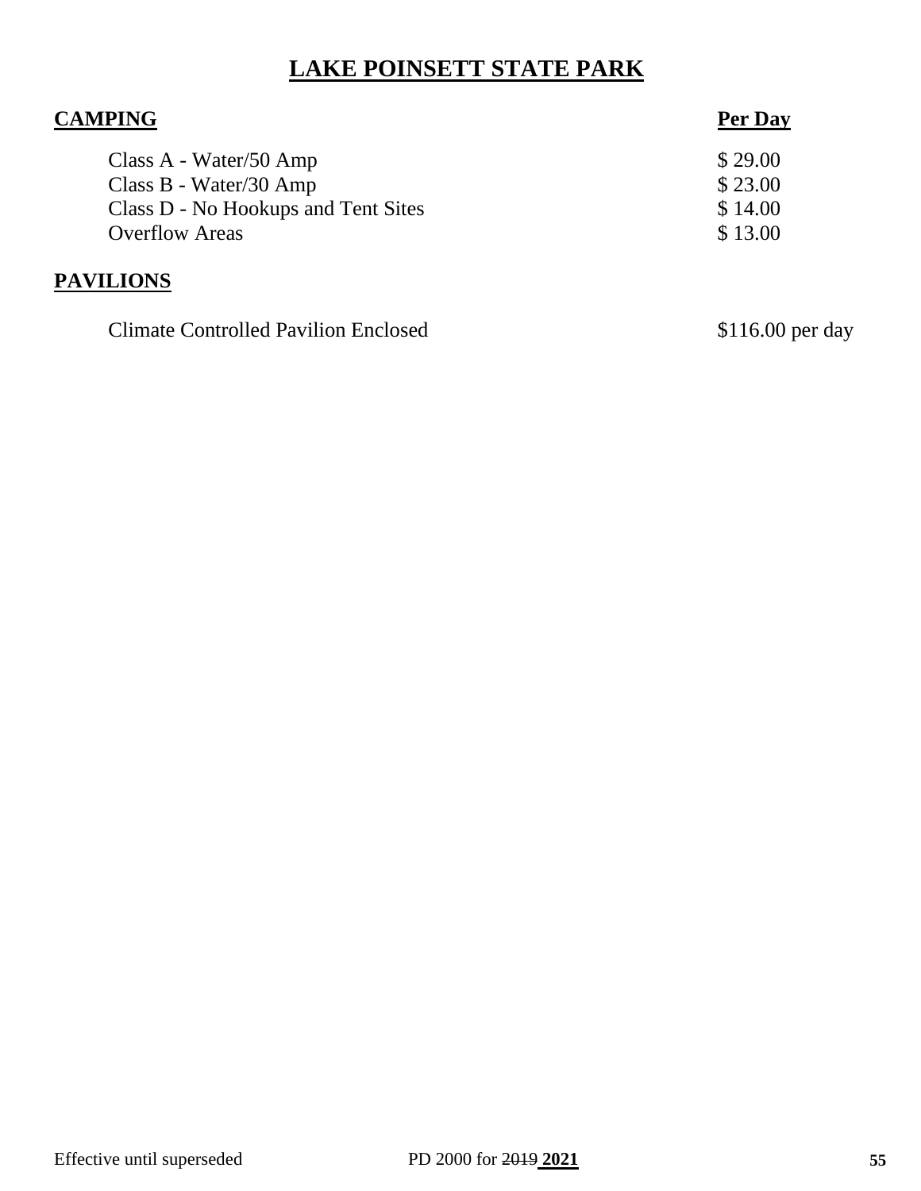# LAKE POINSETT STATE PARK

| **CAMPING** | **Per Day** |
|---|---|
| Class A - Water/50 Amp | $ 29.00 |
| Class B - Water/30 Amp | $ 23.00 |
| Class D - No Hookups and Tent Sites | $ 14.00 |
| Overflow Areas | $ 13.00 |

**PAVILIONS**

| | |
|---|---|
| Climate Controlled Pavilion Enclosed | $116.00 per day |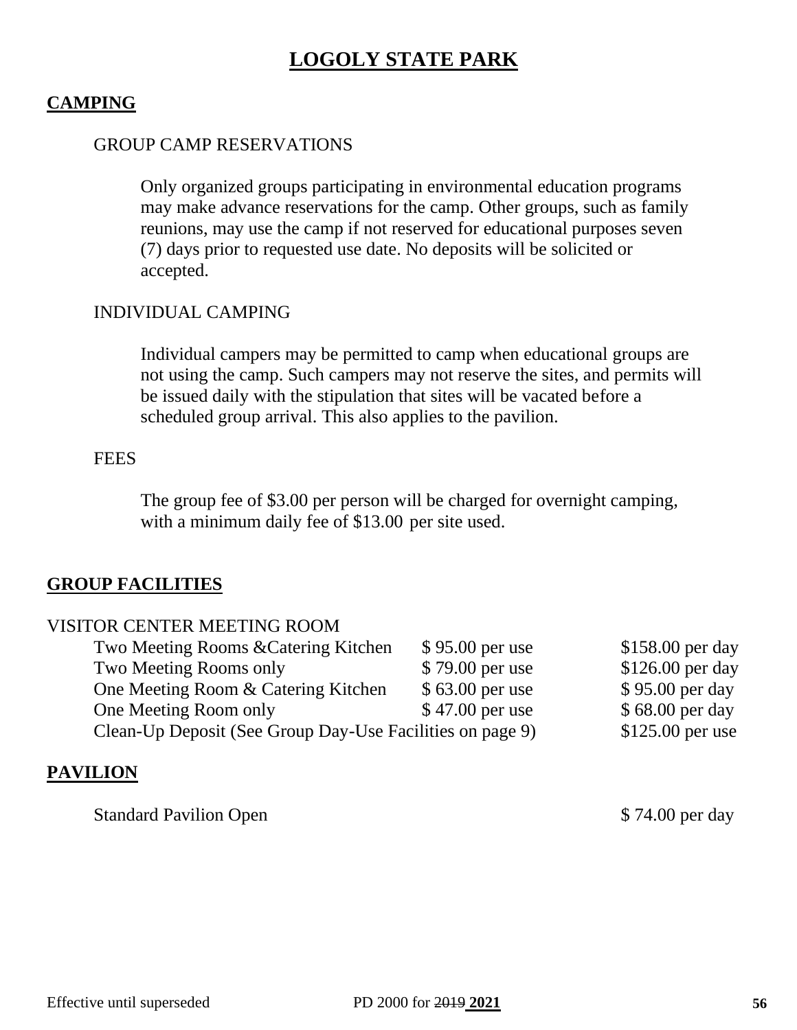# LOGOLY STATE PARK

## CAMPING

### GROUP CAMP RESERVATIONS

Only organized groups participating in environmental education programs may make advance reservations for the camp. Other groups, such as family reunions, may use the camp if not reserved for educational purposes seven (7) days prior to requested use date. No deposits will be solicited or accepted.

### INDIVIDUAL CAMPING

Individual campers may be permitted to camp when educational groups are not using the camp. Such campers may not reserve the sites, and permits will be issued daily with the stipulation that sites will be vacated before a scheduled group arrival. This also applies to the pavilion.

### FEES

The group fee of $3.00 per person will be charged for overnight camping, with a minimum daily fee of $13.00 per site used.

## GROUP FACILITIES

VISITOR CENTER MEETING ROOM

| | | |
|---|---|---|
| Two Meeting Rooms &Catering Kitchen | $ 95.00 per use | $158.00 per day |
| Two Meeting Rooms only | $ 79.00 per use | $126.00 per day |
| One Meeting Room & Catering Kitchen | $ 63.00 per use | $ 95.00 per day |
| One Meeting Room only | $ 47.00 per use | $ 68.00 per day |
| Clean-Up Deposit (See Group Day-Use Facilities on page 9) | | $125.00 per use |

## PAVILION

| | |
|---|---|
| Standard Pavilion Open | $ 74.00 per day |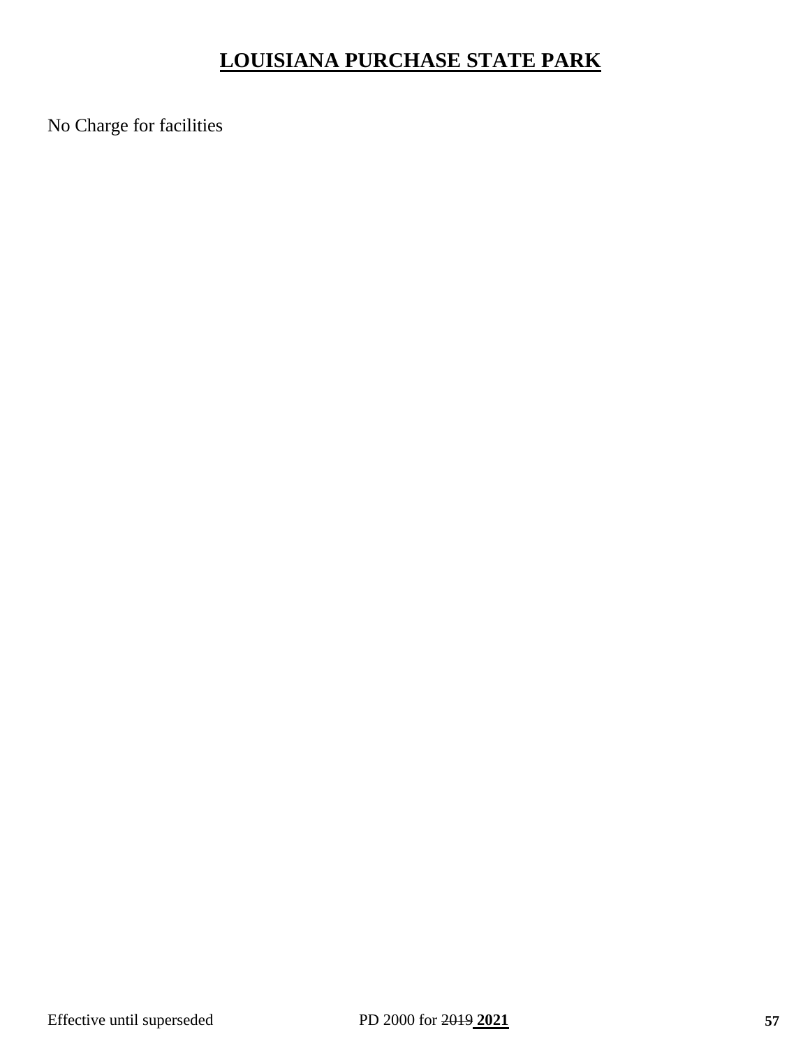# **LOUISIANA PURCHASE STATE PARK**

No Charge for facilities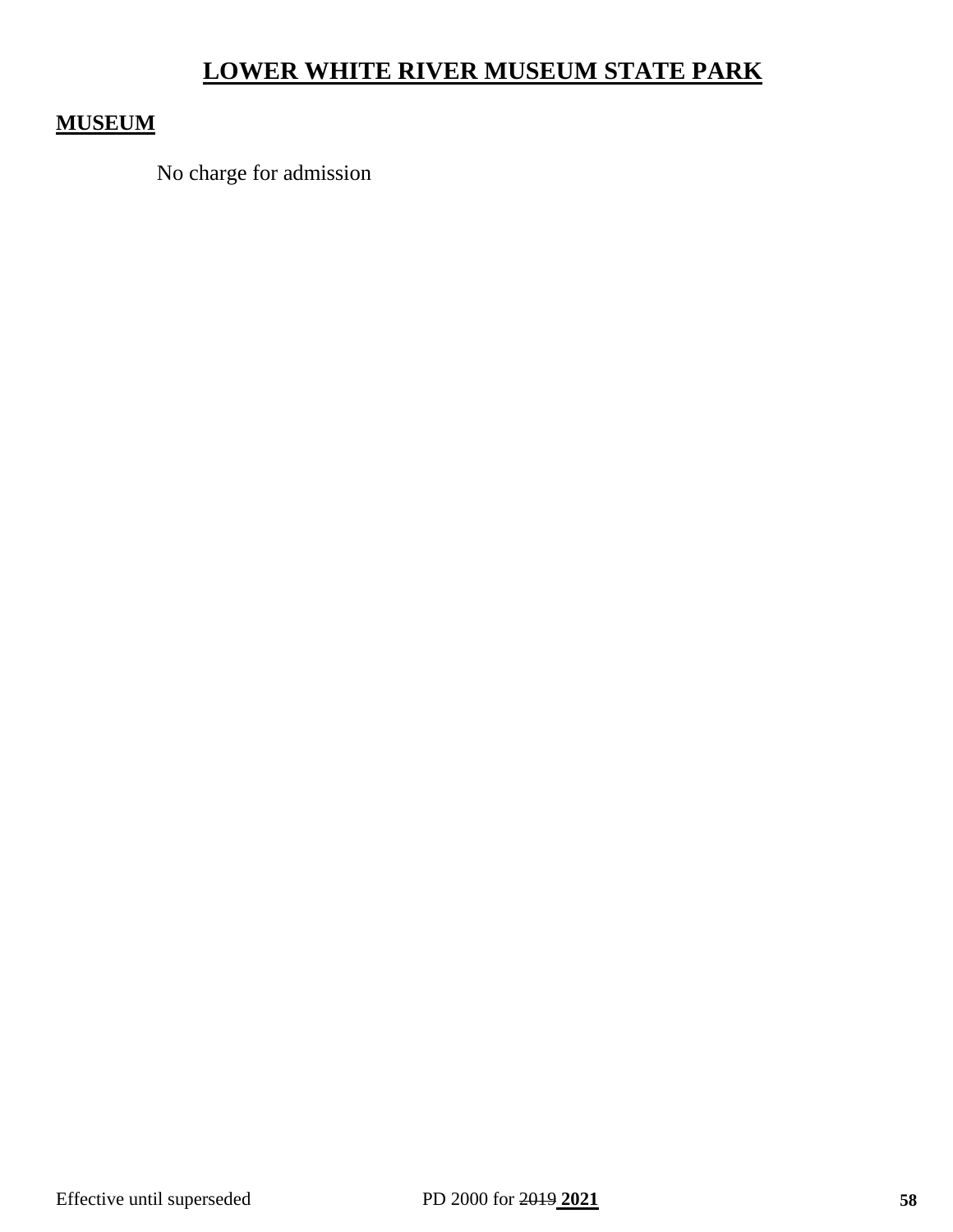# LOWER WHITE RIVER MUSEUM STATE PARK

## MUSEUM

No charge for admission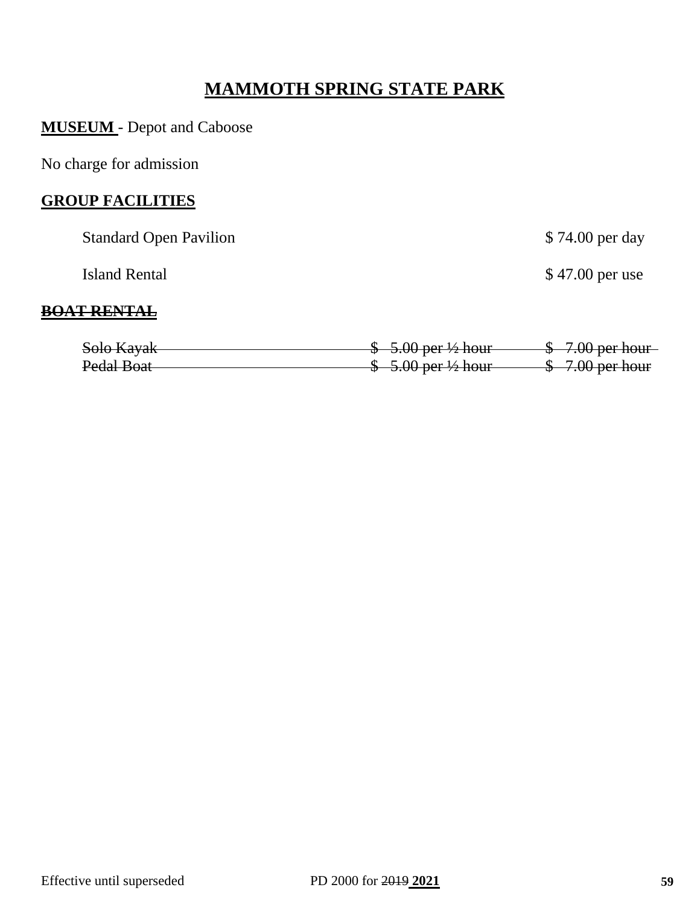# MAMMOTH SPRING STATE PARK

**MUSEUM** - Depot and Caboose

No charge for admission

**GROUP FACILITIES**

| | |
|---|---|
| Standard Open Pavilion | $ 74.00 per day |
| Island Rental | $ 47.00 per use |

~~**BOAT RENTAL**~~

| | | |
|---|---|---|
| ~~Solo Kayak~~ | ~~$ 5.00 per ½ hour~~ | ~~$ 7.00 per hour~~ |
| ~~Pedal Boat~~ | ~~$ 5.00 per ½ hour~~ | ~~$ 7.00 per hour~~ |

Effective until superseded PD 2000 for ~~2019~~ **2021**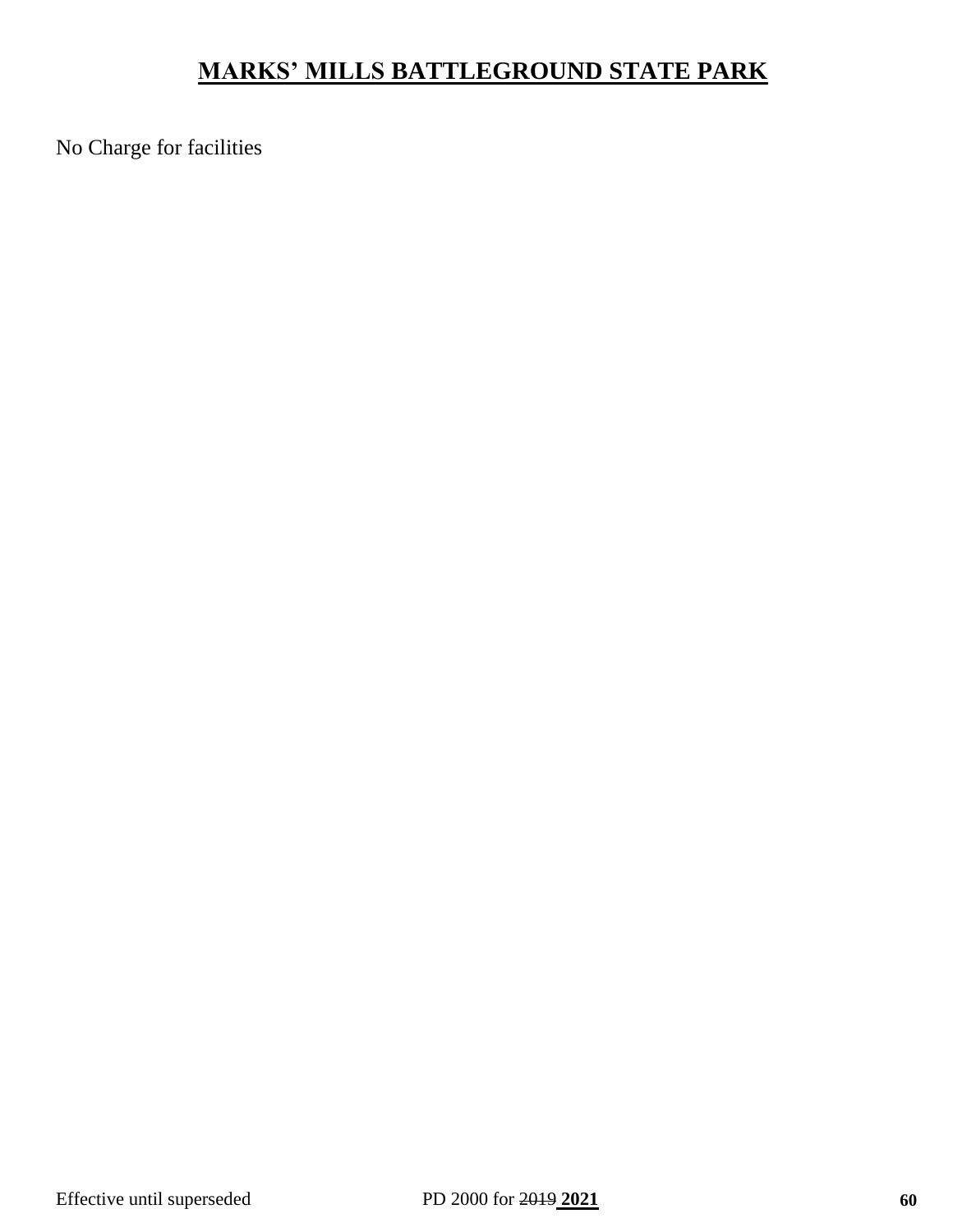# <u>MARKS' MILLS BATTLEGROUND STATE PARK</u>

No Charge for facilities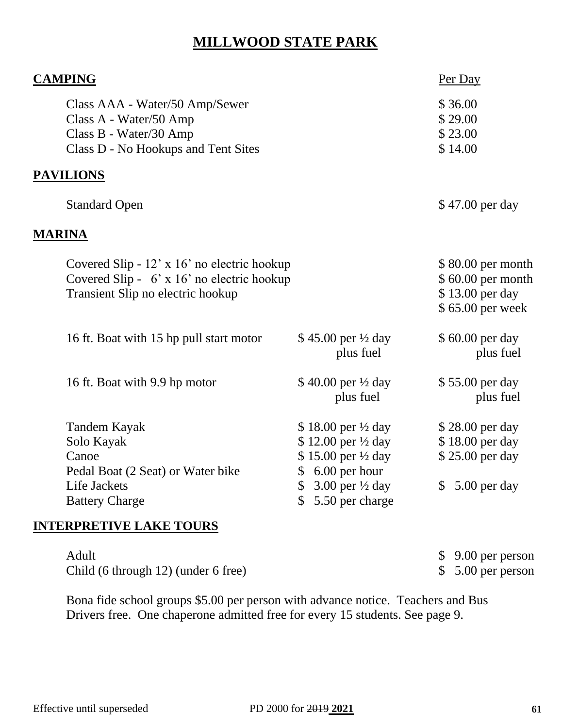# MILLWOOD STATE PARK

## CAMPING

| | Per Day |
|---|---|
| Class AAA - Water/50 Amp/Sewer | $ 36.00 |
| Class A - Water/50 Amp | $ 29.00 |
| Class B - Water/30 Amp | $ 23.00 |
| Class D - No Hookups and Tent Sites | $ 14.00 |

## PAVILIONS

| | |
|---|---|
| Standard Open | $ 47.00 per day |

## MARINA

| | | |
|---|---|---|
| Covered Slip - 12' x 16' no electric hookup | | $ 80.00 per month |
| Covered Slip - 6' x 16' no electric hookup | | $ 60.00 per month |
| Transient Slip no electric hookup | | $ 13.00 per day<br>$ 65.00 per week |
| 16 ft. Boat with 15 hp pull start motor | $ 45.00 per ½ day plus fuel | $ 60.00 per day plus fuel |
| 16 ft. Boat with 9.9 hp motor | $ 40.00 per ½ day plus fuel | $ 55.00 per day plus fuel |
| Tandem Kayak | $ 18.00 per ½ day | $ 28.00 per day |
| Solo Kayak | $ 12.00 per ½ day | $ 18.00 per day |
| Canoe | $ 15.00 per ½ day | $ 25.00 per day |
| Pedal Boat (2 Seat) or Water bike | $ 6.00 per hour | |
| Life Jackets | $ 3.00 per ½ day | $ 5.00 per day |
| Battery Charge | $ 5.50 per charge | |

## INTERPRETIVE LAKE TOURS

| | |
|---|---|
| Adult | $ 9.00 per person |
| Child (6 through 12) (under 6 free) | $ 5.00 per person |

Bona fide school groups $5.00 per person with advance notice. Teachers and Bus Drivers free. One chaperone admitted free for every 15 students. See page 9.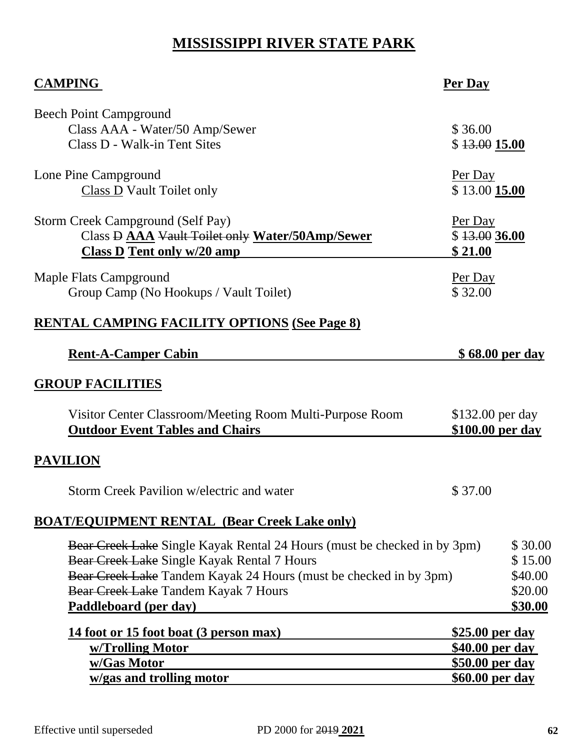# MISSISSIPPI RIVER STATE PARK

| **CAMPING** | **Per Day** |
|---|---|
| Beech Point Campground | |
| Class AAA - Water/50 Amp/Sewer | $ 36.00 |
| Class D - Walk-in Tent Sites | $ ~~13.00~~ **15.00** |
| Lone Pine Campground | Per Day |
| Class D Vault Toilet only | $ 13.00 **15.00** |
| Storm Creek Campground (Self Pay) | Per Day |
| Class ~~D~~ **AAA** ~~Vault Toilet only~~ **Water/50Amp/Sewer** | $ ~~13.00~~ **36.00** |
| **Class D Tent only w/20 amp** | **$ 21.00** |
| Maple Flats Campground | Per Day |
| Group Camp (No Hookups / Vault Toilet) | $ 32.00 |

## RENTAL CAMPING FACILITY OPTIONS (See Page 8)

| | |
|---|---|
| **Rent-A-Camper Cabin** | **$ 68.00 per day** |

## GROUP FACILITIES

| | |
|---|---|
| Visitor Center Classroom/Meeting Room Multi-Purpose Room | $132.00 per day |
| **Outdoor Event Tables and Chairs** | **$100.00 per day** |

## PAVILION

| | |
|---|---|
| Storm Creek Pavilion w/electric and water | $ 37.00 |

## BOAT/EQUIPMENT RENTAL (Bear Creek Lake only)

| | |
|---|---|
| ~~Bear Creek Lake~~ Single Kayak Rental 24 Hours (must be checked in by 3pm) | $ 30.00 |
| ~~Bear Creek Lake~~ Single Kayak Rental 7 Hours | $ 15.00 |
| ~~Bear Creek Lake~~ Tandem Kayak 24 Hours (must be checked in by 3pm) | $40.00 |
| ~~Bear Creek Lake~~ Tandem Kayak 7 Hours | $20.00 |
| **Paddleboard (per day)** | **$30.00** |
| **14 foot or 15 foot boat (3 person max)** | **$25.00 per day** |
| **w/Trolling Motor** | **$40.00 per day** |
| **w/Gas Motor** | **$50.00 per day** |
| **w/gas and trolling motor** | **$60.00 per day** |

Effective until superseded PD 2000 for ~~2019~~ **2021**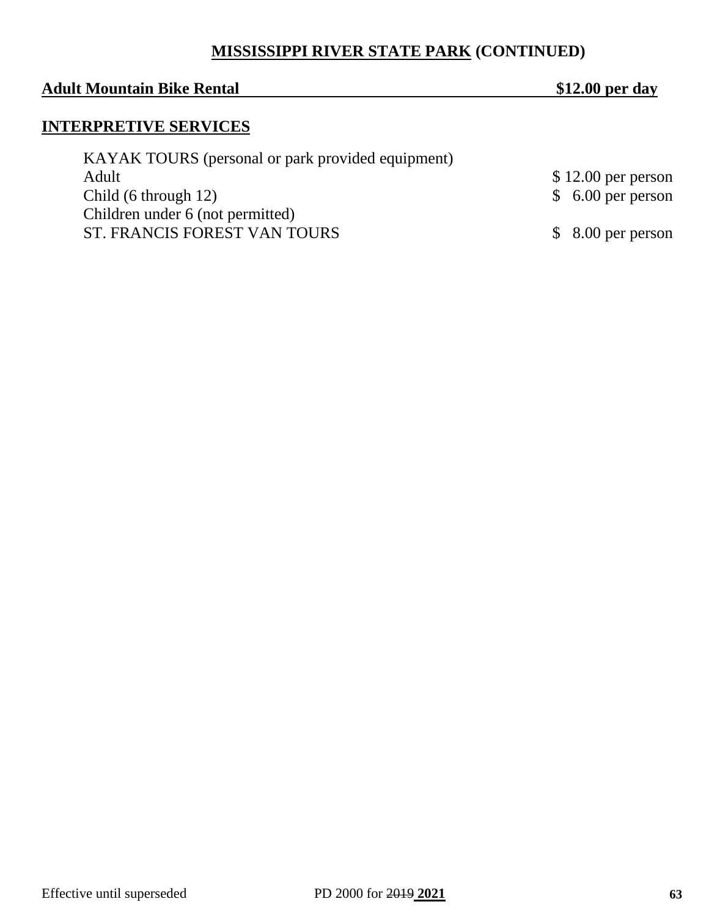## MISSISSIPPI RIVER STATE PARK (CONTINUED)

**Adult Mountain Bike Rental** **$12.00 per day**

### INTERPRETIVE SERVICES

| | |
|---|---|
| KAYAK TOURS (personal or park provided equipment) | |
| Adult | $ 12.00 per person |
| Child (6 through 12) | $ 6.00 per person |
| Children under 6 (not permitted) | |
| ST. FRANCIS FOREST VAN TOURS | $ 8.00 per person |

Effective until superseded PD 2000 for ~~2019~~ **2021**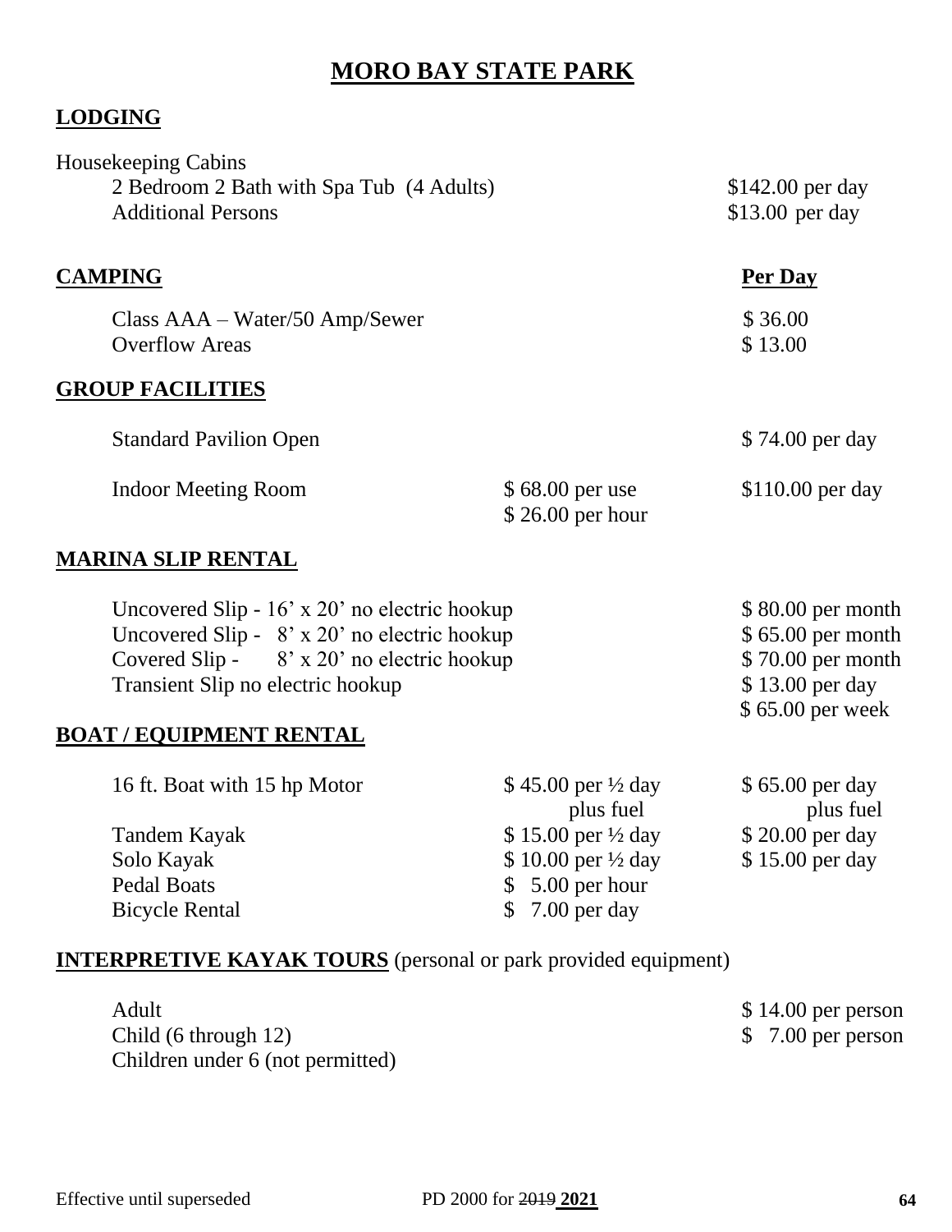# MORO BAY STATE PARK

## LODGING

Housekeeping Cabins

| | |
|---|---|
| 2 Bedroom 2 Bath with Spa Tub (4 Adults) | $142.00 per day |
| Additional Persons | $13.00 per day |

## CAMPING

| | Per Day |
|---|---|
| Class AAA – Water/50 Amp/Sewer | $ 36.00 |
| Overflow Areas | $ 13.00 |

## GROUP FACILITIES

| | | |
|---|---|---|
| Standard Pavilion Open | | $ 74.00 per day |
| Indoor Meeting Room | $ 68.00 per use<br>$ 26.00 per hour | $110.00 per day |

## MARINA SLIP RENTAL

| | |
|---|---|
| Uncovered Slip - 16' x 20' no electric hookup | $ 80.00 per month |
| Uncovered Slip - 8' x 20' no electric hookup | $ 65.00 per month |
| Covered Slip - 8' x 20' no electric hookup | $ 70.00 per month |
| Transient Slip no electric hookup | $ 13.00 per day<br>$ 65.00 per week |

## BOAT / EQUIPMENT RENTAL

| | | |
|---|---|---|
| 16 ft. Boat with 15 hp Motor | $ 45.00 per ½ day plus fuel | $ 65.00 per day plus fuel |
| Tandem Kayak | $ 15.00 per ½ day | $ 20.00 per day |
| Solo Kayak | $ 10.00 per ½ day | $ 15.00 per day |
| Pedal Boats | $ 5.00 per hour | |
| Bicycle Rental | $ 7.00 per day | |

## INTERPRETIVE KAYAK TOURS (personal or park provided equipment)

| | |
|---|---|
| Adult | $ 14.00 per person |
| Child (6 through 12) | $ 7.00 per person |
| Children under 6 (not permitted) | |

Effective until superseded PD 2000 for ~~2019~~ **2021**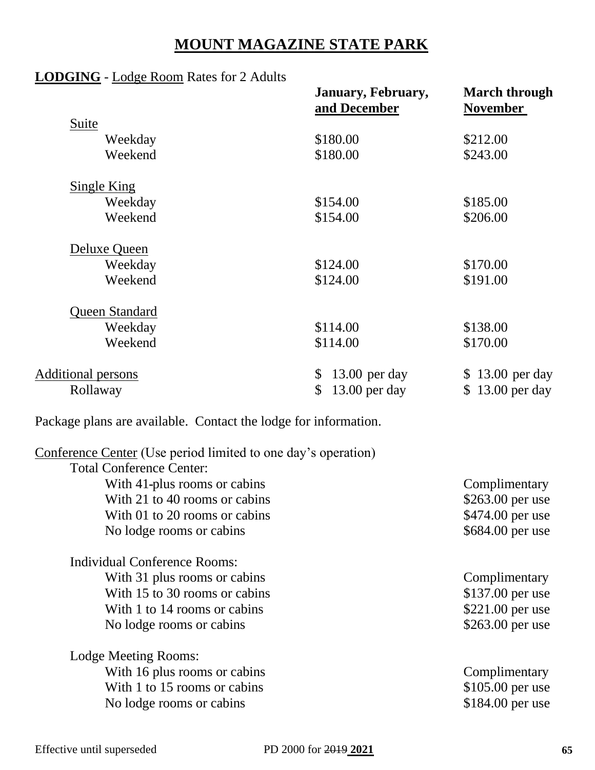# MOUNT MAGAZINE STATE PARK

**LODGING** - Lodge Room Rates for 2 Adults

| | January, February, and December | March through November |
|---|---|---|
| **Suite** | | |
| Weekday | $180.00 | $212.00 |
| Weekend | $180.00 | $243.00 |
| **Single King** | | |
| Weekday | $154.00 | $185.00 |
| Weekend | $154.00 | $206.00 |
| **Deluxe Queen** | | |
| Weekday | $124.00 | $170.00 |
| Weekend | $124.00 | $191.00 |
| **Queen Standard** | | |
| Weekday | $114.00 | $138.00 |
| Weekend | $114.00 | $170.00 |
| Additional persons | $ 13.00 per day | $ 13.00 per day |
| Rollaway | $ 13.00 per day | $ 13.00 per day |

Package plans are available. Contact the lodge for information.

Conference Center (Use period limited to one day's operation)

| | |
|---|---|
| **Total Conference Center:** | |
| With 41-plus rooms or cabins | Complimentary |
| With 21 to 40 rooms or cabins | $263.00 per use |
| With 01 to 20 rooms or cabins | $474.00 per use |
| No lodge rooms or cabins | $684.00 per use |
| **Individual Conference Rooms:** | |
| With 31 plus rooms or cabins | Complimentary |
| With 15 to 30 rooms or cabins | $137.00 per use |
| With 1 to 14 rooms or cabins | $221.00 per use |
| No lodge rooms or cabins | $263.00 per use |
| **Lodge Meeting Rooms:** | |
| With 16 plus rooms or cabins | Complimentary |
| With 1 to 15 rooms or cabins | $105.00 per use |
| No lodge rooms or cabins | $184.00 per use |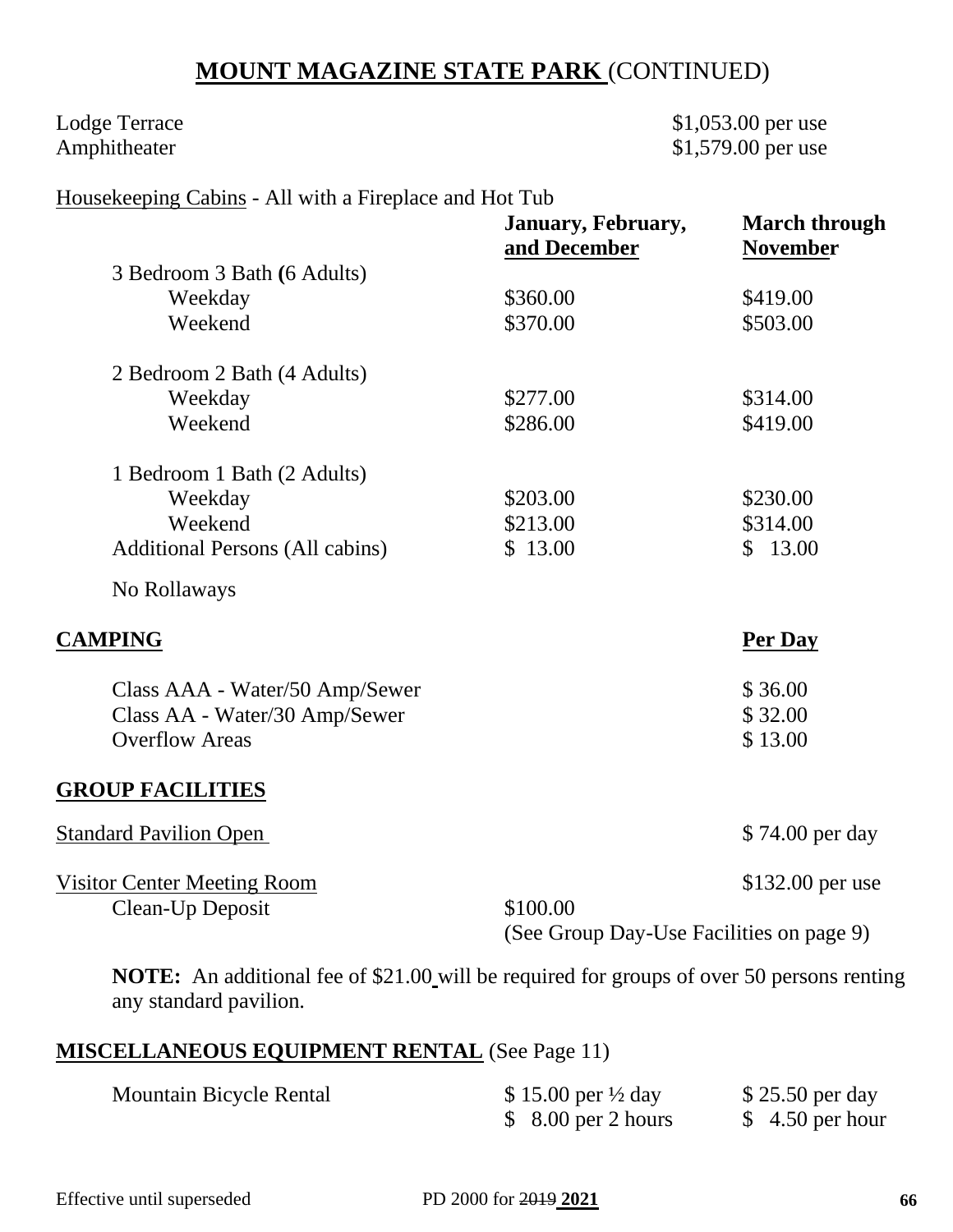# MOUNT MAGAZINE STATE PARK (CONTINUED)

| | |
|---|---|
| Lodge Terrace | $1,053.00 per use |
| Amphitheater | $1,579.00 per use |

Housekeeping Cabins - All with a Fireplace and Hot Tub

| | January, February, and December | March through November |
|---|---|---|
| 3 Bedroom 3 Bath (6 Adults) | | |
| Weekday | $360.00 | $419.00 |
| Weekend | $370.00 | $503.00 |
| 2 Bedroom 2 Bath (4 Adults) | | |
| Weekday | $277.00 | $314.00 |
| Weekend | $286.00 | $419.00 |
| 1 Bedroom 1 Bath (2 Adults) | | |
| Weekday | $203.00 | $230.00 |
| Weekend | $213.00 | $314.00 |
| Additional Persons (All cabins) | $ 13.00 | $ 13.00 |

No Rollaways

## CAMPING

| | Per Day |
|---|---|
| Class AAA - Water/50 Amp/Sewer | $ 36.00 |
| Class AA - Water/30 Amp/Sewer | $ 32.00 |
| Overflow Areas | $ 13.00 |

## GROUP FACILITIES

| | | |
|---|---|---|
| Standard Pavilion Open | | $ 74.00 per day |
| Visitor Center Meeting Room | | $132.00 per use |
| Clean-Up Deposit | $100.00 | |

(See Group Day-Use Facilities on page 9)

**NOTE:** An additional fee of $21.00 will be required for groups of over 50 persons renting any standard pavilion.

## MISCELLANEOUS EQUIPMENT RENTAL (See Page 11)

| | | |
|---|---|---|
| Mountain Bicycle Rental | $ 15.00 per ½ day | $ 25.50 per day |
| | $ 8.00 per 2 hours | $ 4.50 per hour |

Effective until superseded PD 2000 for ~~2019~~ **2021**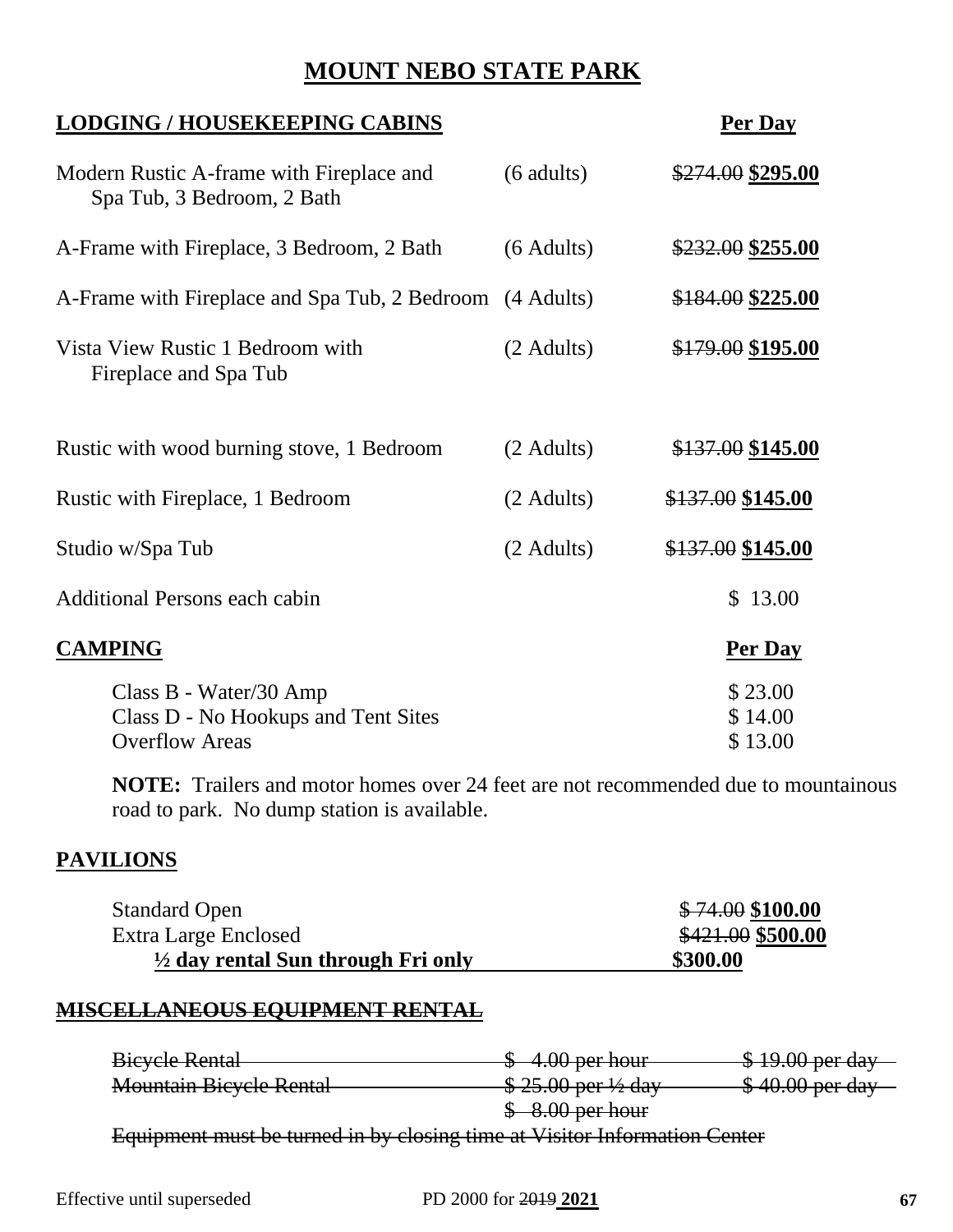# MOUNT NEBO STATE PARK

## LODGING / HOUSEKEEPING CABINS

| Cabin | Occupancy | Per Day |
|---|---|---|
| Modern Rustic A-frame with Fireplace and Spa Tub, 3 Bedroom, 2 Bath | (6 adults) | ~~$274.00~~ **$295.00** |
| A-Frame with Fireplace, 3 Bedroom, 2 Bath | (6 Adults) | ~~$232.00~~ **$255.00** |
| A-Frame with Fireplace and Spa Tub, 2 Bedroom | (4 Adults) | ~~$184.00~~ **$225.00** |
| Vista View Rustic 1 Bedroom with Fireplace and Spa Tub | (2 Adults) | ~~$179.00~~ **$195.00** |
| Rustic with wood burning stove, 1 Bedroom | (2 Adults) | ~~$137.00~~ **$145.00** |
| Rustic with Fireplace, 1 Bedroom | (2 Adults) | ~~$137.00~~ **$145.00** |
| Studio w/Spa Tub | (2 Adults) | ~~$137.00~~ **$145.00** |
| Additional Persons each cabin | | $ 13.00 |

## CAMPING

| | Per Day |
|---|---|
| Class B - Water/30 Amp | $ 23.00 |
| Class D - No Hookups and Tent Sites | $ 14.00 |
| Overflow Areas | $ 13.00 |

**NOTE:** Trailers and motor homes over 24 feet are not recommended due to mountainous road to park. No dump station is available.

## PAVILIONS

| | |
|---|---|
| Standard Open | ~~$ 74.00~~ **$100.00** |
| Extra Large Enclosed | ~~$421.00~~ **$500.00** |
| **½ day rental Sun through Fri only** | **$300.00** |

## ~~MISCELLANEOUS EQUIPMENT RENTAL~~

| | | |
|---|---|---|
| ~~Bicycle Rental~~ | ~~$ 4.00 per hour~~ | ~~$ 19.00 per day~~ |
| ~~Mountain Bicycle Rental~~ | ~~$ 25.00 per ½ day~~ | ~~$ 40.00 per day~~ |
| | ~~$ 8.00 per hour~~ | |

~~Equipment must be turned in by closing time at Visitor Information Center~~

Effective until superseded PD 2000 for ~~2019~~ **2021**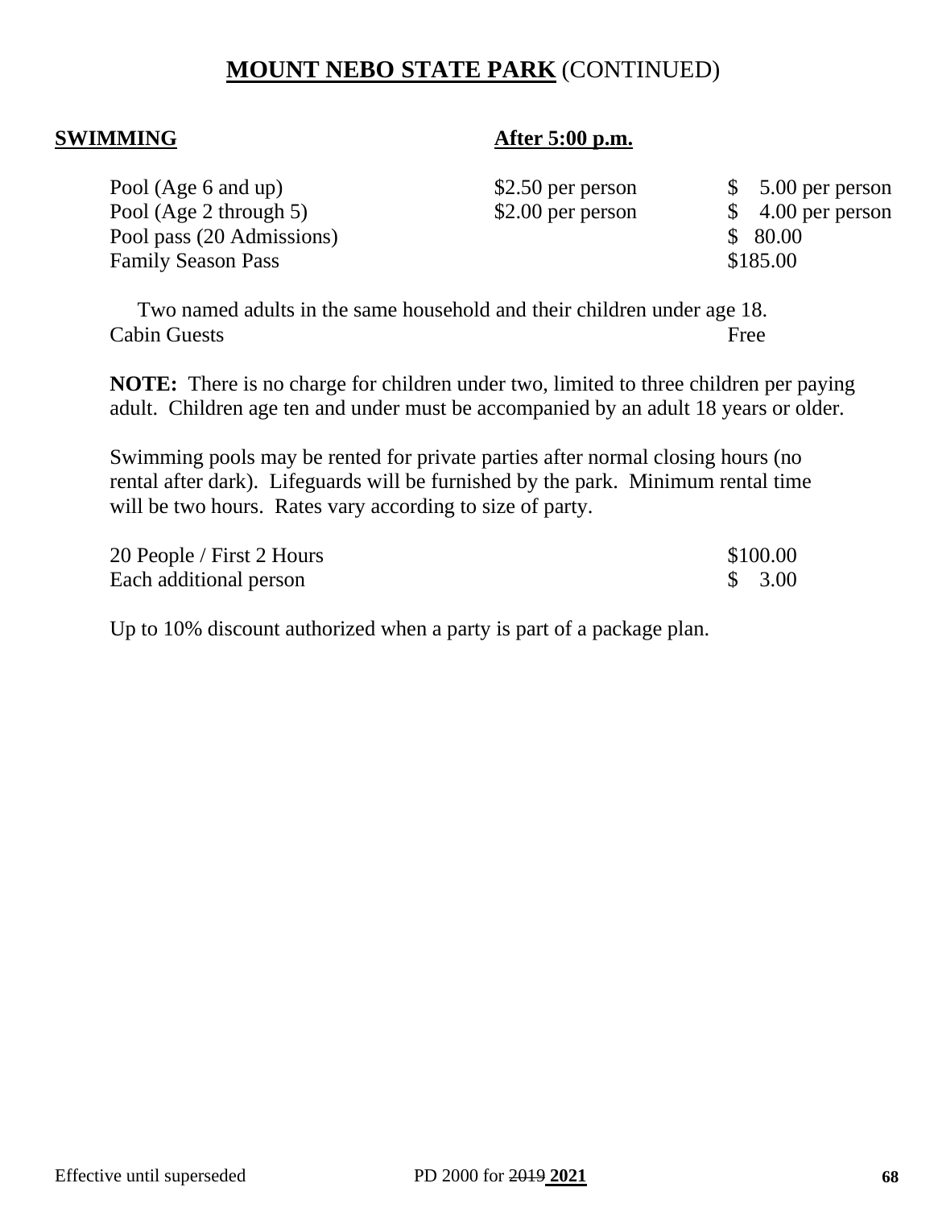# **MOUNT NEBO STATE PARK** (CONTINUED)

| **SWIMMING** | **After 5:00 p.m.** | |
|---|---|---|
| Pool (Age 6 and up) | $2.50 per person | $ 5.00 per person |
| Pool (Age 2 through 5) | $2.00 per person | $ 4.00 per person |
| Pool pass (20 Admissions) | | $ 80.00 |
| Family Season Pass | | $185.00 |

Two named adults in the same household and their children under age 18.

| | |
|---|---|
| Cabin Guests | Free |

**NOTE:** There is no charge for children under two, limited to three children per paying adult. Children age ten and under must be accompanied by an adult 18 years or older.

Swimming pools may be rented for private parties after normal closing hours (no rental after dark). Lifeguards will be furnished by the park. Minimum rental time will be two hours. Rates vary according to size of party.

| | |
|---|---|
| 20 People / First 2 Hours | $100.00 |
| Each additional person | $ 3.00 |

Up to 10% discount authorized when a party is part of a package plan.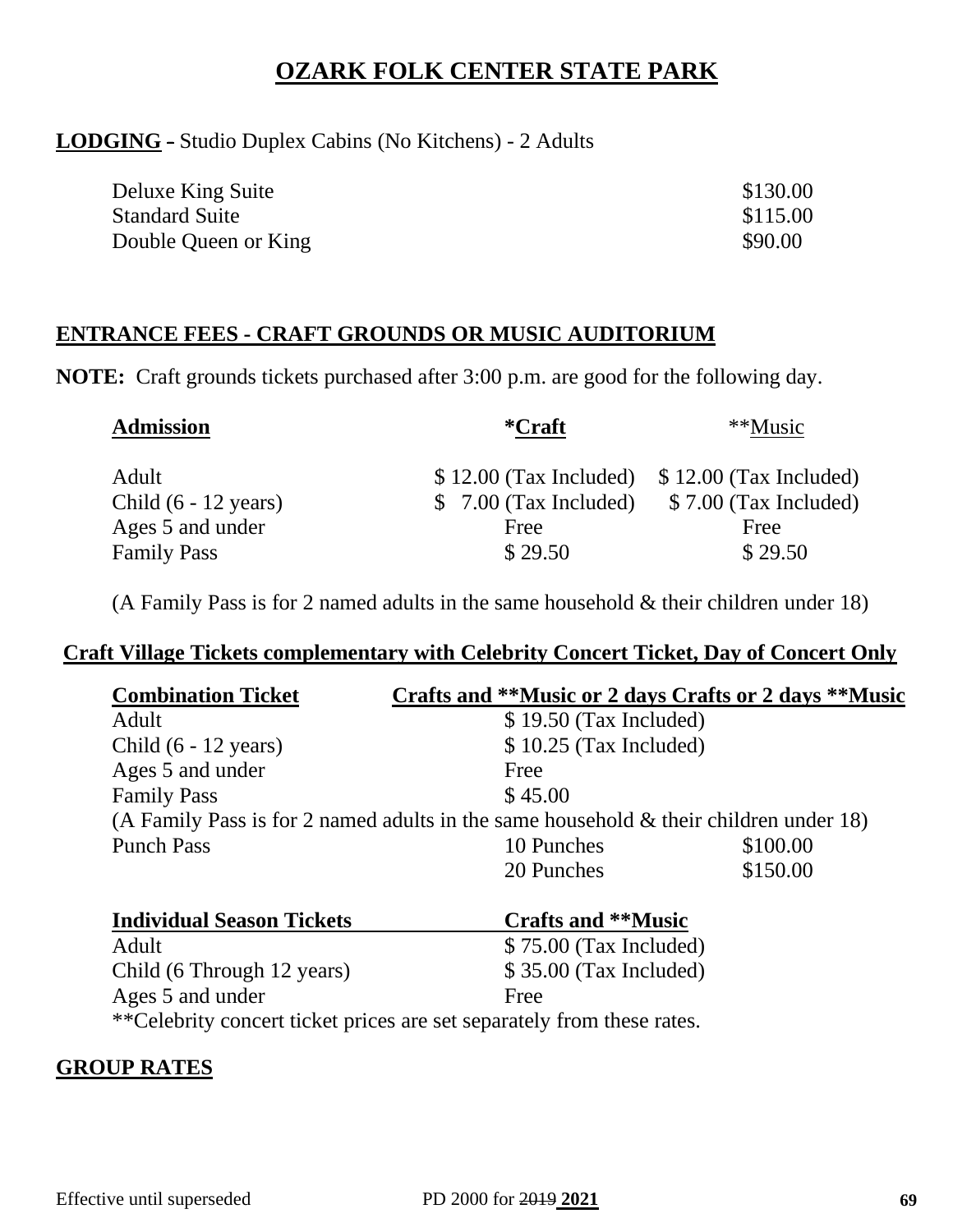# OZARK FOLK CENTER STATE PARK

**LODGING** – Studio Duplex Cabins (No Kitchens) - 2 Adults

| | |
|---|---|
| Deluxe King Suite | $130.00 |
| Standard Suite | $115.00 |
| Double Queen or King | $90.00 |

**ENTRANCE FEES - CRAFT GROUNDS OR MUSIC AUDITORIUM**

**NOTE:** Craft grounds tickets purchased after 3:00 p.m. are good for the following day.

| **Admission** | ***Craft** | **Music |
|---|---|---|
| Adult | $ 12.00 (Tax Included) | $ 12.00 (Tax Included) |
| Child (6 - 12 years) | $ 7.00 (Tax Included) | $ 7.00 (Tax Included) |
| Ages 5 and under | Free | Free |
| Family Pass | $ 29.50 | $ 29.50 |

(A Family Pass is for 2 named adults in the same household & their children under 18)

**Craft Village Tickets complementary with Celebrity Concert Ticket, Day of Concert Only**

| **Combination Ticket** | **Crafts and **Music or 2 days Crafts or 2 days **Music** | |
|---|---|---|
| Adult | $ 19.50 (Tax Included) | |
| Child (6 - 12 years) | $ 10.25 (Tax Included) | |
| Ages 5 and under | Free | |
| Family Pass | $ 45.00 | |
| (A Family Pass is for 2 named adults in the same household & their children under 18) | | |
| Punch Pass | 10 Punches | $100.00 |
| | 20 Punches | $150.00 |

| **Individual Season Tickets** | **Crafts and **Music** |
|---|---|
| Adult | $ 75.00 (Tax Included) |
| Child (6 Through 12 years) | $ 35.00 (Tax Included) |
| Ages 5 and under | Free |

**Celebrity concert ticket prices are set separately from these rates.

**GROUP RATES**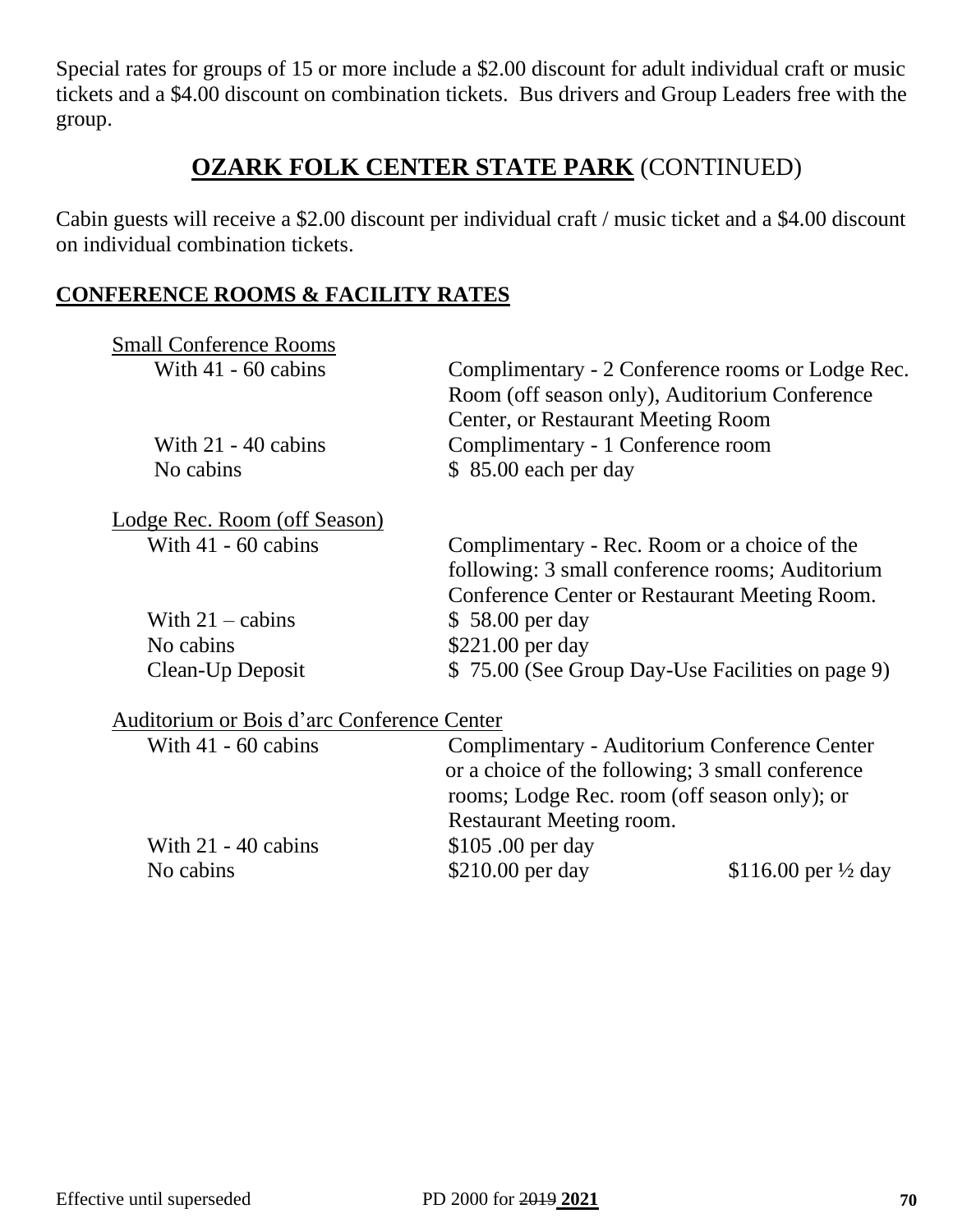Special rates for groups of 15 or more include a $2.00 discount for adult individual craft or music tickets and a $4.00 discount on combination tickets. Bus drivers and Group Leaders free with the group.

## **OZARK FOLK CENTER STATE PARK** (CONTINUED)

Cabin guests will receive a $2.00 discount per individual craft / music ticket and a $4.00 discount on individual combination tickets.

### CONFERENCE ROOMS & FACILITY RATES

| Small Conference Rooms | | |
|---|---|---|
| With 41 - 60 cabins | Complimentary - 2 Conference rooms or Lodge Rec. Room (off season only), Auditorium Conference Center, or Restaurant Meeting Room | |
| With 21 - 40 cabins | Complimentary - 1 Conference room | |
| No cabins | $ 85.00 each per day | |
| **Lodge Rec. Room (off Season)** | | |
| With 41 - 60 cabins | Complimentary - Rec. Room or a choice of the following: 3 small conference rooms; Auditorium Conference Center or Restaurant Meeting Room. | |
| With 21 – cabins | $ 58.00 per day | |
| No cabins | $221.00 per day | |
| Clean-Up Deposit | $ 75.00 (See Group Day-Use Facilities on page 9) | |
| **Auditorium or Bois d'arc Conference Center** | | |
| With 41 - 60 cabins | Complimentary - Auditorium Conference Center or a choice of the following; 3 small conference rooms; Lodge Rec. room (off season only); or Restaurant Meeting room. | |
| With 21 - 40 cabins | $105 .00 per day | |
| No cabins | $210.00 per day | $116.00 per ½ day |

Effective until superseded PD 2000 for ~~2019~~ **2021**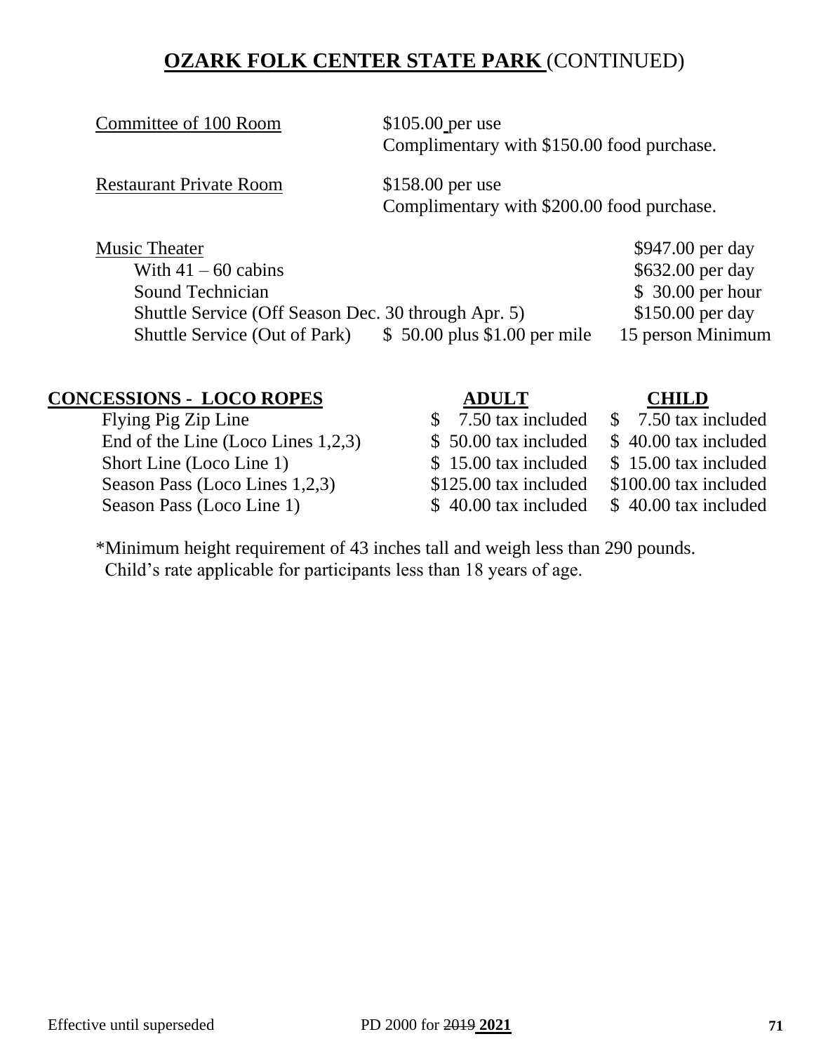## **OZARK FOLK CENTER STATE PARK** (CONTINUED)

| | | |
|---|---|---|
| Committee of 100 Room | $105.00 per use<br>Complimentary with $150.00 food purchase. | |
| Restaurant Private Room | $158.00 per use<br>Complimentary with $200.00 food purchase. | |
| Music Theater | | $947.00 per day |
| With 41 – 60 cabins | | $632.00 per day |
| Sound Technician | | $ 30.00 per hour |
| Shuttle Service (Off Season Dec. 30 through Apr. 5) | | $150.00 per day |
| Shuttle Service (Out of Park) | $ 50.00 plus $1.00 per mile | 15 person Minimum |

| **CONCESSIONS - LOCO ROPES** | **ADULT** | **CHILD** |
|---|---|---|
| Flying Pig Zip Line | $ 7.50 tax included | $ 7.50 tax included |
| End of the Line (Loco Lines 1,2,3) | $ 50.00 tax included | $ 40.00 tax included |
| Short Line (Loco Line 1) | $ 15.00 tax included | $ 15.00 tax included |
| Season Pass (Loco Lines 1,2,3) | $125.00 tax included | $100.00 tax included |
| Season Pass (Loco Line 1) | $ 40.00 tax included | $ 40.00 tax included |

*Minimum height requirement of 43 inches tall and weigh less than 290 pounds.
Child's rate applicable for participants less than 18 years of age.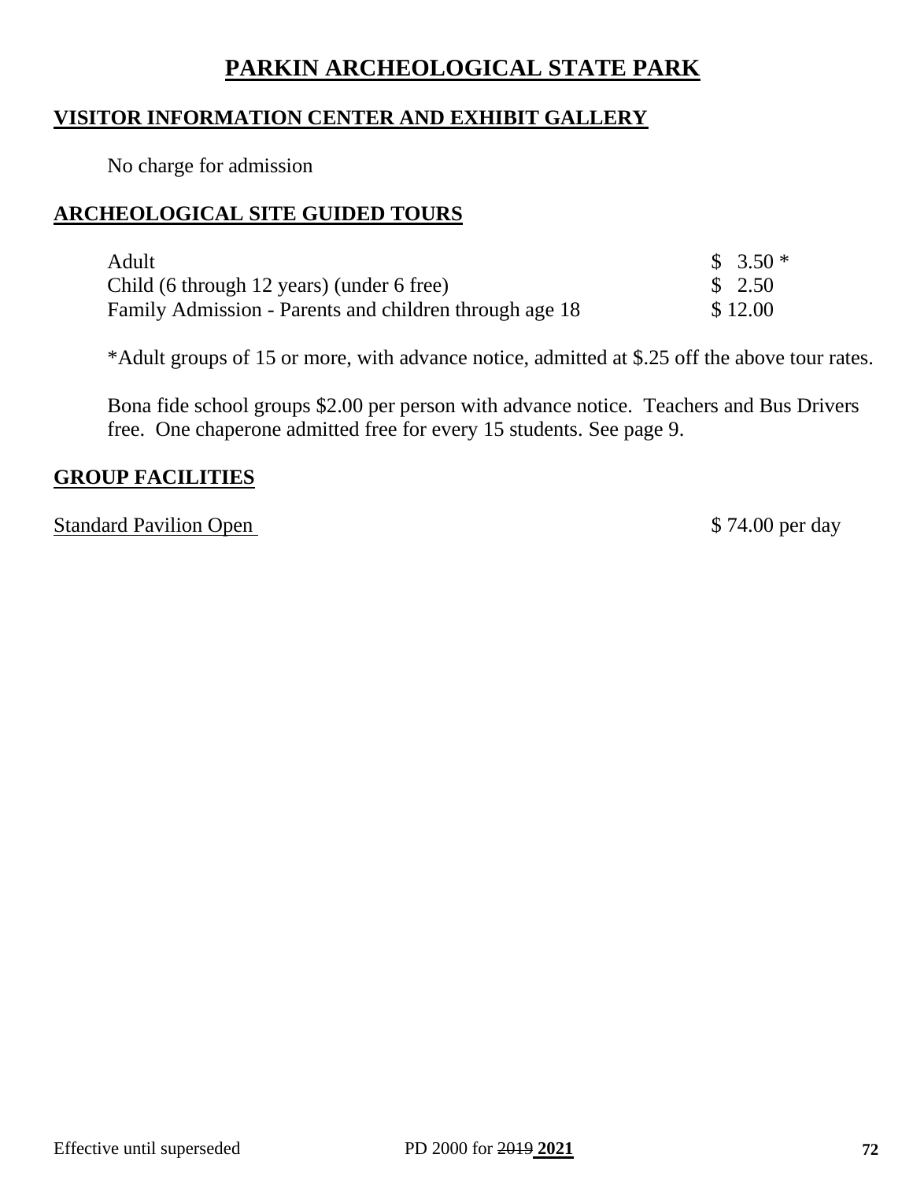# PARKIN ARCHEOLOGICAL STATE PARK

## VISITOR INFORMATION CENTER AND EXHIBIT GALLERY

No charge for admission

## ARCHEOLOGICAL SITE GUIDED TOURS

| | |
|---|---|
| Adult | $ 3.50 * |
| Child (6 through 12 years) (under 6 free) | $ 2.50 |
| Family Admission - Parents and children through age 18 | $ 12.00 |

*Adult groups of 15 or more, with advance notice, admitted at $.25 off the above tour rates.

Bona fide school groups $2.00 per person with advance notice. Teachers and Bus Drivers free. One chaperone admitted free for every 15 students. See page 9.

## GROUP FACILITIES

| | |
|---|---|
| Standard Pavilion Open | $ 74.00 per day |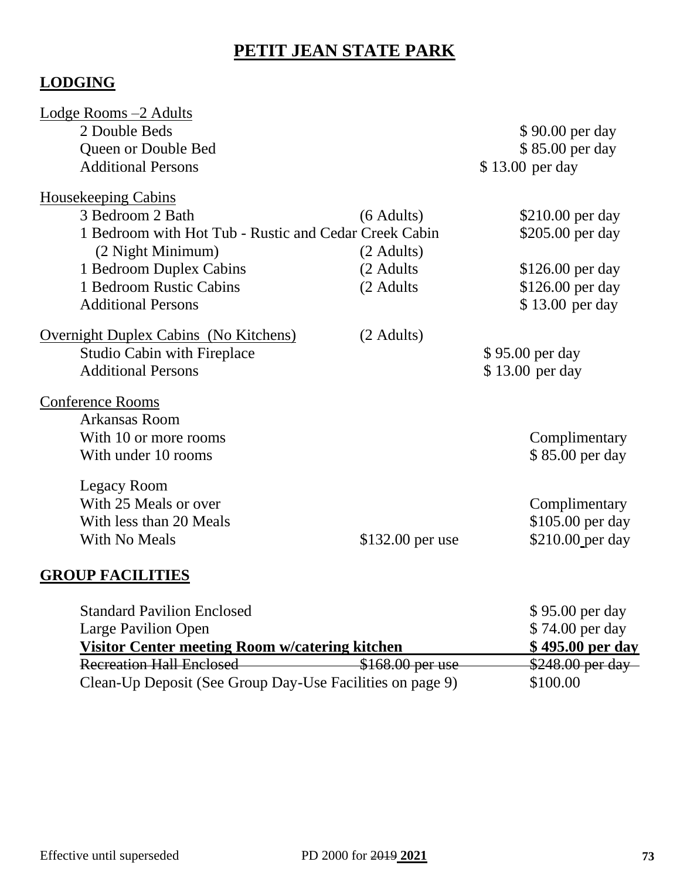# PETIT JEAN STATE PARK

## LODGING

| | | |
|---|---|---|
| Lodge Rooms –2 Adults | | |
| 2 Double Beds | | $ 90.00 per day |
| Queen or Double Bed | | $ 85.00 per day |
| Additional Persons | | $ 13.00 per day |
| Housekeeping Cabins | | |
| 3 Bedroom 2 Bath | (6 Adults) | $210.00 per day |
| 1 Bedroom with Hot Tub - Rustic and Cedar Creek Cabin (2 Night Minimum) | (2 Adults) | $205.00 per day |
| 1 Bedroom Duplex Cabins | (2 Adults | $126.00 per day |
| 1 Bedroom Rustic Cabins | (2 Adults | $126.00 per day |
| Additional Persons | | $ 13.00 per day |
| Overnight Duplex Cabins (No Kitchens) | (2 Adults) | |
| Studio Cabin with Fireplace | | $ 95.00 per day |
| Additional Persons | | $ 13.00 per day |
| Conference Rooms | | |
| Arkansas Room | | |
| With 10 or more rooms | | Complimentary |
| With under 10 rooms | | $ 85.00 per day |
| Legacy Room | | |
| With 25 Meals or over | | Complimentary |
| With less than 20 Meals | | $105.00 per day |
| With No Meals | $132.00 per use | $210.00 per day |

## GROUP FACILITIES

| | | |
|---|---|---|
| Standard Pavilion Enclosed | | $ 95.00 per day |
| Large Pavilion Open | | $ 74.00 per day |
| **Visitor Center meeting Room w/catering kitchen** | | **$ 495.00 per day** |
| ~~Recreation Hall Enclosed~~ | ~~$168.00 per use~~ | ~~$248.00 per day~~ |
| Clean-Up Deposit (See Group Day-Use Facilities on page 9) | | $100.00 |

Effective until superseded PD 2000 for ~~2019~~ **2021**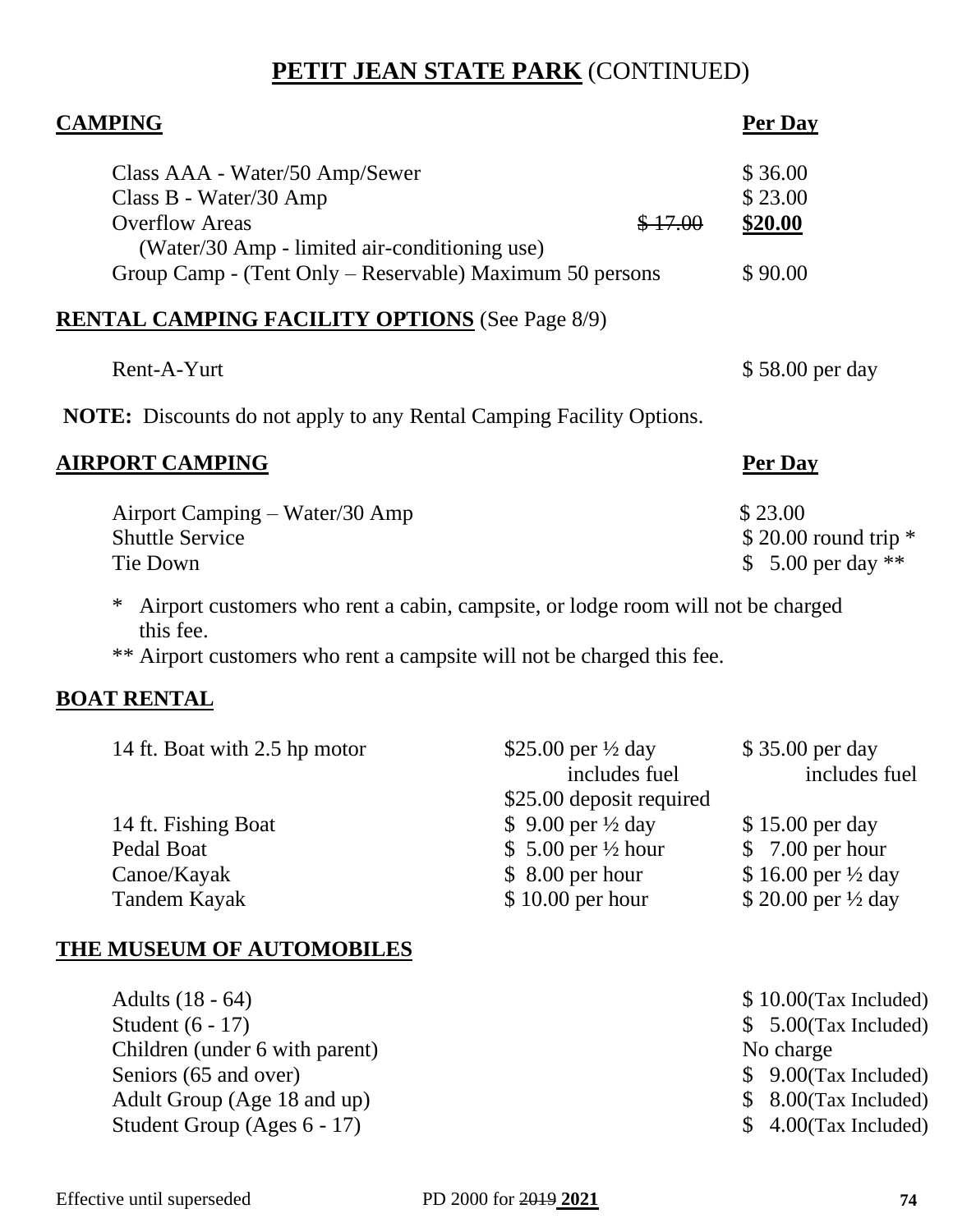# **PETIT JEAN STATE PARK** (CONTINUED)

| **CAMPING** | | **Per Day** |
|---|---|---|
| Class AAA - Water/50 Amp/Sewer | | $ 36.00 |
| Class B - Water/30 Amp | | $ 23.00 |
| Overflow Areas (Water/30 Amp - limited air-conditioning use) | ~~$ 17.00~~ | **$20.00** |
| Group Camp - (Tent Only – Reservable) Maximum 50 persons | | $ 90.00 |

## **RENTAL CAMPING FACILITY OPTIONS** (See Page 8/9)

| | |
|---|---|
| Rent-A-Yurt | $ 58.00 per day |

**NOTE:** Discounts do not apply to any Rental Camping Facility Options.

| **AIRPORT CAMPING** | **Per Day** |
|---|---|
| Airport Camping – Water/30 Amp | $ 23.00 |
| Shuttle Service | $ 20.00 round trip * |
| Tie Down | $ 5.00 per day ** |

\* Airport customers who rent a cabin, campsite, or lodge room will not be charged this fee.

** Airport customers who rent a campsite will not be charged this fee.

## **BOAT RENTAL**

| | | |
|---|---|---|
| 14 ft. Boat with 2.5 hp motor | $25.00 per ½ day includes fuel $25.00 deposit required | $ 35.00 per day includes fuel |
| 14 ft. Fishing Boat | $ 9.00 per ½ day | $ 15.00 per day |
| Pedal Boat | $ 5.00 per ½ hour | $ 7.00 per hour |
| Canoe/Kayak | $ 8.00 per hour | $ 16.00 per ½ day |
| Tandem Kayak | $ 10.00 per hour | $ 20.00 per ½ day |

## **THE MUSEUM OF AUTOMOBILES**

| | |
|---|---|
| Adults (18 - 64) | $ 10.00(Tax Included) |
| Student (6 - 17) | $ 5.00(Tax Included) |
| Children (under 6 with parent) | No charge |
| Seniors (65 and over) | $ 9.00(Tax Included) |
| Adult Group (Age 18 and up) | $ 8.00(Tax Included) |
| Student Group (Ages 6 - 17) | $ 4.00(Tax Included) |

Effective until superseded PD 2000 for ~~2019~~ **2021**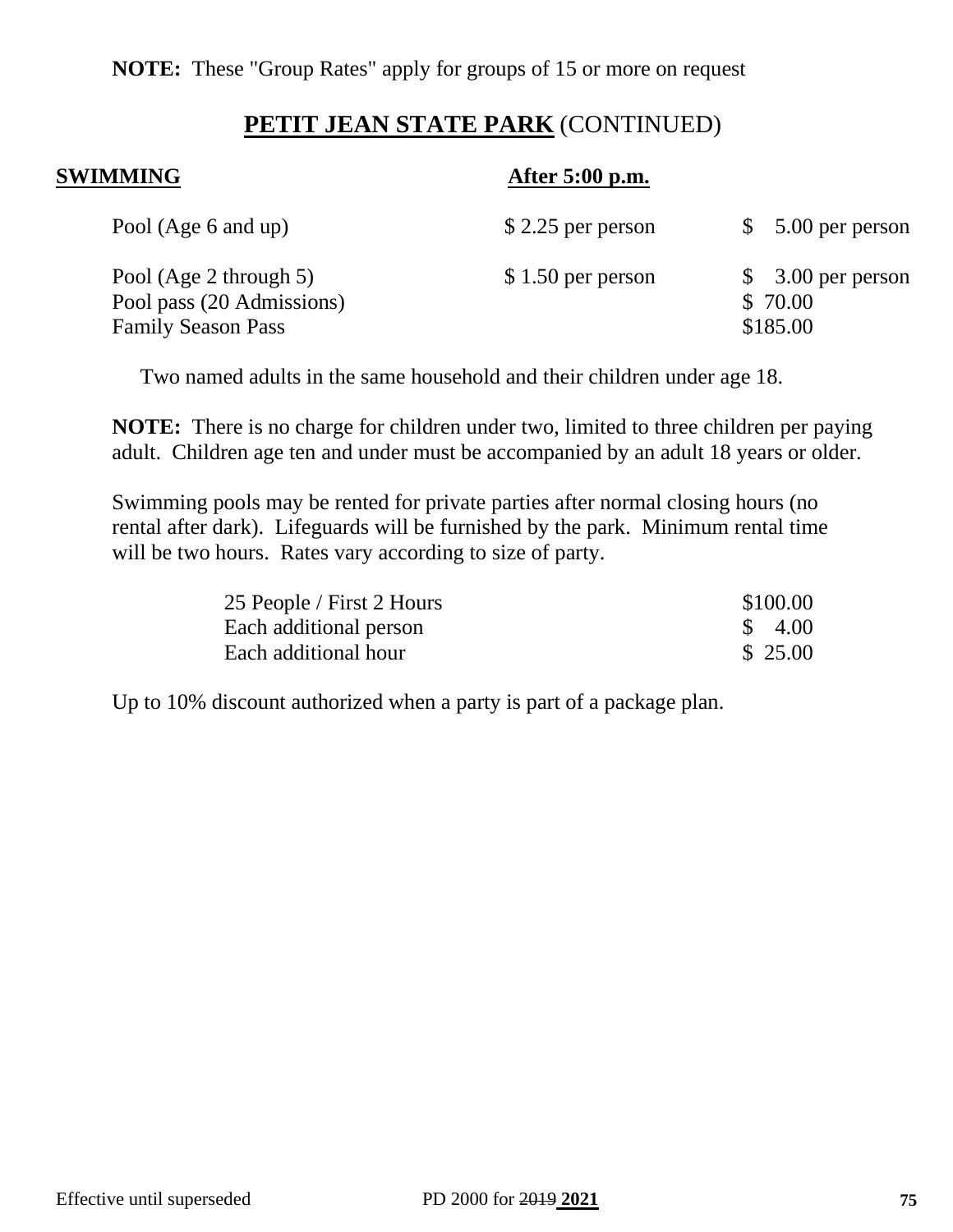**NOTE:** These "Group Rates" apply for groups of 15 or more on request

## PETIT JEAN STATE PARK (CONTINUED)

| **SWIMMING** | **After 5:00 p.m.** | |
|---|---|---|
| Pool (Age 6 and up) | $ 2.25 per person | $ 5.00 per person |
| Pool (Age 2 through 5) | $ 1.50 per person | $ 3.00 per person |
| Pool pass (20 Admissions) | | $ 70.00 |
| Family Season Pass | | $185.00 |

Two named adults in the same household and their children under age 18.

**NOTE:** There is no charge for children under two, limited to three children per paying adult. Children age ten and under must be accompanied by an adult 18 years or older.

Swimming pools may be rented for private parties after normal closing hours (no rental after dark). Lifeguards will be furnished by the park. Minimum rental time will be two hours. Rates vary according to size of party.

| | |
|---|---|
| 25 People / First 2 Hours | $100.00 |
| Each additional person | $ 4.00 |
| Each additional hour | $ 25.00 |

Up to 10% discount authorized when a party is part of a package plan.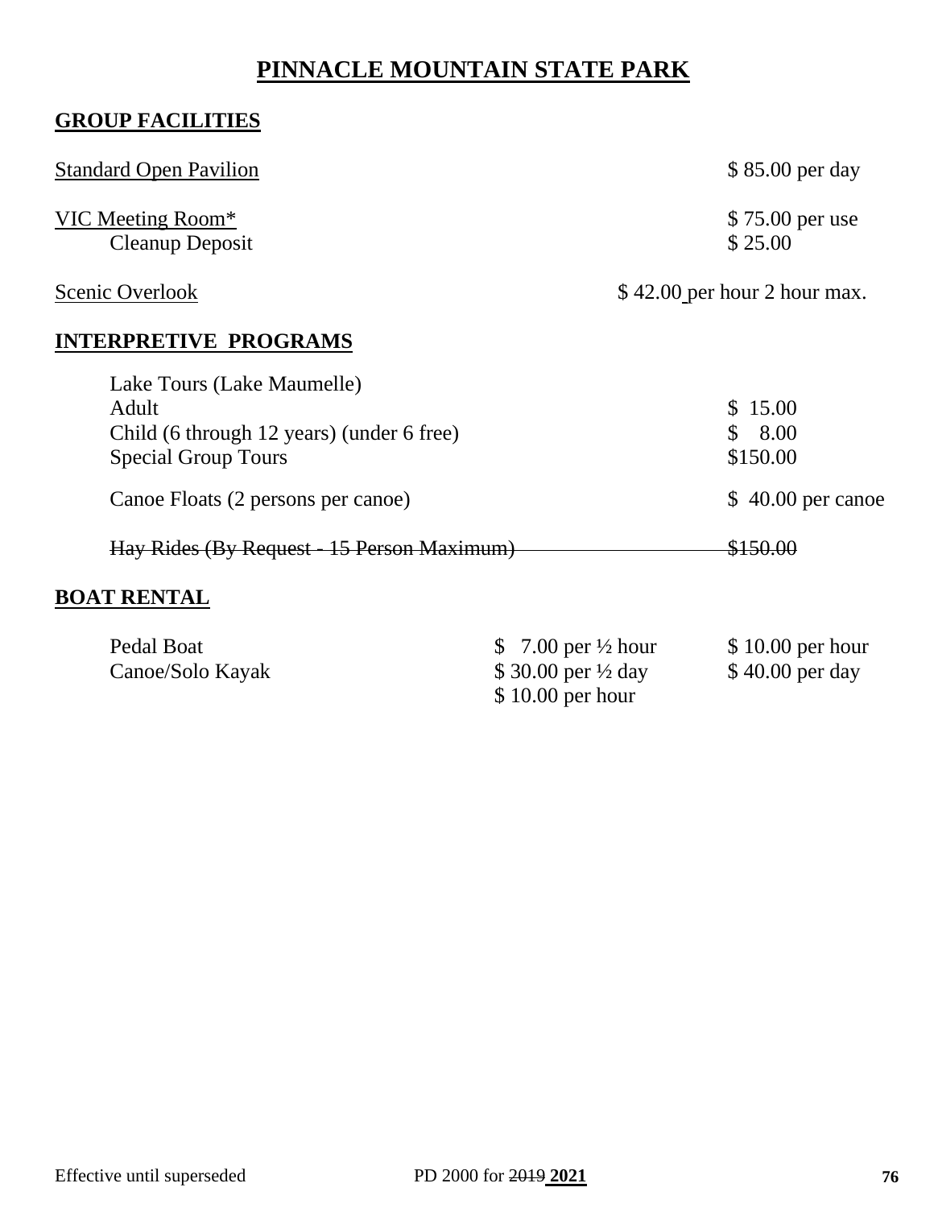# PINNACLE MOUNTAIN STATE PARK

## GROUP FACILITIES

| | |
|---|---|
| Standard Open Pavilion | $ 85.00 per day |
| VIC Meeting Room* | $ 75.00 per use |
| Cleanup Deposit | $ 25.00 |
| Scenic Overlook | $ 42.00 per hour 2 hour max. |

## INTERPRETIVE PROGRAMS

| | |
|---|---|
| Lake Tours (Lake Maumelle) | |
| Adult | $ 15.00 |
| Child (6 through 12 years) (under 6 free) | $ 8.00 |
| Special Group Tours | $150.00 |
| Canoe Floats (2 persons per canoe) | $ 40.00 per canoe |
| ~~Hay Rides (By Request - 15 Person Maximum)~~ | ~~$150.00~~ |

## BOAT RENTAL

| | | |
|---|---|---|
| Pedal Boat | $ 7.00 per ½ hour | $ 10.00 per hour |
| Canoe/Solo Kayak | $ 30.00 per ½ day | $ 40.00 per day |
| | $ 10.00 per hour | |

Effective until superseded PD 2000 for ~~2019~~ **2021**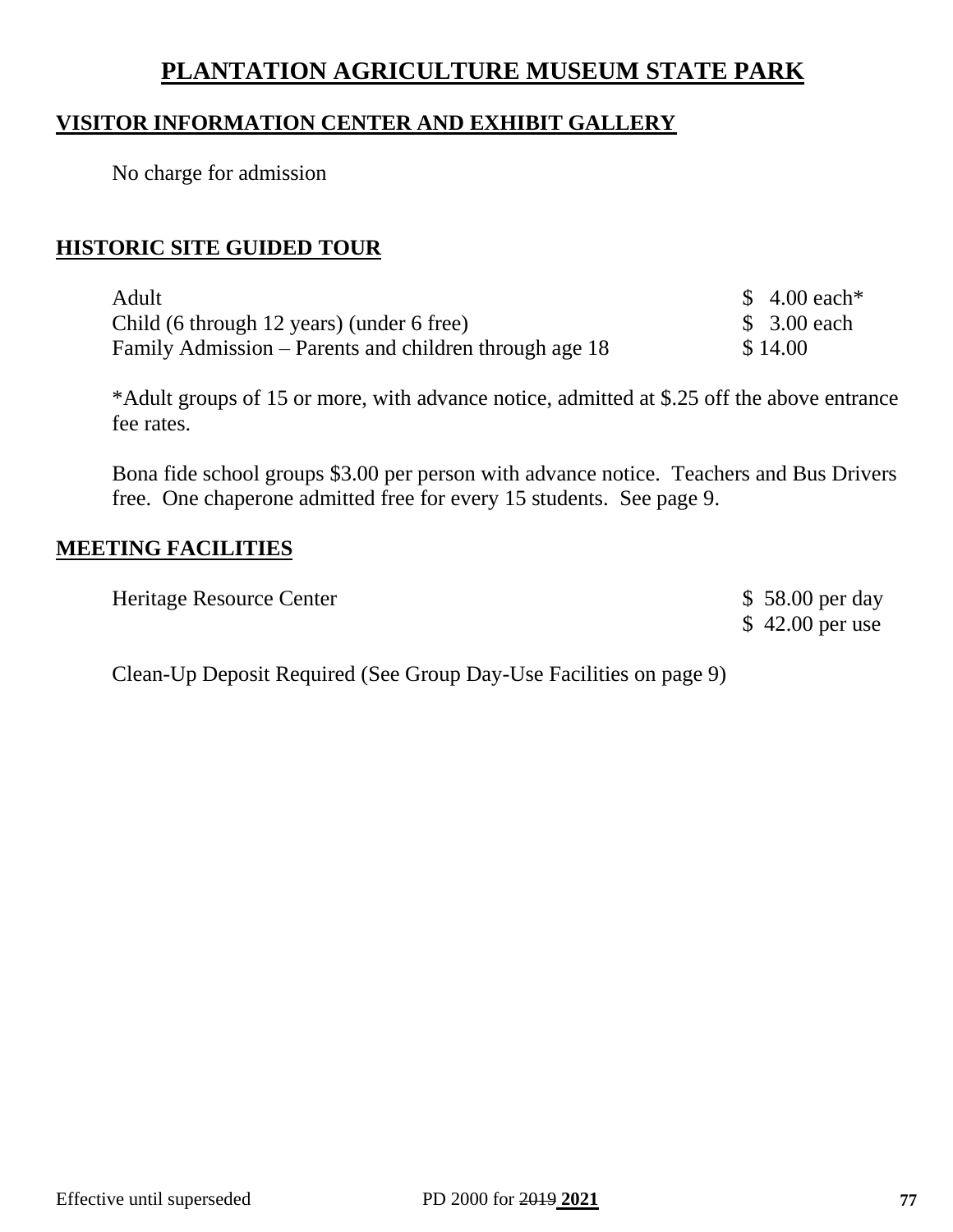# PLANTATION AGRICULTURE MUSEUM STATE PARK

## VISITOR INFORMATION CENTER AND EXHIBIT GALLERY

No charge for admission

## HISTORIC SITE GUIDED TOUR

| | |
|---|---|
| Adult | $ 4.00 each* |
| Child (6 through 12 years) (under 6 free) | $ 3.00 each |
| Family Admission – Parents and children through age 18 | $ 14.00 |

*Adult groups of 15 or more, with advance notice, admitted at $.25 off the above entrance fee rates.

Bona fide school groups $3.00 per person with advance notice. Teachers and Bus Drivers free. One chaperone admitted free for every 15 students. See page 9.

## MEETING FACILITIES

| | |
|---|---|
| Heritage Resource Center | $ 58.00 per day |
| | $ 42.00 per use |

Clean-Up Deposit Required (See Group Day-Use Facilities on page 9)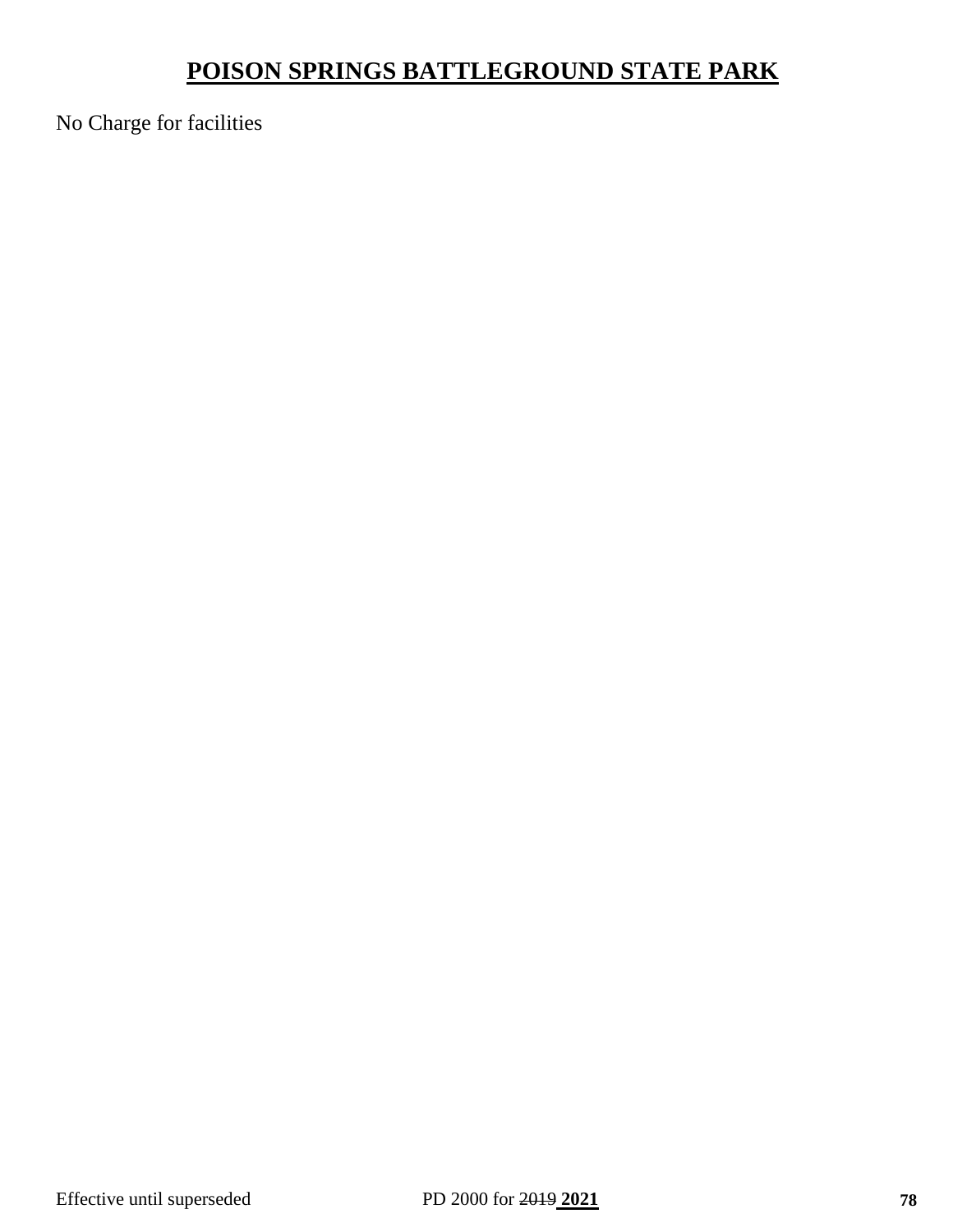# POISON SPRINGS BATTLEGROUND STATE PARK

No Charge for facilities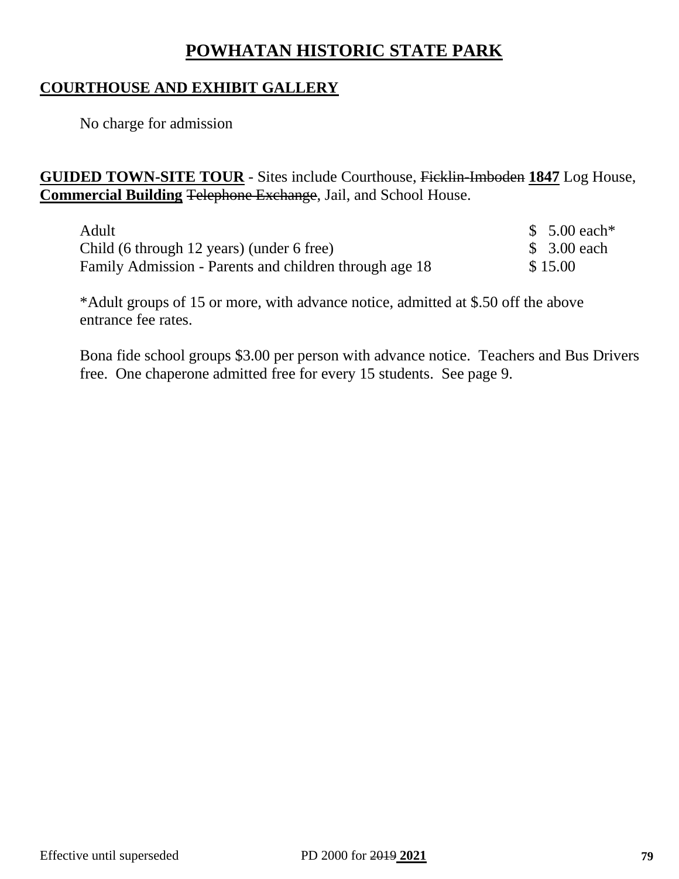# POWHATAN HISTORIC STATE PARK

## COURTHOUSE AND EXHIBIT GALLERY

No charge for admission

**GUIDED TOWN-SITE TOUR** - Sites include Courthouse, ~~Ficklin-Imboden~~ **1847** Log House, **Commercial Building** ~~Telephone Exchange~~, Jail, and School House.

| | |
|---|---|
| Adult | $ 5.00 each* |
| Child (6 through 12 years) (under 6 free) | $ 3.00 each |
| Family Admission - Parents and children through age 18 | $ 15.00 |

*Adult groups of 15 or more, with advance notice, admitted at $.50 off the above entrance fee rates.

Bona fide school groups $3.00 per person with advance notice. Teachers and Bus Drivers free. One chaperone admitted free for every 15 students. See page 9.

Effective until superseded PD 2000 for ~~2019~~ **2021**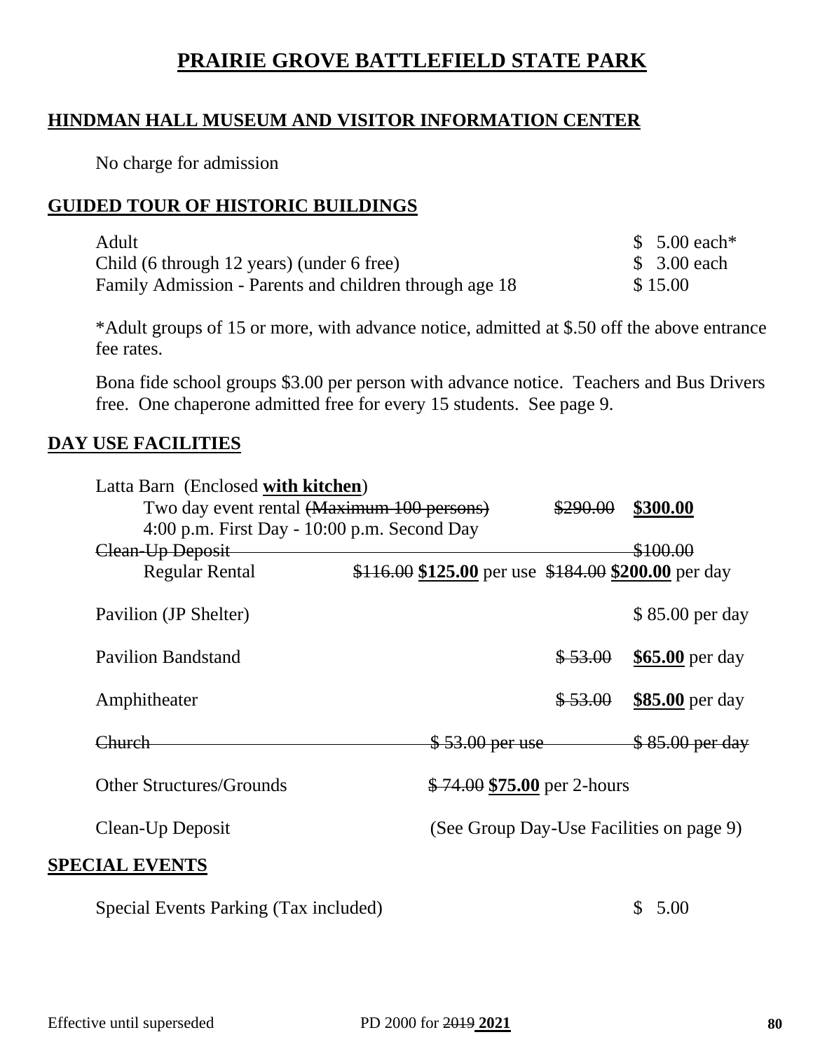# PRAIRIE GROVE BATTLEFIELD STATE PARK

## HINDMAN HALL MUSEUM AND VISITOR INFORMATION CENTER

No charge for admission

## GUIDED TOUR OF HISTORIC BUILDINGS

| | |
|---|---|
| Adult | $ 5.00 each* |
| Child (6 through 12 years) (under 6 free) | $ 3.00 each |
| Family Admission - Parents and children through age 18 | $ 15.00 |

*Adult groups of 15 or more, with advance notice, admitted at $.50 off the above entrance fee rates.

Bona fide school groups $3.00 per person with advance notice. Teachers and Bus Drivers free. One chaperone admitted free for every 15 students. See page 9.

## DAY USE FACILITIES

Latta Barn (Enclosed **with kitchen**)

| | | |
|---|---|---|
| Two day event rental ~~(Maximum 100 persons)~~ 4:00 p.m. First Day - 10:00 p.m. Second Day | ~~$290.00~~ | **$300.00** |
| ~~Clean-Up Deposit~~ | | ~~$100.00~~ |
| Regular Rental | ~~$116.00~~ **$125.00** per use | ~~$184.00~~ **$200.00** per day |
| Pavilion (JP Shelter) | | $ 85.00 per day |
| Pavilion Bandstand | ~~$ 53.00~~ | **$65.00** per day |
| Amphitheater | ~~$ 53.00~~ | **$85.00** per day |
| ~~Church~~ | ~~$ 53.00 per use~~ | ~~$ 85.00 per day~~ |
| Other Structures/Grounds | ~~$ 74.00~~ **$75.00** per 2-hours | |
| Clean-Up Deposit | (See Group Day-Use Facilities on page 9) | |

## SPECIAL EVENTS

| | |
|---|---|
| Special Events Parking (Tax included) | $ 5.00 |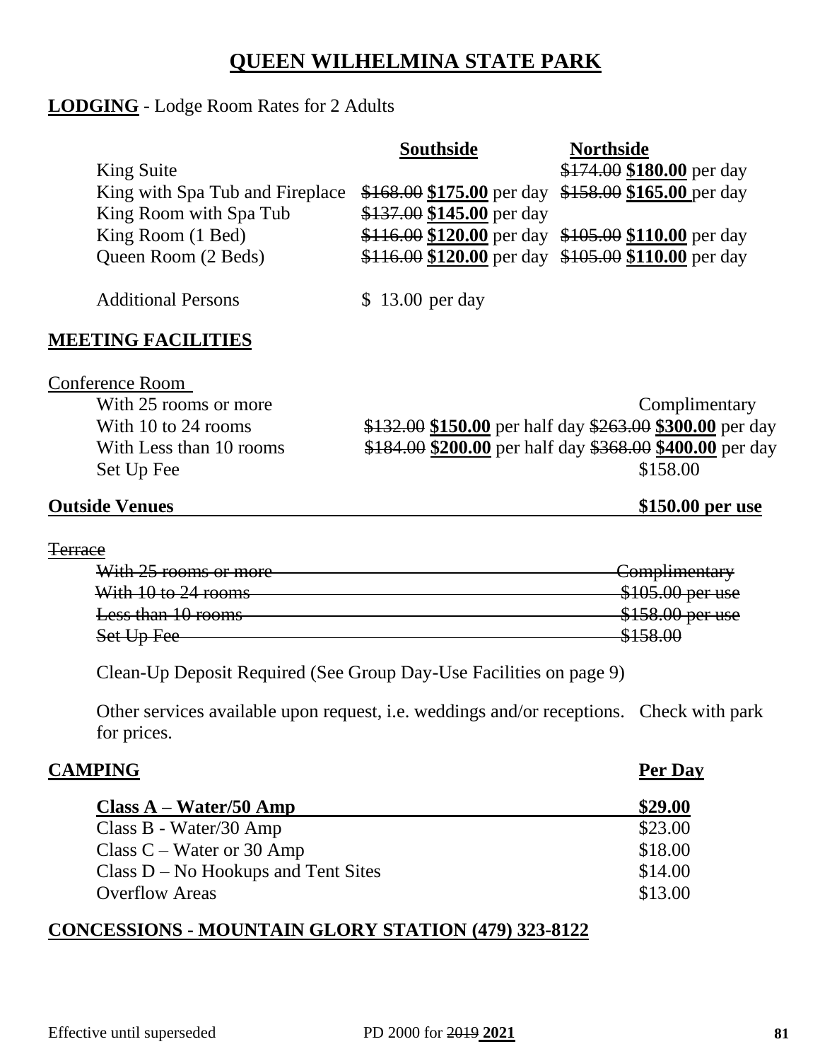# QUEEN WILHELMINA STATE PARK

**LODGING** - Lodge Room Rates for 2 Adults

| | Southside | Northside |
|---|---|---|
| King Suite | | ~~$174.00~~ **$180.00** per day |
| King with Spa Tub and Fireplace | ~~$168.00~~ **$175.00** per day | ~~$158.00~~ **$165.00** per day |
| King Room with Spa Tub | ~~$137.00~~ **$145.00** per day | |
| King Room (1 Bed) | ~~$116.00~~ **$120.00** per day | ~~$105.00~~ **$110.00** per day |
| Queen Room (2 Beds) | ~~$116.00~~ **$120.00** per day | ~~$105.00~~ **$110.00** per day |
| Additional Persons | $ 13.00 per day | |

**MEETING FACILITIES**

Conference Room

| | Per Half Day | Per Day |
|---|---|---|
| With 25 rooms or more | | Complimentary |
| With 10 to 24 rooms | ~~$132.00~~ **$150.00** per half day | ~~$263.00~~ **$300.00** per day |
| With Less than 10 rooms | ~~$184.00~~ **$200.00** per half day | ~~$368.00~~ **$400.00** per day |
| Set Up Fee | | $158.00 |

**Outside Venues** **$150.00 per use**

~~Terrace~~

| | |
|---|---|
| ~~With 25 rooms or more~~ | ~~Complimentary~~ |
| ~~With 10 to 24 rooms~~ | ~~$105.00 per use~~ |
| ~~Less than 10 rooms~~ | ~~$158.00 per use~~ |
| ~~Set Up Fee~~ | ~~$158.00~~ |

Clean-Up Deposit Required (See Group Day-Use Facilities on page 9)

Other services available upon request, i.e. weddings and/or receptions. Check with park for prices.

**CAMPING**

| | Per Day |
|---|---|
| **Class A – Water/50 Amp** | **$29.00** |
| Class B - Water/30 Amp | $23.00 |
| Class C – Water or 30 Amp | $18.00 |
| Class D – No Hookups and Tent Sites | $14.00 |
| Overflow Areas | $13.00 |

**CONCESSIONS - MOUNTAIN GLORY STATION (479) 323-8122**

Effective until superseded PD 2000 for ~~2019~~ **2021**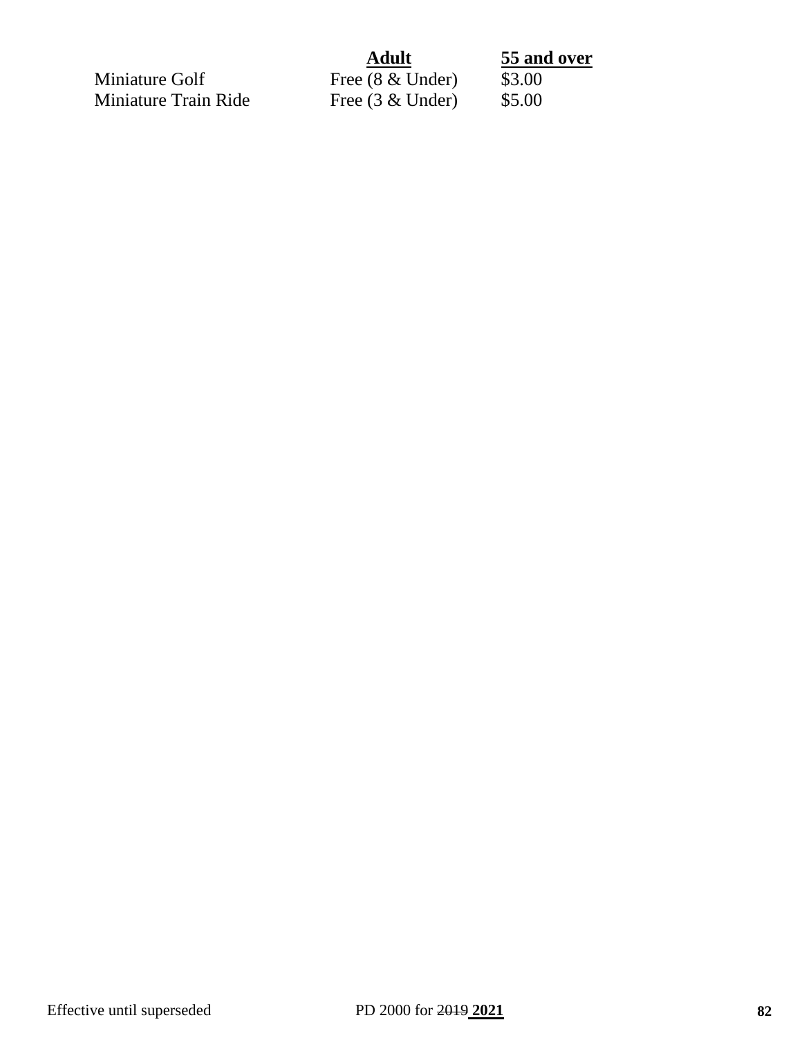| | Adult | 55 and over |
|---|---|---|
| Miniature Golf | Free (8 & Under) | $3.00 |
| Miniature Train Ride | Free (3 & Under) | $5.00 |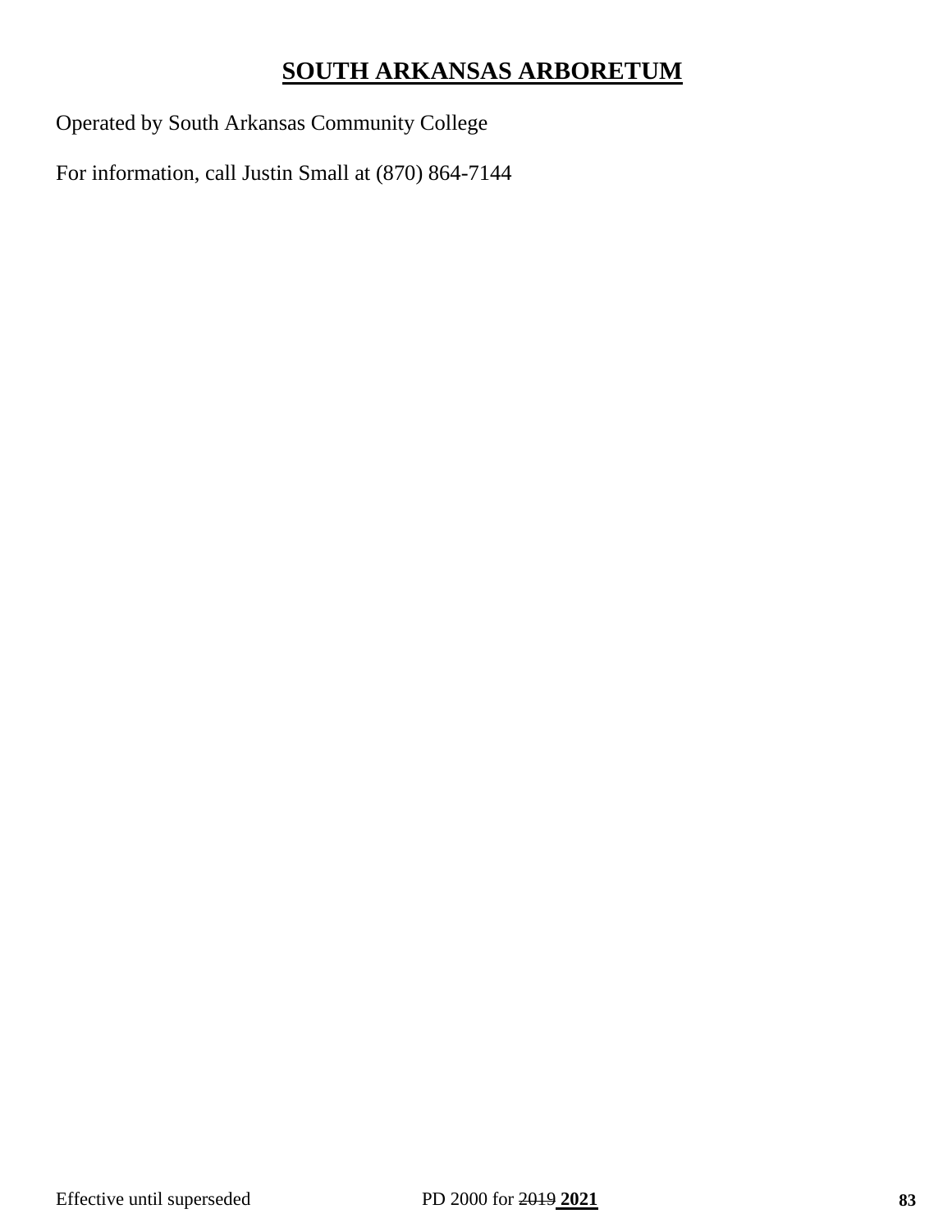# SOUTH ARKANSAS ARBORETUM

Operated by South Arkansas Community College

For information, call Justin Small at (870) 864-7144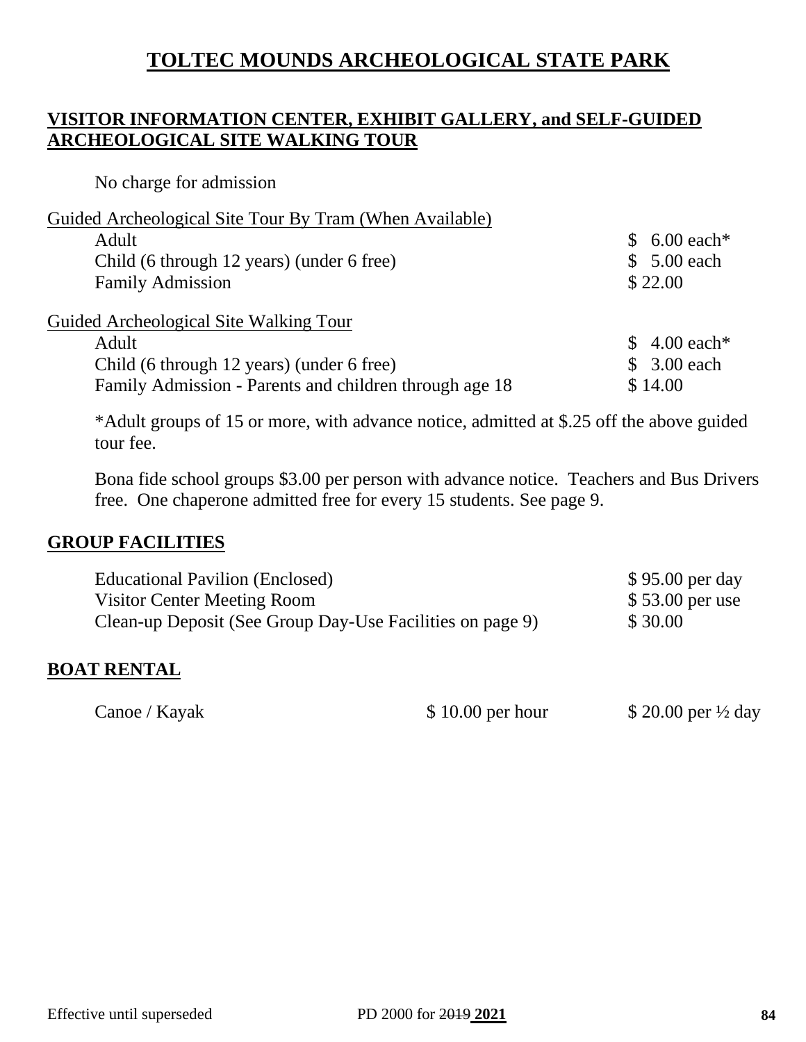# TOLTEC MOUNDS ARCHEOLOGICAL STATE PARK

## VISITOR INFORMATION CENTER, EXHIBIT GALLERY, and SELF-GUIDED ARCHEOLOGICAL SITE WALKING TOUR

No charge for admission

Guided Archeological Site Tour By Tram (When Available)

| | |
|---|---|
| Adult | $ 6.00 each* |
| Child (6 through 12 years) (under 6 free) | $ 5.00 each |
| Family Admission | $ 22.00 |

Guided Archeological Site Walking Tour

| | |
|---|---|
| Adult | $ 4.00 each* |
| Child (6 through 12 years) (under 6 free) | $ 3.00 each |
| Family Admission - Parents and children through age 18 | $ 14.00 |

*Adult groups of 15 or more, with advance notice, admitted at $.25 off the above guided tour fee.

Bona fide school groups $3.00 per person with advance notice. Teachers and Bus Drivers free. One chaperone admitted free for every 15 students. See page 9.

## GROUP FACILITIES

| | |
|---|---|
| Educational Pavilion (Enclosed) | $ 95.00 per day |
| Visitor Center Meeting Room | $ 53.00 per use |
| Clean-up Deposit (See Group Day-Use Facilities on page 9) | $ 30.00 |

## BOAT RENTAL

| | | |
|---|---|---|
| Canoe / Kayak | $ 10.00 per hour | $ 20.00 per ½ day |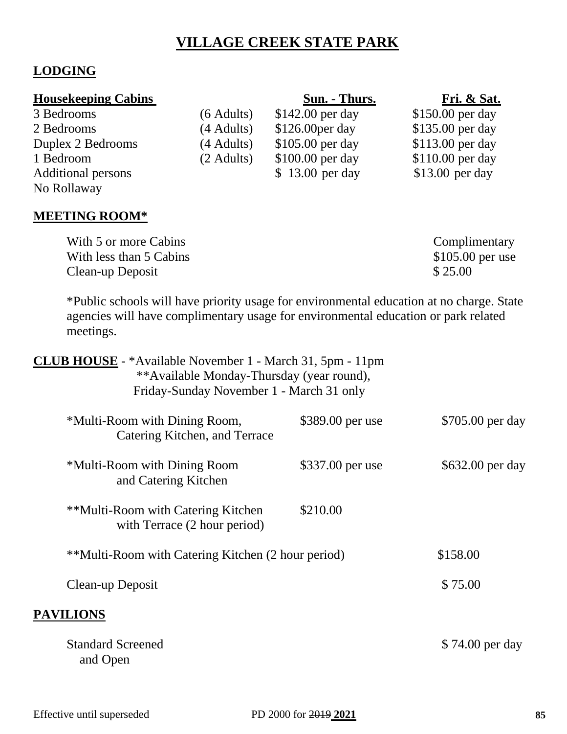# VILLAGE CREEK STATE PARK

## LODGING

| Housekeeping Cabins | | Sun. - Thurs. | Fri. & Sat. |
|---|---|---|---|
| 3 Bedrooms | (6 Adults) | $142.00 per day | $150.00 per day |
| 2 Bedrooms | (4 Adults) | $126.00per day | $135.00 per day |
| Duplex 2 Bedrooms | (4 Adults) | $105.00 per day | $113.00 per day |
| 1 Bedroom | (2 Adults) | $100.00 per day | $110.00 per day |
| Additional persons | | $ 13.00 per day | $13.00 per day |
| No Rollaway | | | |

## MEETING ROOM*

| | |
|---|---|
| With 5 or more Cabins | Complimentary |
| With less than 5 Cabins | $105.00 per use |
| Clean-up Deposit | $ 25.00 |

*Public schools will have priority usage for environmental education at no charge. State agencies will have complimentary usage for environmental education or park related meetings.

## CLUB HOUSE

- *Available November 1 - March 31, 5pm - 11pm
- **Available Monday-Thursday (year round), Friday-Sunday November 1 - March 31 only

| | | |
|---|---|---|
| *Multi-Room with Dining Room, Catering Kitchen, and Terrace | $389.00 per use | $705.00 per day |
| *Multi-Room with Dining Room and Catering Kitchen | $337.00 per use | $632.00 per day |
| **Multi-Room with Catering Kitchen with Terrace (2 hour period) | $210.00 | |
| **Multi-Room with Catering Kitchen (2 hour period) | | $158.00 |
| Clean-up Deposit | | $ 75.00 |

## PAVILIONS

| | |
|---|---|
| Standard Screened and Open | $ 74.00 per day |

Effective until superseded — PD 2000 for ~~2019~~ **2021**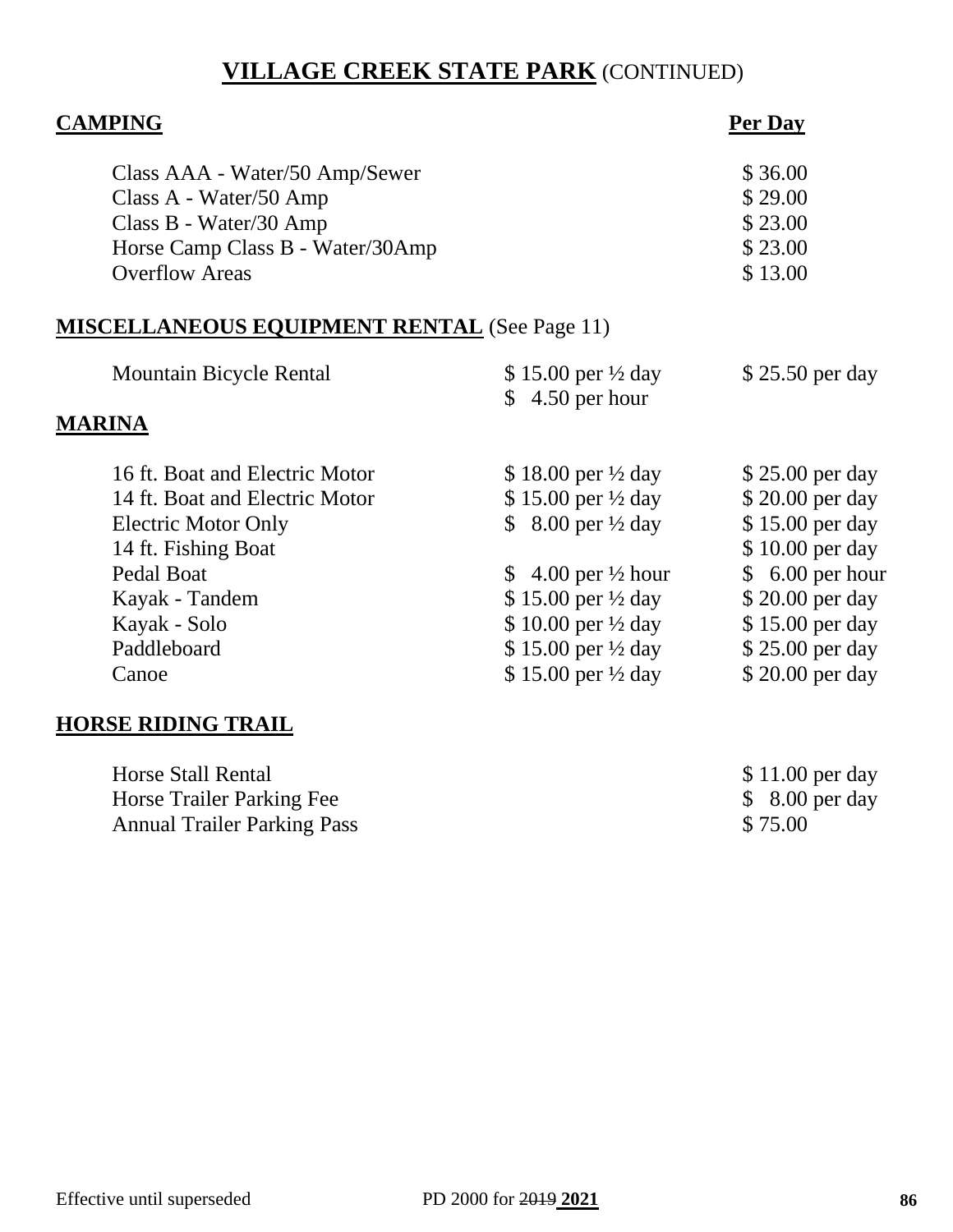# VILLAGE CREEK STATE PARK (CONTINUED)

| CAMPING | Per Day |
|---|---|
| Class AAA - Water/50 Amp/Sewer | $ 36.00 |
| Class A - Water/50 Amp | $ 29.00 |
| Class B - Water/30 Amp | $ 23.00 |
| Horse Camp Class B - Water/30Amp | $ 23.00 |
| Overflow Areas | $ 13.00 |

## MISCELLANEOUS EQUIPMENT RENTAL (See Page 11)

| | | |
|---|---|---|
| Mountain Bicycle Rental | $ 15.00 per ½ day<br>$ 4.50 per hour | $ 25.50 per day |

## MARINA

| | | |
|---|---|---|
| 16 ft. Boat and Electric Motor | $ 18.00 per ½ day | $ 25.00 per day |
| 14 ft. Boat and Electric Motor | $ 15.00 per ½ day | $ 20.00 per day |
| Electric Motor Only | $ 8.00 per ½ day | $ 15.00 per day |
| 14 ft. Fishing Boat | | $ 10.00 per day |
| Pedal Boat | $ 4.00 per ½ hour | $ 6.00 per hour |
| Kayak - Tandem | $ 15.00 per ½ day | $ 20.00 per day |
| Kayak - Solo | $ 10.00 per ½ day | $ 15.00 per day |
| Paddleboard | $ 15.00 per ½ day | $ 25.00 per day |
| Canoe | $ 15.00 per ½ day | $ 20.00 per day |

## HORSE RIDING TRAIL

| | |
|---|---|
| Horse Stall Rental | $ 11.00 per day |
| Horse Trailer Parking Fee | $ 8.00 per day |
| Annual Trailer Parking Pass | $ 75.00 |

Effective until superseded PD 2000 for ~~2019~~ **2021**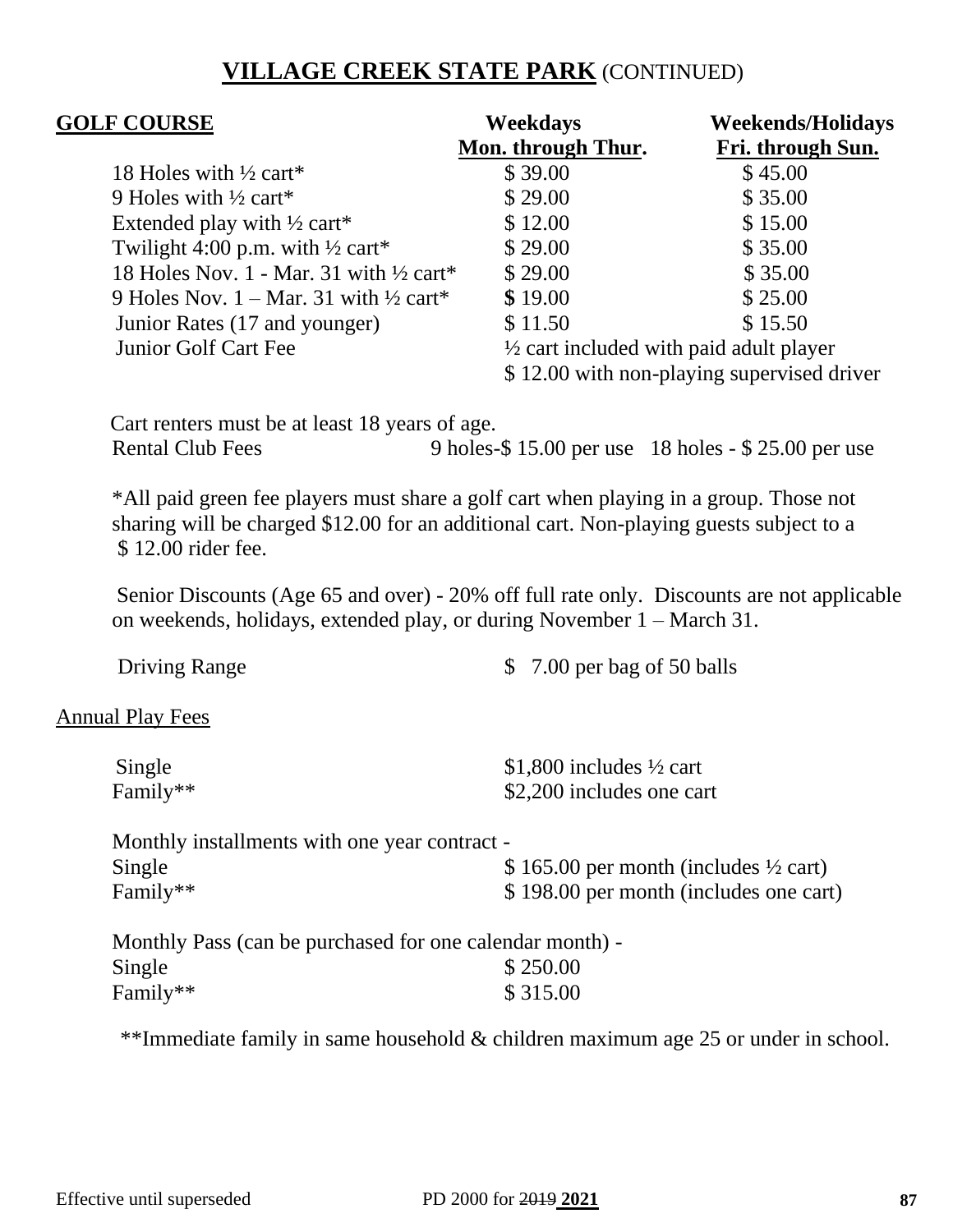# **VILLAGE CREEK STATE PARK** (CONTINUED)

| **GOLF COURSE** | **Weekdays Mon. through Thur.** | **Weekends/Holidays Fri. through Sun.** |
|---|---|---|
| 18 Holes with ½ cart* | $ 39.00 | $ 45.00 |
| 9 Holes with ½ cart* | $ 29.00 | $ 35.00 |
| Extended play with ½ cart* | $ 12.00 | $ 15.00 |
| Twilight 4:00 p.m. with ½ cart* | $ 29.00 | $ 35.00 |
| 18 Holes Nov. 1 - Mar. 31 with ½ cart* | $ 29.00 | $ 35.00 |
| 9 Holes Nov. 1 – Mar. 31 with ½ cart* | $ 19.00 | $ 25.00 |
| Junior Rates (17 and younger) | $ 11.50 | $ 15.50 |
| Junior Golf Cart Fee | ½ cart included with paid adult player | |
| | $ 12.00 with non-playing supervised driver | |

Cart renters must be at least 18 years of age.

Rental Club Fees 9 holes-$ 15.00 per use 18 holes - $ 25.00 per use

*All paid green fee players must share a golf cart when playing in a group. Those not sharing will be charged $12.00 for an additional cart. Non-playing guests subject to a $ 12.00 rider fee.

Senior Discounts (Age 65 and over) - 20% off full rate only. Discounts are not applicable on weekends, holidays, extended play, or during November 1 – March 31.

Driving Range $ 7.00 per bag of 50 balls

Annual Play Fees

| | |
|---|---|
| Single | $1,800 includes ½ cart |
| Family** | $2,200 includes one cart |

Monthly installments with one year contract -

| | |
|---|---|
| Single | $ 165.00 per month (includes ½ cart) |
| Family** | $ 198.00 per month (includes one cart) |

Monthly Pass (can be purchased for one calendar month) -

| | |
|---|---|
| Single | $ 250.00 |
| Family** | $ 315.00 |

**Immediate family in same household & children maximum age 25 or under in school.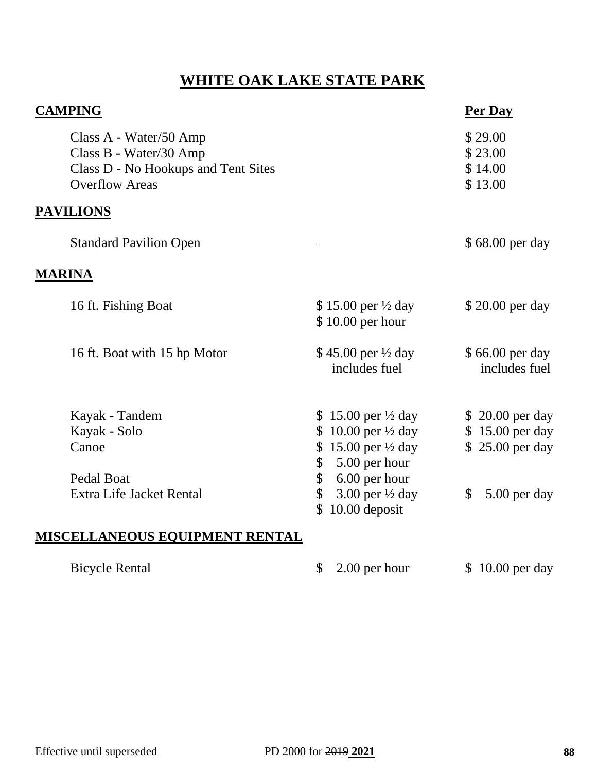# WHITE OAK LAKE STATE PARK

| **CAMPING** | | **Per Day** |
|---|---|---|
| Class A - Water/50 Amp | | $ 29.00 |
| Class B - Water/30 Amp | | $ 23.00 |
| Class D - No Hookups and Tent Sites | | $ 14.00 |
| Overflow Areas | | $ 13.00 |
| **PAVILIONS** | | |
| Standard Pavilion Open | - | $ 68.00 per day |
| **MARINA** | | |
| 16 ft. Fishing Boat | $ 15.00 per ½ day<br>$ 10.00 per hour | $ 20.00 per day |
| 16 ft. Boat with 15 hp Motor | $ 45.00 per ½ day includes fuel | $ 66.00 per day includes fuel |
| Kayak - Tandem | $ 15.00 per ½ day | $ 20.00 per day |
| Kayak - Solo | $ 10.00 per ½ day | $ 15.00 per day |
| Canoe | $ 15.00 per ½ day<br>$ 5.00 per hour | $ 25.00 per day |
| Pedal Boat | $ 6.00 per hour | |
| Extra Life Jacket Rental | $ 3.00 per ½ day<br>$ 10.00 deposit | $ 5.00 per day |
| **MISCELLANEOUS EQUIPMENT RENTAL** | | |
| Bicycle Rental | $ 2.00 per hour | $ 10.00 per day |

Effective until superseded PD 2000 for ~~2019~~ **2021**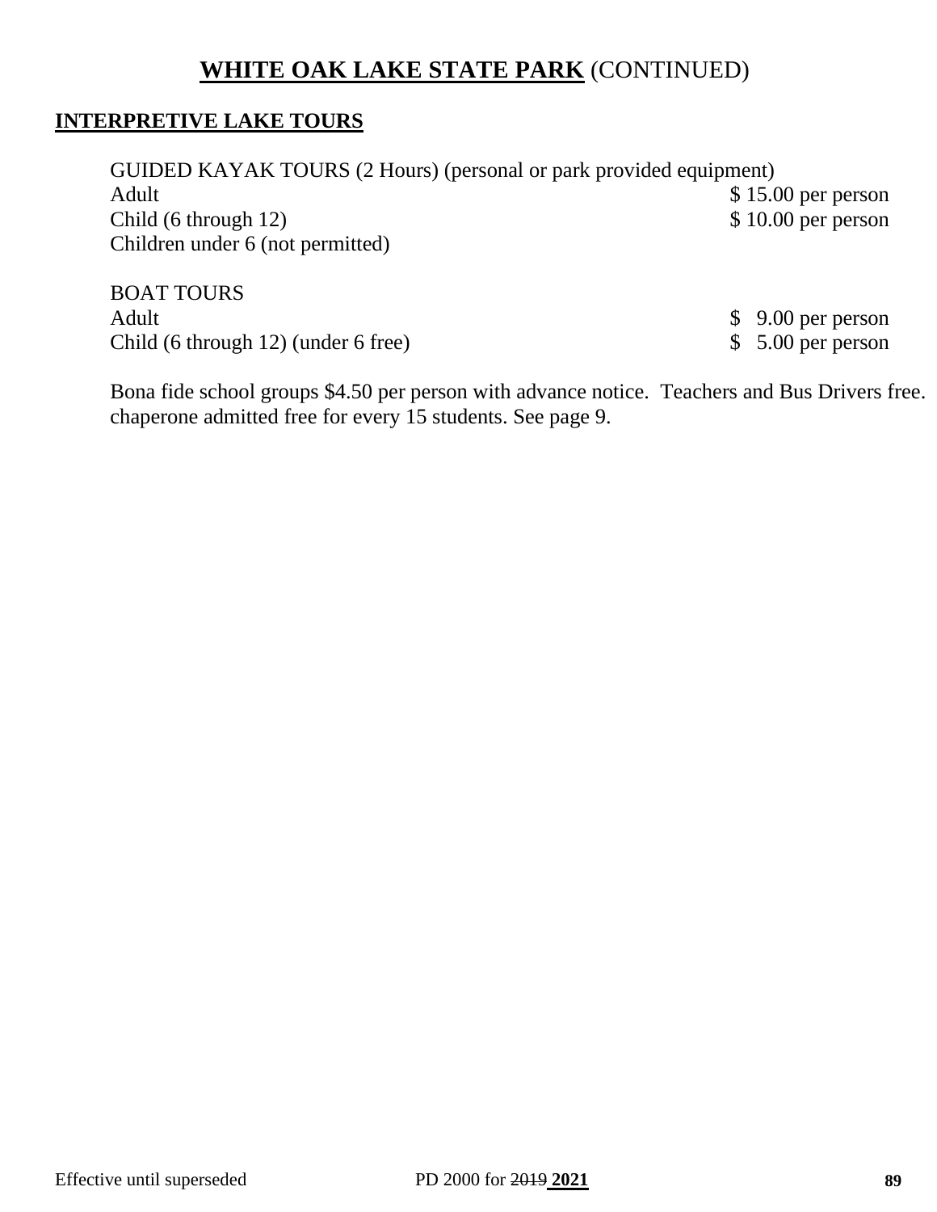# **WHITE OAK LAKE STATE PARK** (CONTINUED)

## **INTERPRETIVE LAKE TOURS**

GUIDED KAYAK TOURS (2 Hours) (personal or park provided equipment)

| | |
|---|---|
| Adult | $ 15.00 per person |
| Child (6 through 12) | $ 10.00 per person |
| Children under 6 (not permitted) | |

BOAT TOURS

| | |
|---|---|
| Adult | $ 9.00 per person |
| Child (6 through 12) (under 6 free) | $ 5.00 per person |

Bona fide school groups $4.50 per person with advance notice. Teachers and Bus Drivers free. chaperone admitted free for every 15 students. See page 9.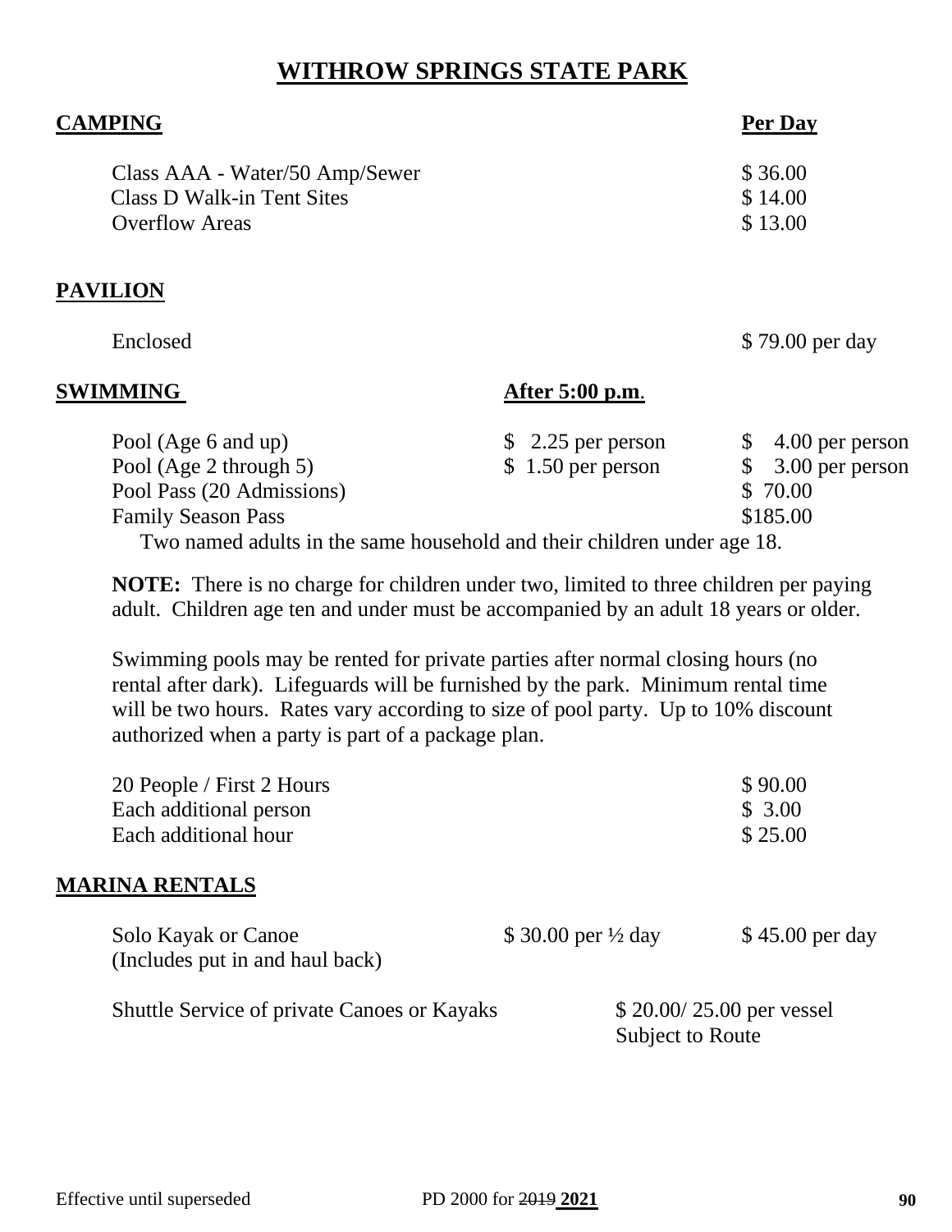# WITHROW SPRINGS STATE PARK

## CAMPING

| | Per Day |
|---|---|
| Class AAA - Water/50 Amp/Sewer | $ 36.00 |
| Class D Walk-in Tent Sites | $ 14.00 |
| Overflow Areas | $ 13.00 |

## PAVILION

| | |
|---|---|
| Enclosed | $ 79.00 per day |

## SWIMMING

| | After 5:00 p.m. | |
|---|---|---|
| Pool (Age 6 and up) | $ 2.25 per person | $ 4.00 per person |
| Pool (Age 2 through 5) | $ 1.50 per person | $ 3.00 per person |
| Pool Pass (20 Admissions) | | $ 70.00 |
| Family Season Pass | | $185.00 |

Two named adults in the same household and their children under age 18.

**NOTE:** There is no charge for children under two, limited to three children per paying adult. Children age ten and under must be accompanied by an adult 18 years or older.

Swimming pools may be rented for private parties after normal closing hours (no rental after dark). Lifeguards will be furnished by the park. Minimum rental time will be two hours. Rates vary according to size of pool party. Up to 10% discount authorized when a party is part of a package plan.

| | |
|---|---|
| 20 People / First 2 Hours | $ 90.00 |
| Each additional person | $ 3.00 |
| Each additional hour | $ 25.00 |

## MARINA RENTALS

| | | |
|---|---|---|
| Solo Kayak or Canoe (Includes put in and haul back) | $ 30.00 per ½ day | $ 45.00 per day |
| Shuttle Service of private Canoes or Kayaks | $ 20.00/ 25.00 per vessel Subject to Route | |

Effective until superseded PD 2000 for ~~2019~~ **2021**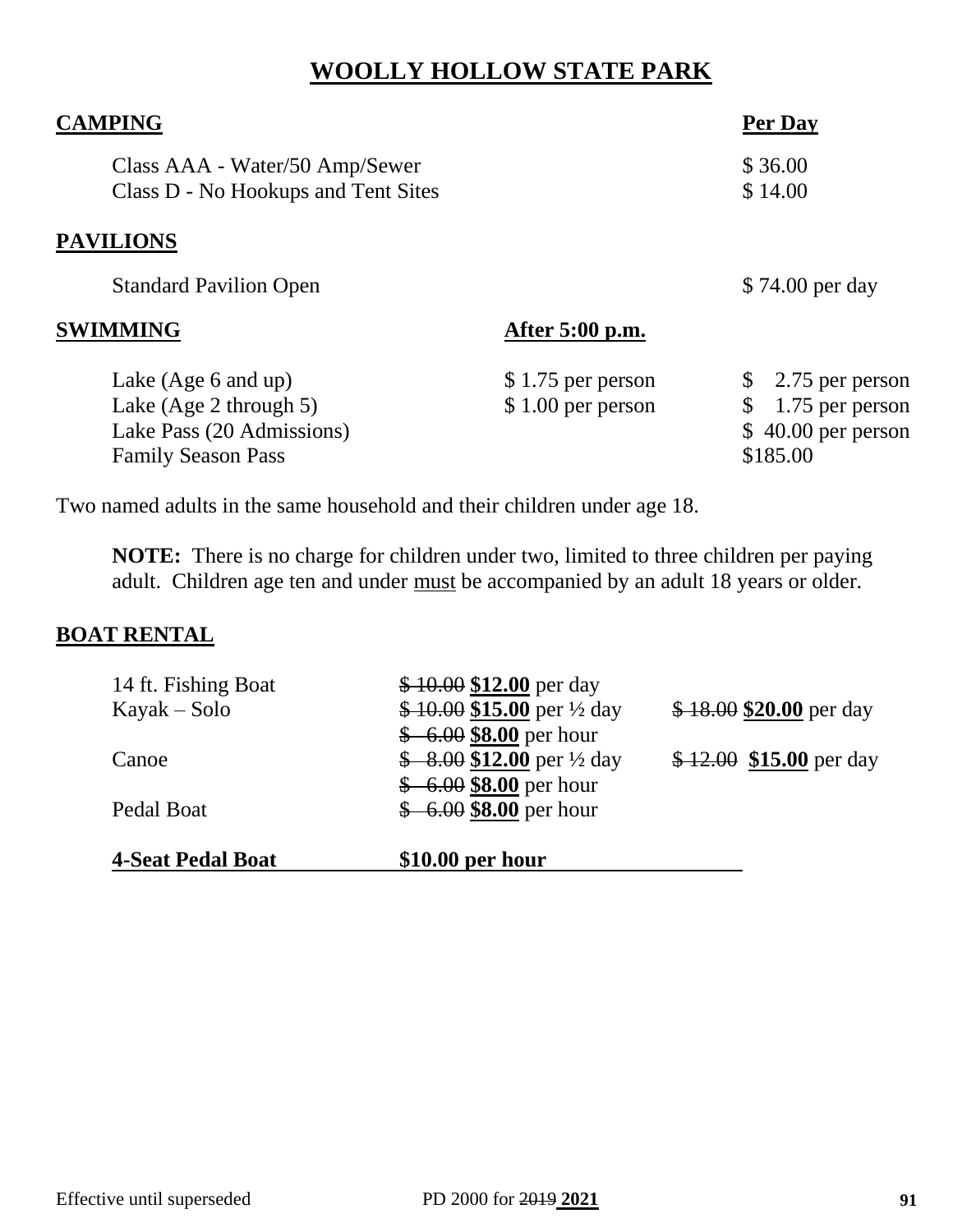# WOOLLY HOLLOW STATE PARK

| CAMPING | | Per Day |
|---|---|---|
| Class AAA - Water/50 Amp/Sewer | | $ 36.00 |
| Class D - No Hookups and Tent Sites | | $ 14.00 |

**PAVILIONS**

| | | |
|---|---|---|
| Standard Pavilion Open | | $ 74.00 per day |

| SWIMMING | After 5:00 p.m. | |
|---|---|---|
| Lake (Age 6 and up) | $ 1.75 per person | $ 2.75 per person |
| Lake (Age 2 through 5) | $ 1.00 per person | $ 1.75 per person |
| Lake Pass (20 Admissions) | | $ 40.00 per person |
| Family Season Pass | | $185.00 |

Two named adults in the same household and their children under age 18.

**NOTE:** There is no charge for children under two, limited to three children per paying adult. Children age ten and under must be accompanied by an adult 18 years or older.

**BOAT RENTAL**

| | | |
|---|---|---|
| 14 ft. Fishing Boat | ~~$ 10.00~~ **$12.00** per day | |
| Kayak – Solo | ~~$ 10.00~~ **$15.00** per ½ day | ~~$ 18.00~~ **$20.00** per day |
| | ~~$ 6.00~~ **$8.00** per hour | |
| Canoe | ~~$ 8.00~~ **$12.00** per ½ day | ~~$ 12.00~~ **$15.00** per day |
| | ~~$ 6.00~~ **$8.00** per hour | |
| Pedal Boat | ~~$ 6.00~~ **$8.00** per hour | |
| **4-Seat Pedal Boat** | **$10.00 per hour** | |

Effective until superseded PD 2000 for ~~2019~~ **2021**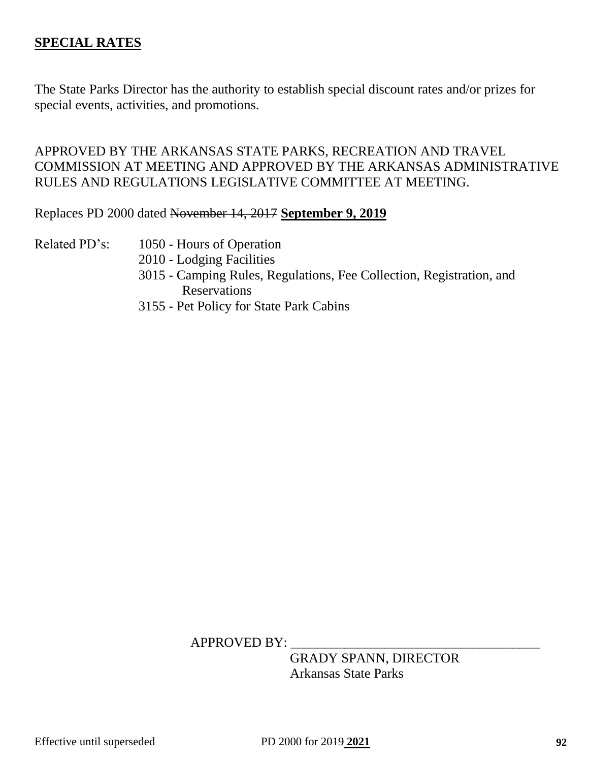## **SPECIAL RATES**

The State Parks Director has the authority to establish special discount rates and/or prizes for special events, activities, and promotions.

APPROVED BY THE ARKANSAS STATE PARKS, RECREATION AND TRAVEL COMMISSION AT MEETING AND APPROVED BY THE ARKANSAS ADMINISTRATIVE RULES AND REGULATIONS LEGISLATIVE COMMITTEE AT MEETING.

Replaces PD 2000 dated ~~November 14, 2017~~ **September 9, 2019**

Related PD's:
- 1050 - Hours of Operation
- 2010 - Lodging Facilities
- 3015 - Camping Rules, Regulations, Fee Collection, Registration, and Reservations
- 3155 - Pet Policy for State Park Cabins

APPROVED BY: ______________________________________
GRADY SPANN, DIRECTOR
Arkansas State Parks

Effective until superseded PD 2000 for ~~2019~~ **2021**